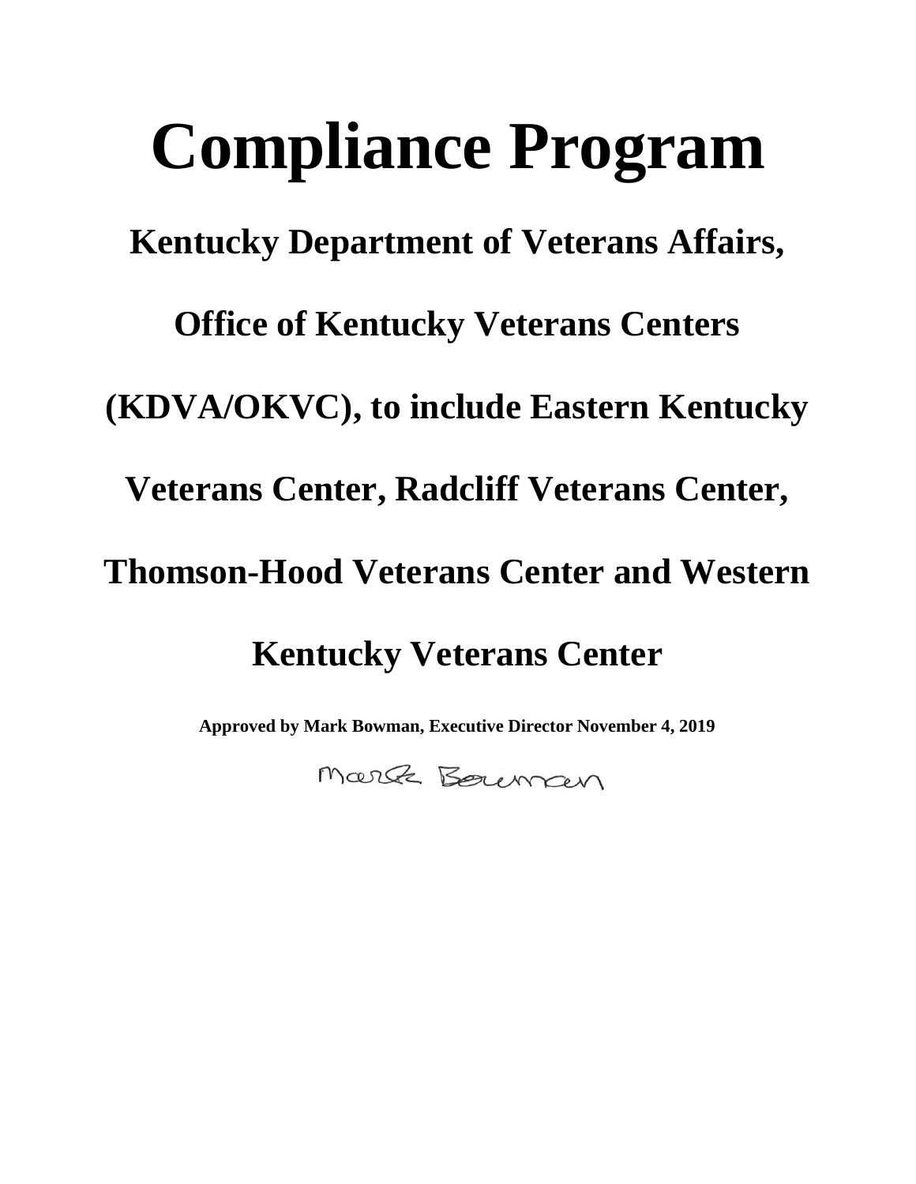# Compliance Program

## Kentucky Department of Veterans Affairs, Office of Kentucky Veterans Centers (KDVA/OKVC), to include Eastern Kentucky Veterans Center, Radcliff Veterans Center, Thomson-Hood Veterans Center and Western Kentucky Veterans Center

**Approved by Mark Bowman, Executive Director November 4, 2019**

Mark Bowman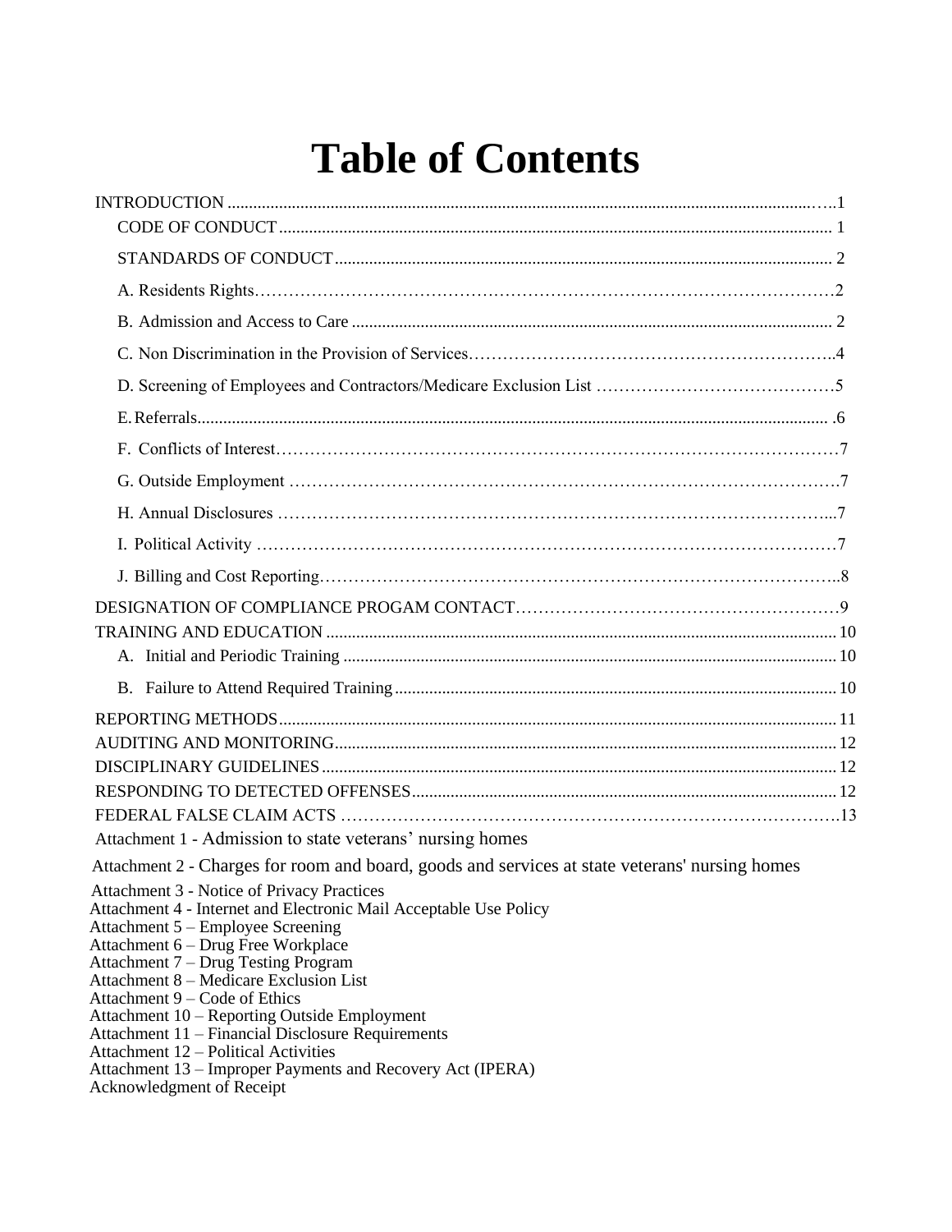# Table of Contents

INTRODUCTION ..... 1

- CODE OF CONDUCT ..... 1
- STANDARDS OF CONDUCT ..... 2
- A. Residents Rights ..... 2
- B. Admission and Access to Care ..... 2
- C. Non Discrimination in the Provision of Services ..... 4
- D. Screening of Employees and Contractors/Medicare Exclusion List ..... 5
- E. Referrals ..... 6
- F. Conflicts of Interest ..... 7
- G. Outside Employment ..... 7
- H. Annual Disclosures ..... 7
- I. Political Activity ..... 7
- J. Billing and Cost Reporting ..... 8

DESIGNATION OF COMPLIANCE PROGAM CONTACT ..... 9

TRAINING AND EDUCATION ..... 10

- A. Initial and Periodic Training ..... 10
- B. Failure to Attend Required Training ..... 10

REPORTING METHODS ..... 11

AUDITING AND MONITORING ..... 12

DISCIPLINARY GUIDELINES ..... 12

RESPONDING TO DETECTED OFFENSES ..... 12

FEDERAL FALSE CLAIM ACTS ..... 13

Attachment 1 - Admission to state veterans' nursing homes

Attachment 2 - Charges for room and board, goods and services at state veterans' nursing homes

Attachment 3 - Notice of Privacy Practices

Attachment 4 - Internet and Electronic Mail Acceptable Use Policy

Attachment 5 – Employee Screening

Attachment 6 – Drug Free Workplace

Attachment 7 – Drug Testing Program

Attachment 8 – Medicare Exclusion List

Attachment 9 – Code of Ethics

Attachment 10 – Reporting Outside Employment

Attachment 11 – Financial Disclosure Requirements

Attachment 12 – Political Activities

Attachment 13 – Improper Payments and Recovery Act (IPERA)

Acknowledgment of Receipt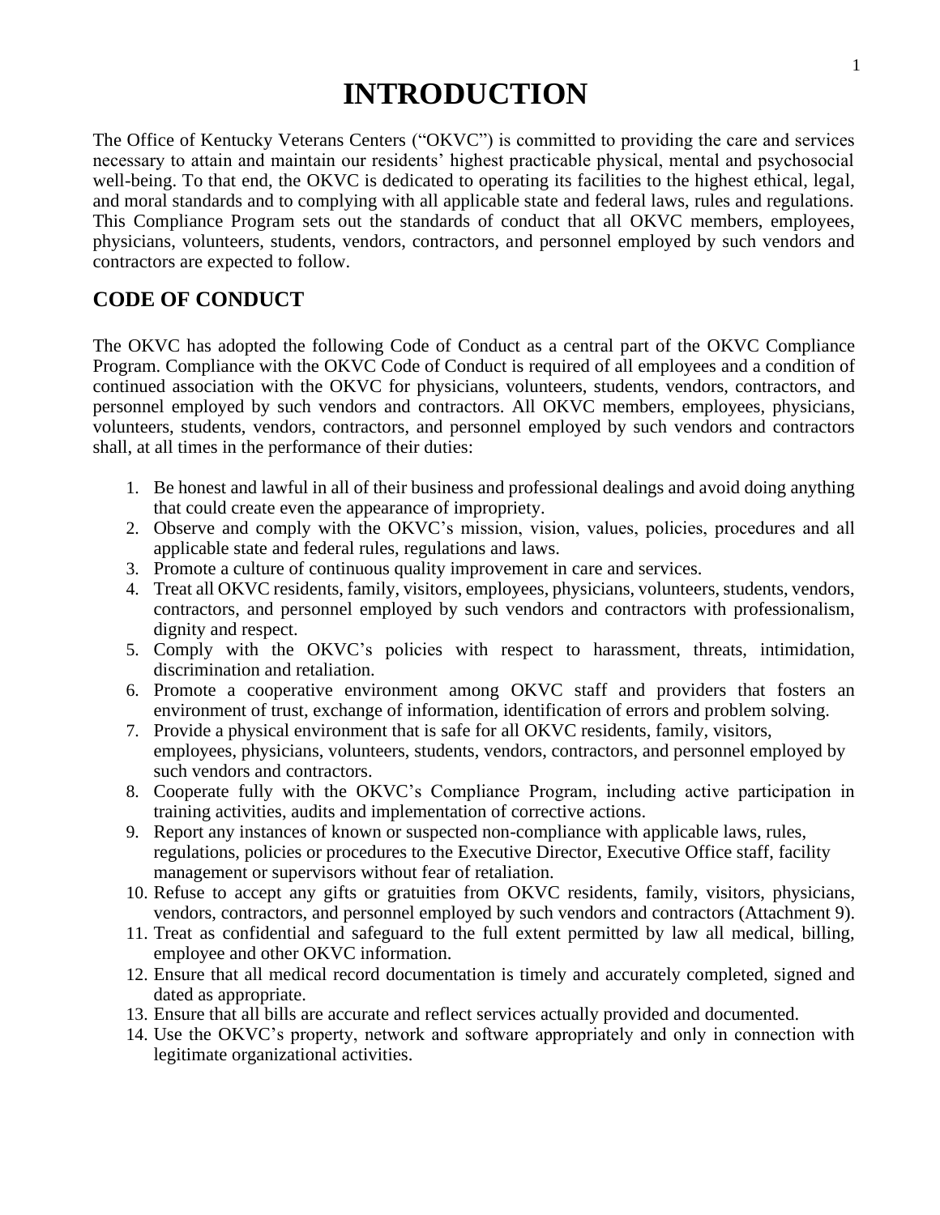# INTRODUCTION

The Office of Kentucky Veterans Centers ("OKVC") is committed to providing the care and services necessary to attain and maintain our residents' highest practicable physical, mental and psychosocial well-being. To that end, the OKVC is dedicated to operating its facilities to the highest ethical, legal, and moral standards and to complying with all applicable state and federal laws, rules and regulations. This Compliance Program sets out the standards of conduct that all OKVC members, employees, physicians, volunteers, students, vendors, contractors, and personnel employed by such vendors and contractors are expected to follow.

## CODE OF CONDUCT

The OKVC has adopted the following Code of Conduct as a central part of the OKVC Compliance Program. Compliance with the OKVC Code of Conduct is required of all employees and a condition of continued association with the OKVC for physicians, volunteers, students, vendors, contractors, and personnel employed by such vendors and contractors. All OKVC members, employees, physicians, volunteers, students, vendors, contractors, and personnel employed by such vendors and contractors shall, at all times in the performance of their duties:

1. Be honest and lawful in all of their business and professional dealings and avoid doing anything that could create even the appearance of impropriety.
2. Observe and comply with the OKVC's mission, vision, values, policies, procedures and all applicable state and federal rules, regulations and laws.
3. Promote a culture of continuous quality improvement in care and services.
4. Treat all OKVC residents, family, visitors, employees, physicians, volunteers, students, vendors, contractors, and personnel employed by such vendors and contractors with professionalism, dignity and respect.
5. Comply with the OKVC's policies with respect to harassment, threats, intimidation, discrimination and retaliation.
6. Promote a cooperative environment among OKVC staff and providers that fosters an environment of trust, exchange of information, identification of errors and problem solving.
7. Provide a physical environment that is safe for all OKVC residents, family, visitors, employees, physicians, volunteers, students, vendors, contractors, and personnel employed by such vendors and contractors.
8. Cooperate fully with the OKVC's Compliance Program, including active participation in training activities, audits and implementation of corrective actions.
9. Report any instances of known or suspected non-compliance with applicable laws, rules, regulations, policies or procedures to the Executive Director, Executive Office staff, facility management or supervisors without fear of retaliation.
10. Refuse to accept any gifts or gratuities from OKVC residents, family, visitors, physicians, vendors, contractors, and personnel employed by such vendors and contractors (Attachment 9).
11. Treat as confidential and safeguard to the full extent permitted by law all medical, billing, employee and other OKVC information.
12. Ensure that all medical record documentation is timely and accurately completed, signed and dated as appropriate.
13. Ensure that all bills are accurate and reflect services actually provided and documented.
14. Use the OKVC's property, network and software appropriately and only in connection with legitimate organizational activities.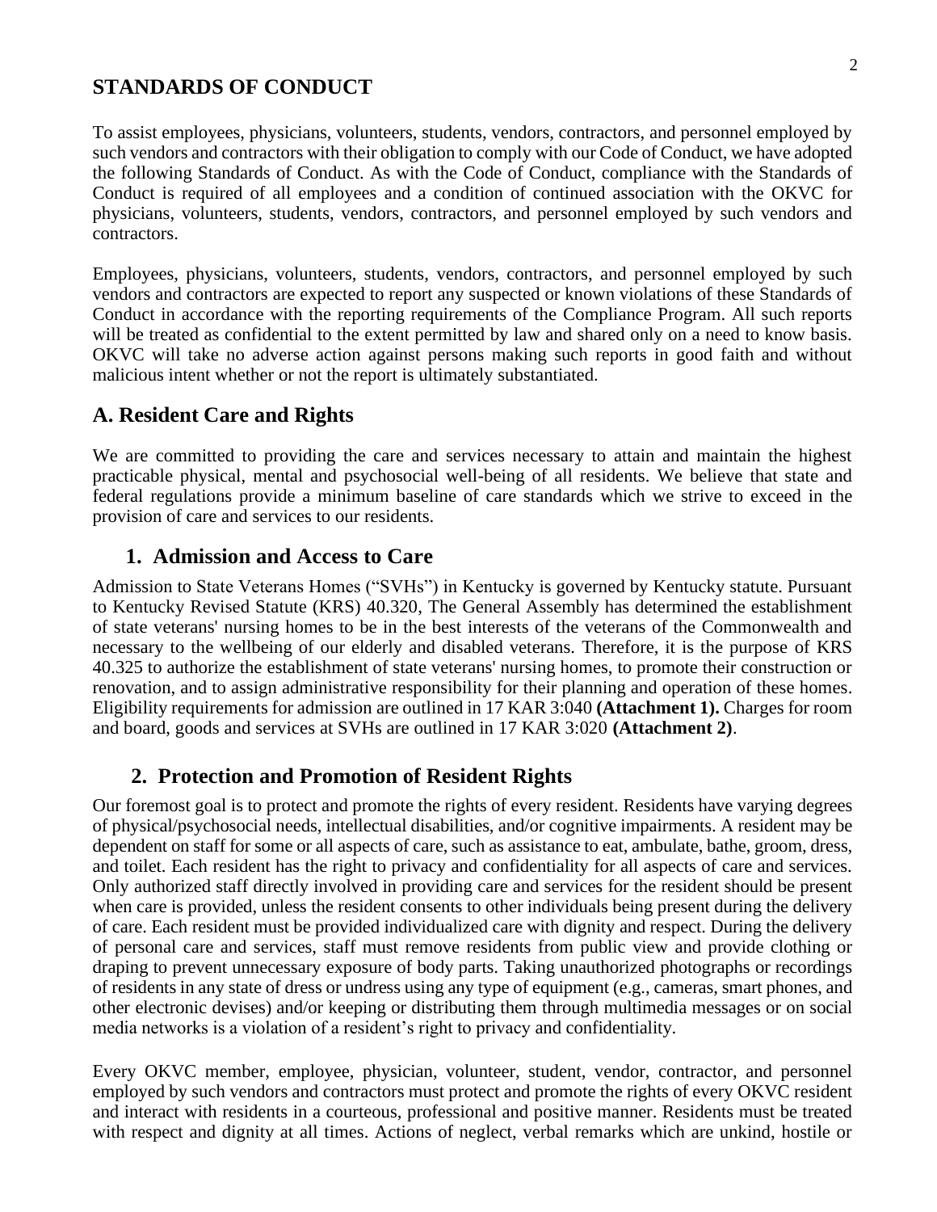## STANDARDS OF CONDUCT

To assist employees, physicians, volunteers, students, vendors, contractors, and personnel employed by such vendors and contractors with their obligation to comply with our Code of Conduct, we have adopted the following Standards of Conduct. As with the Code of Conduct, compliance with the Standards of Conduct is required of all employees and a condition of continued association with the OKVC for physicians, volunteers, students, vendors, contractors, and personnel employed by such vendors and contractors.

Employees, physicians, volunteers, students, vendors, contractors, and personnel employed by such vendors and contractors are expected to report any suspected or known violations of these Standards of Conduct in accordance with the reporting requirements of the Compliance Program. All such reports will be treated as confidential to the extent permitted by law and shared only on a need to know basis. OKVC will take no adverse action against persons making such reports in good faith and without malicious intent whether or not the report is ultimately substantiated.

### A. Resident Care and Rights

We are committed to providing the care and services necessary to attain and maintain the highest practicable physical, mental and psychosocial well-being of all residents. We believe that state and federal regulations provide a minimum baseline of care standards which we strive to exceed in the provision of care and services to our residents.

#### 1. Admission and Access to Care

Admission to State Veterans Homes ("SVHs") in Kentucky is governed by Kentucky statute. Pursuant to Kentucky Revised Statute (KRS) 40.320, The General Assembly has determined the establishment of state veterans' nursing homes to be in the best interests of the veterans of the Commonwealth and necessary to the wellbeing of our elderly and disabled veterans. Therefore, it is the purpose of KRS 40.325 to authorize the establishment of state veterans' nursing homes, to promote their construction or renovation, and to assign administrative responsibility for their planning and operation of these homes. Eligibility requirements for admission are outlined in 17 KAR 3:040 **(Attachment 1).** Charges for room and board, goods and services at SVHs are outlined in 17 KAR 3:020 **(Attachment 2)**.

#### 2. Protection and Promotion of Resident Rights

Our foremost goal is to protect and promote the rights of every resident. Residents have varying degrees of physical/psychosocial needs, intellectual disabilities, and/or cognitive impairments. A resident may be dependent on staff for some or all aspects of care, such as assistance to eat, ambulate, bathe, groom, dress, and toilet. Each resident has the right to privacy and confidentiality for all aspects of care and services. Only authorized staff directly involved in providing care and services for the resident should be present when care is provided, unless the resident consents to other individuals being present during the delivery of care. Each resident must be provided individualized care with dignity and respect. During the delivery of personal care and services, staff must remove residents from public view and provide clothing or draping to prevent unnecessary exposure of body parts. Taking unauthorized photographs or recordings of residents in any state of dress or undress using any type of equipment (e.g., cameras, smart phones, and other electronic devises) and/or keeping or distributing them through multimedia messages or on social media networks is a violation of a resident's right to privacy and confidentiality.

Every OKVC member, employee, physician, volunteer, student, vendor, contractor, and personnel employed by such vendors and contractors must protect and promote the rights of every OKVC resident and interact with residents in a courteous, professional and positive manner. Residents must be treated with respect and dignity at all times. Actions of neglect, verbal remarks which are unkind, hostile or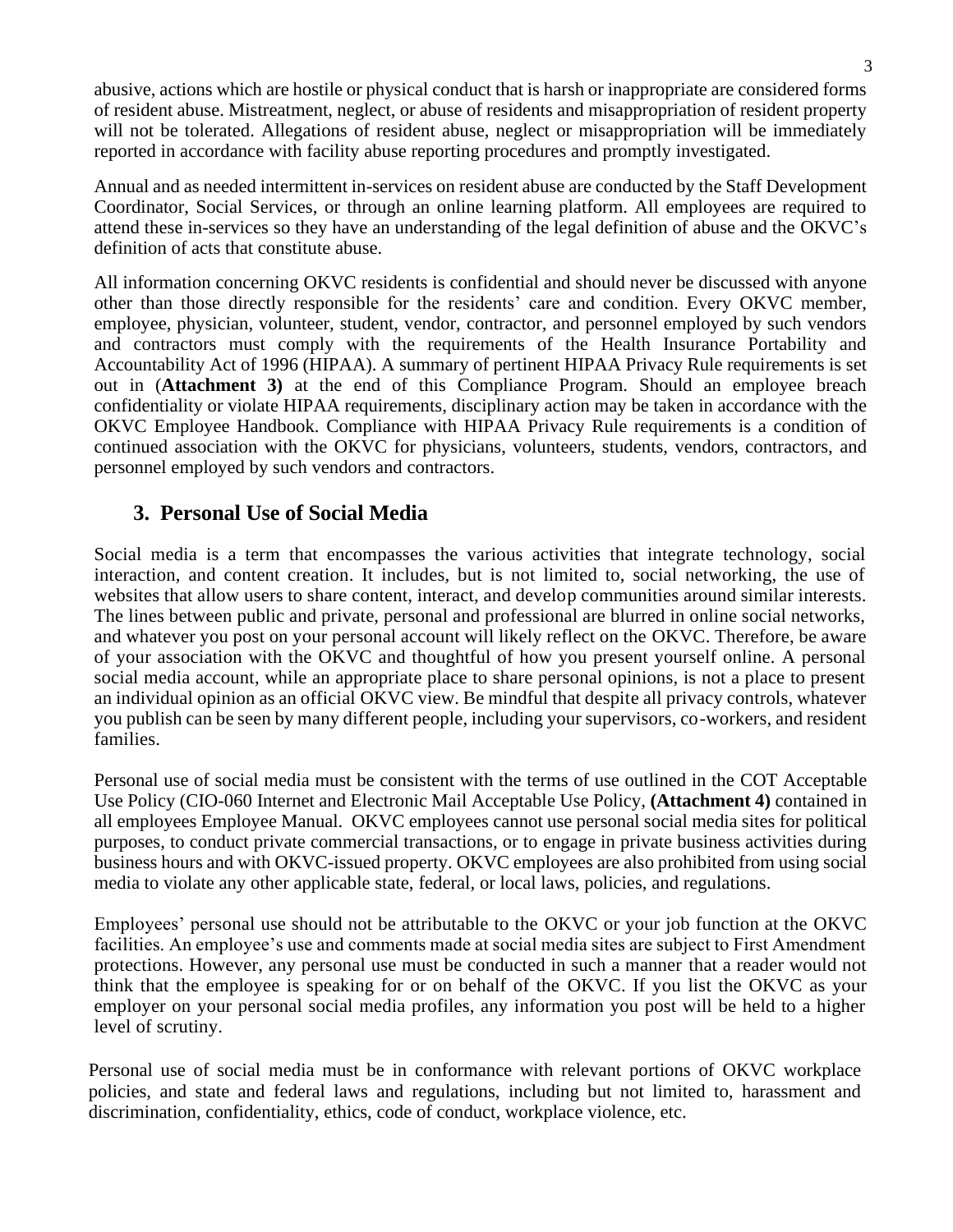abusive, actions which are hostile or physical conduct that is harsh or inappropriate are considered forms of resident abuse. Mistreatment, neglect, or abuse of residents and misappropriation of resident property will not be tolerated. Allegations of resident abuse, neglect or misappropriation will be immediately reported in accordance with facility abuse reporting procedures and promptly investigated.

Annual and as needed intermittent in-services on resident abuse are conducted by the Staff Development Coordinator, Social Services, or through an online learning platform. All employees are required to attend these in-services so they have an understanding of the legal definition of abuse and the OKVC's definition of acts that constitute abuse.

All information concerning OKVC residents is confidential and should never be discussed with anyone other than those directly responsible for the residents' care and condition. Every OKVC member, employee, physician, volunteer, student, vendor, contractor, and personnel employed by such vendors and contractors must comply with the requirements of the Health Insurance Portability and Accountability Act of 1996 (HIPAA). A summary of pertinent HIPAA Privacy Rule requirements is set out in (**Attachment 3)** at the end of this Compliance Program. Should an employee breach confidentiality or violate HIPAA requirements, disciplinary action may be taken in accordance with the OKVC Employee Handbook. Compliance with HIPAA Privacy Rule requirements is a condition of continued association with the OKVC for physicians, volunteers, students, vendors, contractors, and personnel employed by such vendors and contractors.

## 3. Personal Use of Social Media

Social media is a term that encompasses the various activities that integrate technology, social interaction, and content creation. It includes, but is not limited to, social networking, the use of websites that allow users to share content, interact, and develop communities around similar interests. The lines between public and private, personal and professional are blurred in online social networks, and whatever you post on your personal account will likely reflect on the OKVC. Therefore, be aware of your association with the OKVC and thoughtful of how you present yourself online. A personal social media account, while an appropriate place to share personal opinions, is not a place to present an individual opinion as an official OKVC view. Be mindful that despite all privacy controls, whatever you publish can be seen by many different people, including your supervisors, co-workers, and resident families.

Personal use of social media must be consistent with the terms of use outlined in the COT Acceptable Use Policy (CIO-060 Internet and Electronic Mail Acceptable Use Policy, **(Attachment 4)** contained in all employees Employee Manual. OKVC employees cannot use personal social media sites for political purposes, to conduct private commercial transactions, or to engage in private business activities during business hours and with OKVC-issued property. OKVC employees are also prohibited from using social media to violate any other applicable state, federal, or local laws, policies, and regulations.

Employees' personal use should not be attributable to the OKVC or your job function at the OKVC facilities. An employee's use and comments made at social media sites are subject to First Amendment protections. However, any personal use must be conducted in such a manner that a reader would not think that the employee is speaking for or on behalf of the OKVC. If you list the OKVC as your employer on your personal social media profiles, any information you post will be held to a higher level of scrutiny.

Personal use of social media must be in conformance with relevant portions of OKVC workplace policies, and state and federal laws and regulations, including but not limited to, harassment and discrimination, confidentiality, ethics, code of conduct, workplace violence, etc.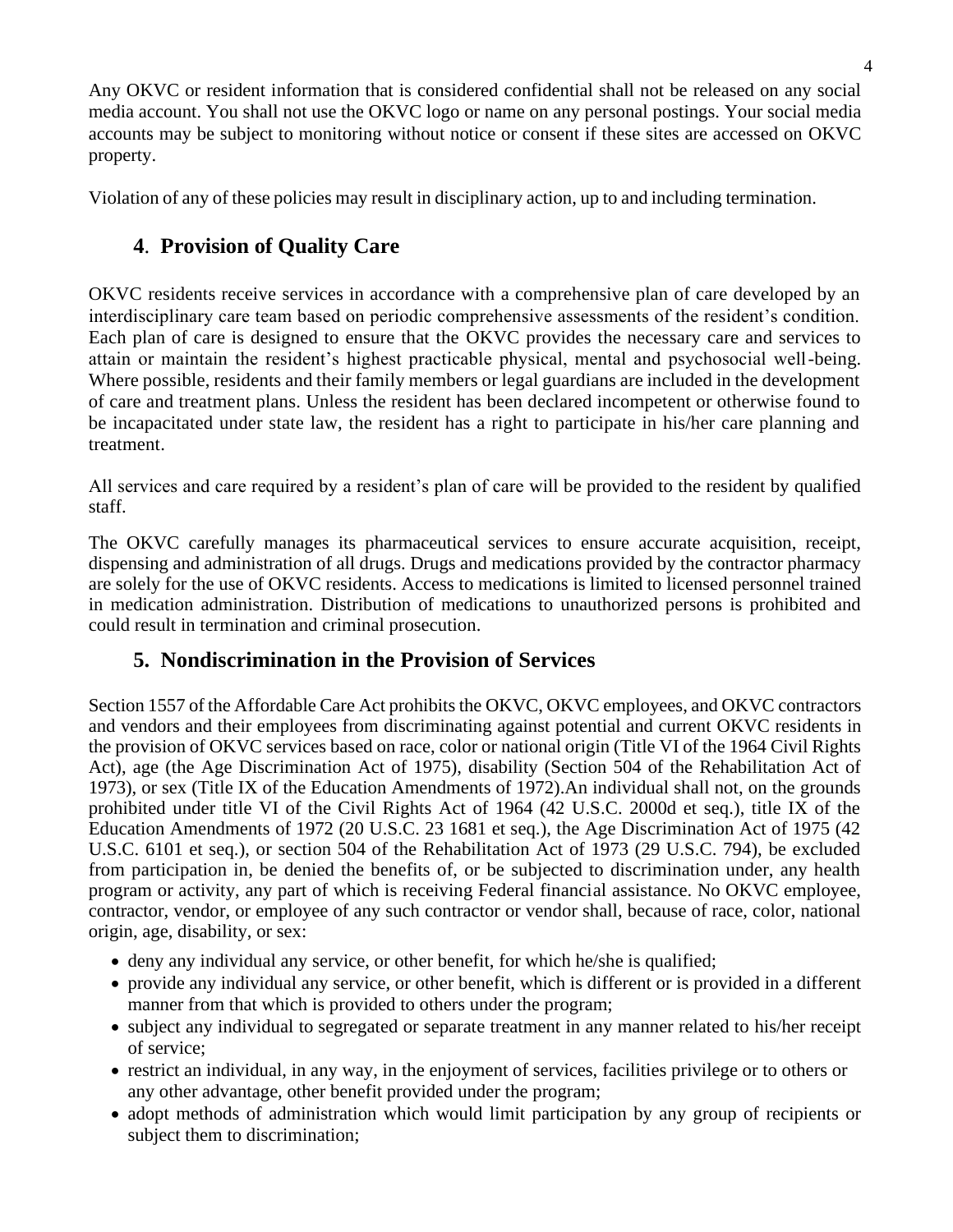Any OKVC or resident information that is considered confidential shall not be released on any social media account. You shall not use the OKVC logo or name on any personal postings. Your social media accounts may be subject to monitoring without notice or consent if these sites are accessed on OKVC property.

Violation of any of these policies may result in disciplinary action, up to and including termination.

## 4. Provision of Quality Care

OKVC residents receive services in accordance with a comprehensive plan of care developed by an interdisciplinary care team based on periodic comprehensive assessments of the resident's condition. Each plan of care is designed to ensure that the OKVC provides the necessary care and services to attain or maintain the resident's highest practicable physical, mental and psychosocial well-being. Where possible, residents and their family members or legal guardians are included in the development of care and treatment plans. Unless the resident has been declared incompetent or otherwise found to be incapacitated under state law, the resident has a right to participate in his/her care planning and treatment.

All services and care required by a resident's plan of care will be provided to the resident by qualified staff.

The OKVC carefully manages its pharmaceutical services to ensure accurate acquisition, receipt, dispensing and administration of all drugs. Drugs and medications provided by the contractor pharmacy are solely for the use of OKVC residents. Access to medications is limited to licensed personnel trained in medication administration. Distribution of medications to unauthorized persons is prohibited and could result in termination and criminal prosecution.

## 5. Nondiscrimination in the Provision of Services

Section 1557 of the Affordable Care Act prohibits the OKVC, OKVC employees, and OKVC contractors and vendors and their employees from discriminating against potential and current OKVC residents in the provision of OKVC services based on race, color or national origin (Title VI of the 1964 Civil Rights Act), age (the Age Discrimination Act of 1975), disability (Section 504 of the Rehabilitation Act of 1973), or sex (Title IX of the Education Amendments of 1972).An individual shall not, on the grounds prohibited under title VI of the Civil Rights Act of 1964 (42 U.S.C. 2000d et seq.), title IX of the Education Amendments of 1972 (20 U.S.C. 23 1681 et seq.), the Age Discrimination Act of 1975 (42 U.S.C. 6101 et seq.), or section 504 of the Rehabilitation Act of 1973 (29 U.S.C. 794), be excluded from participation in, be denied the benefits of, or be subjected to discrimination under, any health program or activity, any part of which is receiving Federal financial assistance. No OKVC employee, contractor, vendor, or employee of any such contractor or vendor shall, because of race, color, national origin, age, disability, or sex:

- deny any individual any service, or other benefit, for which he/she is qualified;
- provide any individual any service, or other benefit, which is different or is provided in a different manner from that which is provided to others under the program;
- subject any individual to segregated or separate treatment in any manner related to his/her receipt of service;
- restrict an individual, in any way, in the enjoyment of services, facilities privilege or to others or any other advantage, other benefit provided under the program;
- adopt methods of administration which would limit participation by any group of recipients or subject them to discrimination;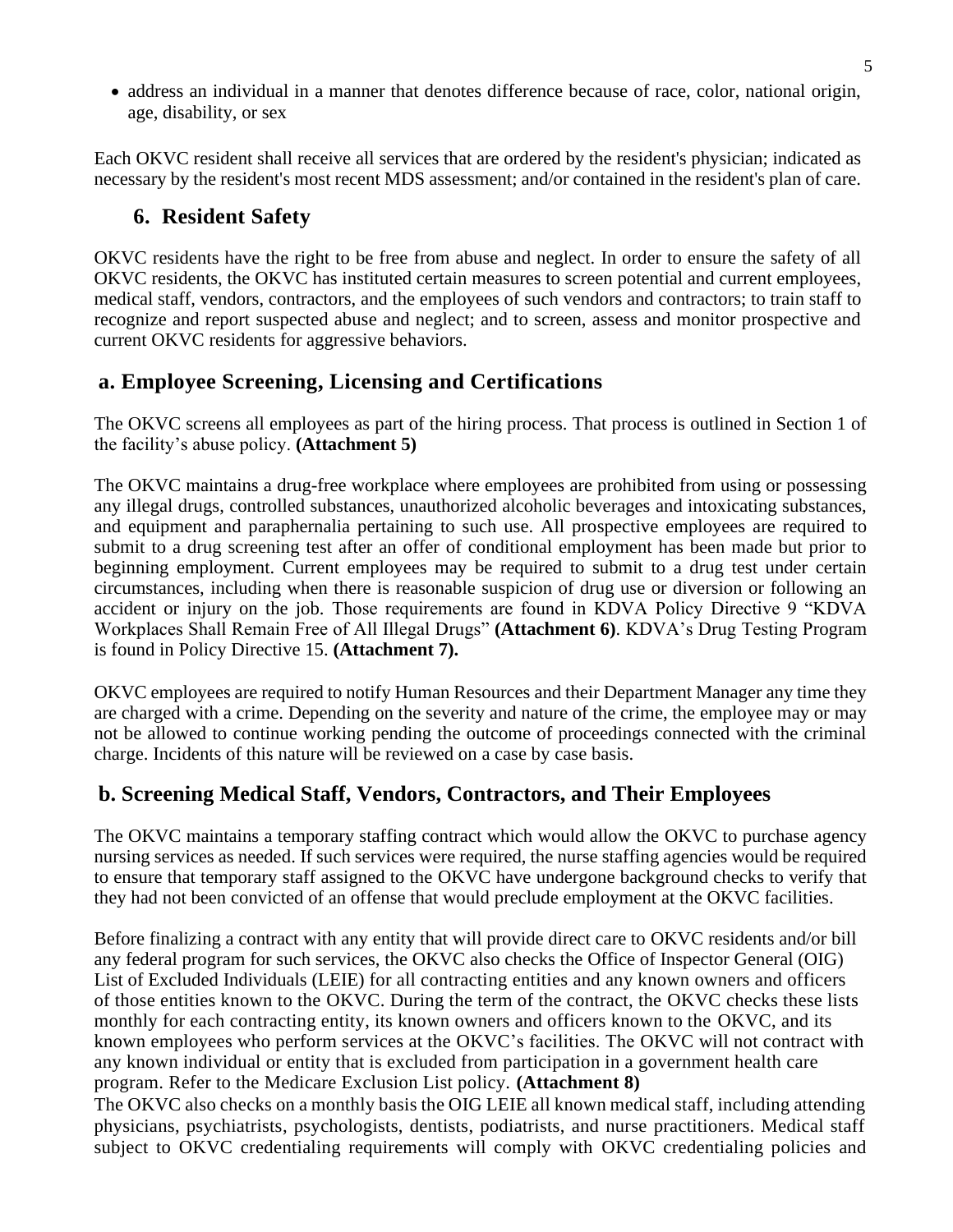- address an individual in a manner that denotes difference because of race, color, national origin, age, disability, or sex

Each OKVC resident shall receive all services that are ordered by the resident's physician; indicated as necessary by the resident's most recent MDS assessment; and/or contained in the resident's plan of care.

## 6. Resident Safety

OKVC residents have the right to be free from abuse and neglect. In order to ensure the safety of all OKVC residents, the OKVC has instituted certain measures to screen potential and current employees, medical staff, vendors, contractors, and the employees of such vendors and contractors; to train staff to recognize and report suspected abuse and neglect; and to screen, assess and monitor prospective and current OKVC residents for aggressive behaviors.

### a. Employee Screening, Licensing and Certifications

The OKVC screens all employees as part of the hiring process. That process is outlined in Section 1 of the facility's abuse policy. **(Attachment 5)**

The OKVC maintains a drug-free workplace where employees are prohibited from using or possessing any illegal drugs, controlled substances, unauthorized alcoholic beverages and intoxicating substances, and equipment and paraphernalia pertaining to such use. All prospective employees are required to submit to a drug screening test after an offer of conditional employment has been made but prior to beginning employment. Current employees may be required to submit to a drug test under certain circumstances, including when there is reasonable suspicion of drug use or diversion or following an accident or injury on the job. Those requirements are found in KDVA Policy Directive 9 "KDVA Workplaces Shall Remain Free of All Illegal Drugs" **(Attachment 6)**. KDVA's Drug Testing Program is found in Policy Directive 15. **(Attachment 7).**

OKVC employees are required to notify Human Resources and their Department Manager any time they are charged with a crime. Depending on the severity and nature of the crime, the employee may or may not be allowed to continue working pending the outcome of proceedings connected with the criminal charge. Incidents of this nature will be reviewed on a case by case basis.

### b. Screening Medical Staff, Vendors, Contractors, and Their Employees

The OKVC maintains a temporary staffing contract which would allow the OKVC to purchase agency nursing services as needed. If such services were required, the nurse staffing agencies would be required to ensure that temporary staff assigned to the OKVC have undergone background checks to verify that they had not been convicted of an offense that would preclude employment at the OKVC facilities.

Before finalizing a contract with any entity that will provide direct care to OKVC residents and/or bill any federal program for such services, the OKVC also checks the Office of Inspector General (OIG) List of Excluded Individuals (LEIE) for all contracting entities and any known owners and officers of those entities known to the OKVC. During the term of the contract, the OKVC checks these lists monthly for each contracting entity, its known owners and officers known to the OKVC, and its known employees who perform services at the OKVC's facilities. The OKVC will not contract with any known individual or entity that is excluded from participation in a government health care program. Refer to the Medicare Exclusion List policy. **(Attachment 8)**

The OKVC also checks on a monthly basis the OIG LEIE all known medical staff, including attending physicians, psychiatrists, psychologists, dentists, podiatrists, and nurse practitioners. Medical staff subject to OKVC credentialing requirements will comply with OKVC credentialing policies and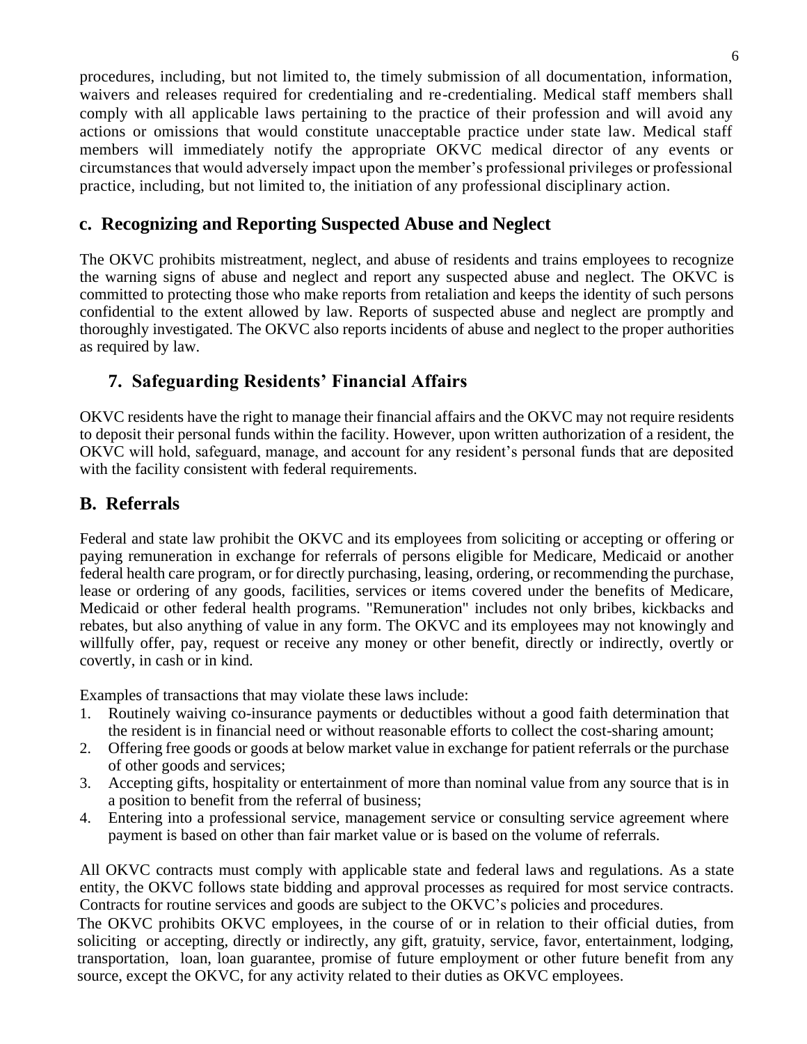procedures, including, but not limited to, the timely submission of all documentation, information, waivers and releases required for credentialing and re-credentialing. Medical staff members shall comply with all applicable laws pertaining to the practice of their profession and will avoid any actions or omissions that would constitute unacceptable practice under state law. Medical staff members will immediately notify the appropriate OKVC medical director of any events or circumstances that would adversely impact upon the member's professional privileges or professional practice, including, but not limited to, the initiation of any professional disciplinary action.

### c. Recognizing and Reporting Suspected Abuse and Neglect

The OKVC prohibits mistreatment, neglect, and abuse of residents and trains employees to recognize the warning signs of abuse and neglect and report any suspected abuse and neglect. The OKVC is committed to protecting those who make reports from retaliation and keeps the identity of such persons confidential to the extent allowed by law. Reports of suspected abuse and neglect are promptly and thoroughly investigated. The OKVC also reports incidents of abuse and neglect to the proper authorities as required by law.

### 7. Safeguarding Residents' Financial Affairs

OKVC residents have the right to manage their financial affairs and the OKVC may not require residents to deposit their personal funds within the facility. However, upon written authorization of a resident, the OKVC will hold, safeguard, manage, and account for any resident's personal funds that are deposited with the facility consistent with federal requirements.

## B. Referrals

Federal and state law prohibit the OKVC and its employees from soliciting or accepting or offering or paying remuneration in exchange for referrals of persons eligible for Medicare, Medicaid or another federal health care program, or for directly purchasing, leasing, ordering, or recommending the purchase, lease or ordering of any goods, facilities, services or items covered under the benefits of Medicare, Medicaid or other federal health programs. "Remuneration" includes not only bribes, kickbacks and rebates, but also anything of value in any form. The OKVC and its employees may not knowingly and willfully offer, pay, request or receive any money or other benefit, directly or indirectly, overtly or covertly, in cash or in kind.

Examples of transactions that may violate these laws include:

1. Routinely waiving co-insurance payments or deductibles without a good faith determination that the resident is in financial need or without reasonable efforts to collect the cost-sharing amount;
2. Offering free goods or goods at below market value in exchange for patient referrals or the purchase of other goods and services;
3. Accepting gifts, hospitality or entertainment of more than nominal value from any source that is in a position to benefit from the referral of business;
4. Entering into a professional service, management service or consulting service agreement where payment is based on other than fair market value or is based on the volume of referrals.

All OKVC contracts must comply with applicable state and federal laws and regulations. As a state entity, the OKVC follows state bidding and approval processes as required for most service contracts. Contracts for routine services and goods are subject to the OKVC's policies and procedures.

The OKVC prohibits OKVC employees, in the course of or in relation to their official duties, from soliciting or accepting, directly or indirectly, any gift, gratuity, service, favor, entertainment, lodging, transportation, loan, loan guarantee, promise of future employment or other future benefit from any source, except the OKVC, for any activity related to their duties as OKVC employees.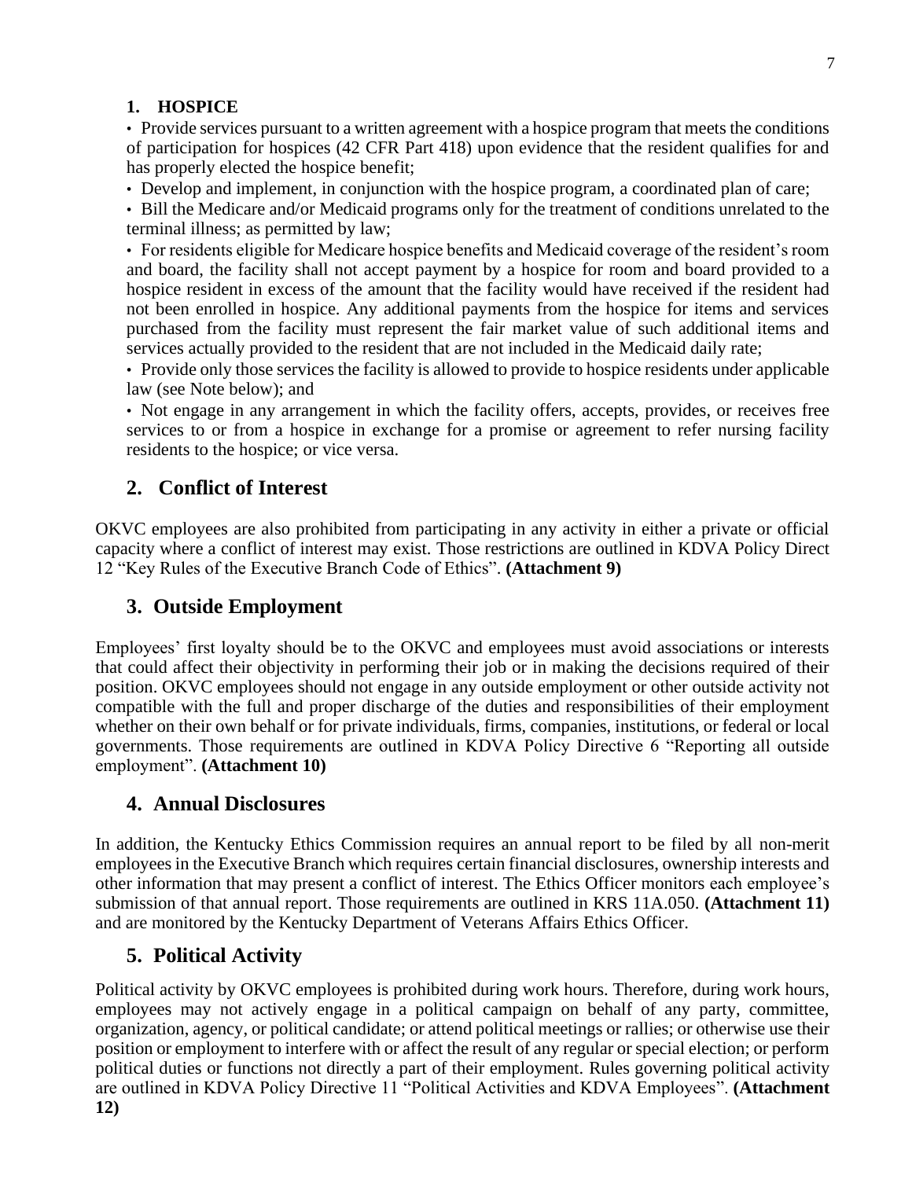### 1. HOSPICE

- Provide services pursuant to a written agreement with a hospice program that meets the conditions of participation for hospices (42 CFR Part 418) upon evidence that the resident qualifies for and has properly elected the hospice benefit;
- Develop and implement, in conjunction with the hospice program, a coordinated plan of care;
- Bill the Medicare and/or Medicaid programs only for the treatment of conditions unrelated to the terminal illness; as permitted by law;
- For residents eligible for Medicare hospice benefits and Medicaid coverage of the resident's room and board, the facility shall not accept payment by a hospice for room and board provided to a hospice resident in excess of the amount that the facility would have received if the resident had not been enrolled in hospice. Any additional payments from the hospice for items and services purchased from the facility must represent the fair market value of such additional items and services actually provided to the resident that are not included in the Medicaid daily rate;
- Provide only those services the facility is allowed to provide to hospice residents under applicable law (see Note below); and
- Not engage in any arrangement in which the facility offers, accepts, provides, or receives free services to or from a hospice in exchange for a promise or agreement to refer nursing facility residents to the hospice; or vice versa.

## 2. Conflict of Interest

OKVC employees are also prohibited from participating in any activity in either a private or official capacity where a conflict of interest may exist. Those restrictions are outlined in KDVA Policy Direct 12 "Key Rules of the Executive Branch Code of Ethics". **(Attachment 9)**

## 3. Outside Employment

Employees' first loyalty should be to the OKVC and employees must avoid associations or interests that could affect their objectivity in performing their job or in making the decisions required of their position. OKVC employees should not engage in any outside employment or other outside activity not compatible with the full and proper discharge of the duties and responsibilities of their employment whether on their own behalf or for private individuals, firms, companies, institutions, or federal or local governments. Those requirements are outlined in KDVA Policy Directive 6 "Reporting all outside employment". **(Attachment 10)**

## 4. Annual Disclosures

In addition, the Kentucky Ethics Commission requires an annual report to be filed by all non-merit employees in the Executive Branch which requires certain financial disclosures, ownership interests and other information that may present a conflict of interest. The Ethics Officer monitors each employee's submission of that annual report. Those requirements are outlined in KRS 11A.050. **(Attachment 11)** and are monitored by the Kentucky Department of Veterans Affairs Ethics Officer.

## 5. Political Activity

Political activity by OKVC employees is prohibited during work hours. Therefore, during work hours, employees may not actively engage in a political campaign on behalf of any party, committee, organization, agency, or political candidate; or attend political meetings or rallies; or otherwise use their position or employment to interfere with or affect the result of any regular or special election; or perform political duties or functions not directly a part of their employment. Rules governing political activity are outlined in KDVA Policy Directive 11 "Political Activities and KDVA Employees". **(Attachment 12)**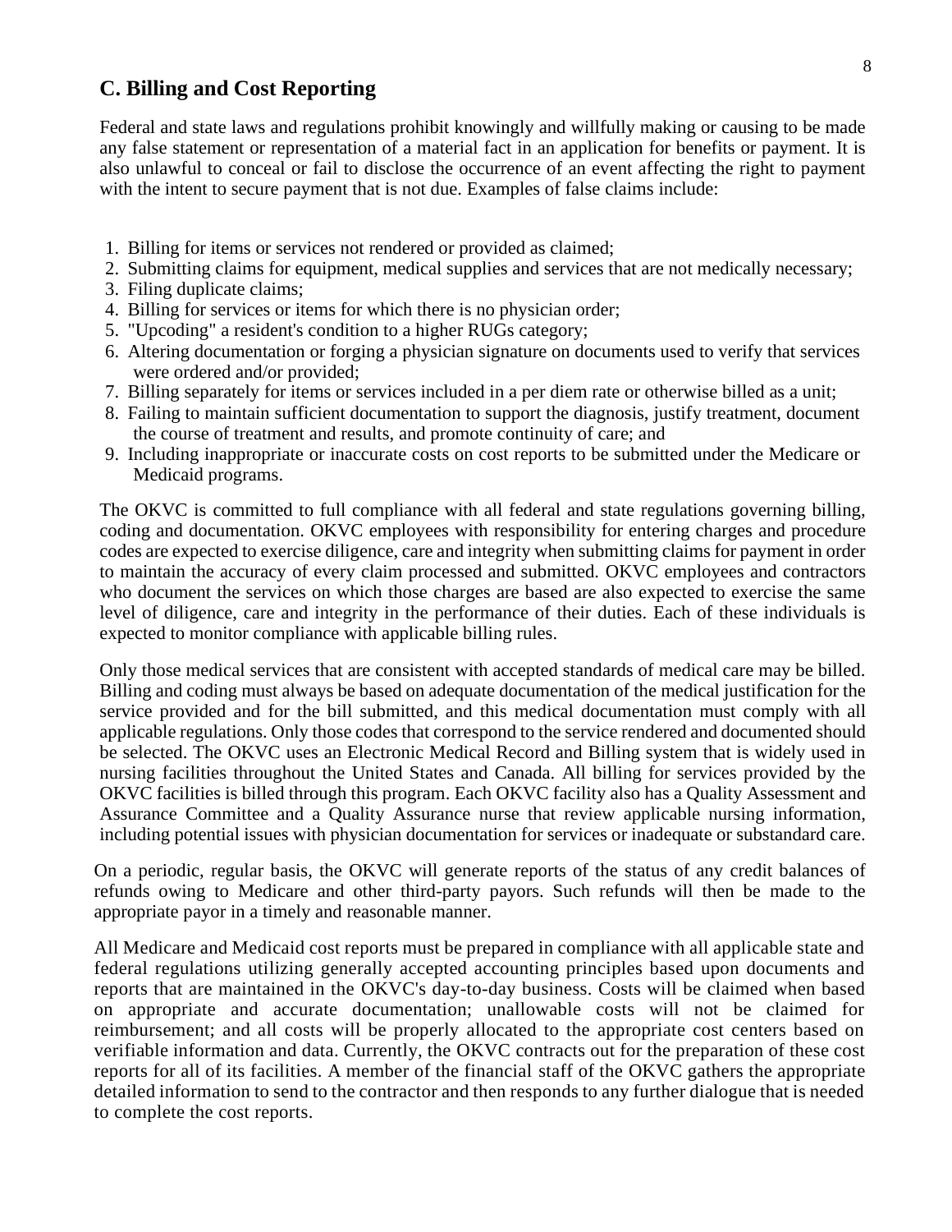## C. Billing and Cost Reporting

Federal and state laws and regulations prohibit knowingly and willfully making or causing to be made any false statement or representation of a material fact in an application for benefits or payment. It is also unlawful to conceal or fail to disclose the occurrence of an event affecting the right to payment with the intent to secure payment that is not due. Examples of false claims include:

1. Billing for items or services not rendered or provided as claimed;
2. Submitting claims for equipment, medical supplies and services that are not medically necessary;
3. Filing duplicate claims;
4. Billing for services or items for which there is no physician order;
5. "Upcoding" a resident's condition to a higher RUGs category;
6. Altering documentation or forging a physician signature on documents used to verify that services were ordered and/or provided;
7. Billing separately for items or services included in a per diem rate or otherwise billed as a unit;
8. Failing to maintain sufficient documentation to support the diagnosis, justify treatment, document the course of treatment and results, and promote continuity of care; and
9. Including inappropriate or inaccurate costs on cost reports to be submitted under the Medicare or Medicaid programs.

The OKVC is committed to full compliance with all federal and state regulations governing billing, coding and documentation. OKVC employees with responsibility for entering charges and procedure codes are expected to exercise diligence, care and integrity when submitting claims for payment in order to maintain the accuracy of every claim processed and submitted. OKVC employees and contractors who document the services on which those charges are based are also expected to exercise the same level of diligence, care and integrity in the performance of their duties. Each of these individuals is expected to monitor compliance with applicable billing rules.

Only those medical services that are consistent with accepted standards of medical care may be billed. Billing and coding must always be based on adequate documentation of the medical justification for the service provided and for the bill submitted, and this medical documentation must comply with all applicable regulations. Only those codes that correspond to the service rendered and documented should be selected. The OKVC uses an Electronic Medical Record and Billing system that is widely used in nursing facilities throughout the United States and Canada. All billing for services provided by the OKVC facilities is billed through this program. Each OKVC facility also has a Quality Assessment and Assurance Committee and a Quality Assurance nurse that review applicable nursing information, including potential issues with physician documentation for services or inadequate or substandard care.

On a periodic, regular basis, the OKVC will generate reports of the status of any credit balances of refunds owing to Medicare and other third-party payors. Such refunds will then be made to the appropriate payor in a timely and reasonable manner.

All Medicare and Medicaid cost reports must be prepared in compliance with all applicable state and federal regulations utilizing generally accepted accounting principles based upon documents and reports that are maintained in the OKVC's day-to-day business. Costs will be claimed when based on appropriate and accurate documentation; unallowable costs will not be claimed for reimbursement; and all costs will be properly allocated to the appropriate cost centers based on verifiable information and data. Currently, the OKVC contracts out for the preparation of these cost reports for all of its facilities. A member of the financial staff of the OKVC gathers the appropriate detailed information to send to the contractor and then responds to any further dialogue that is needed to complete the cost reports.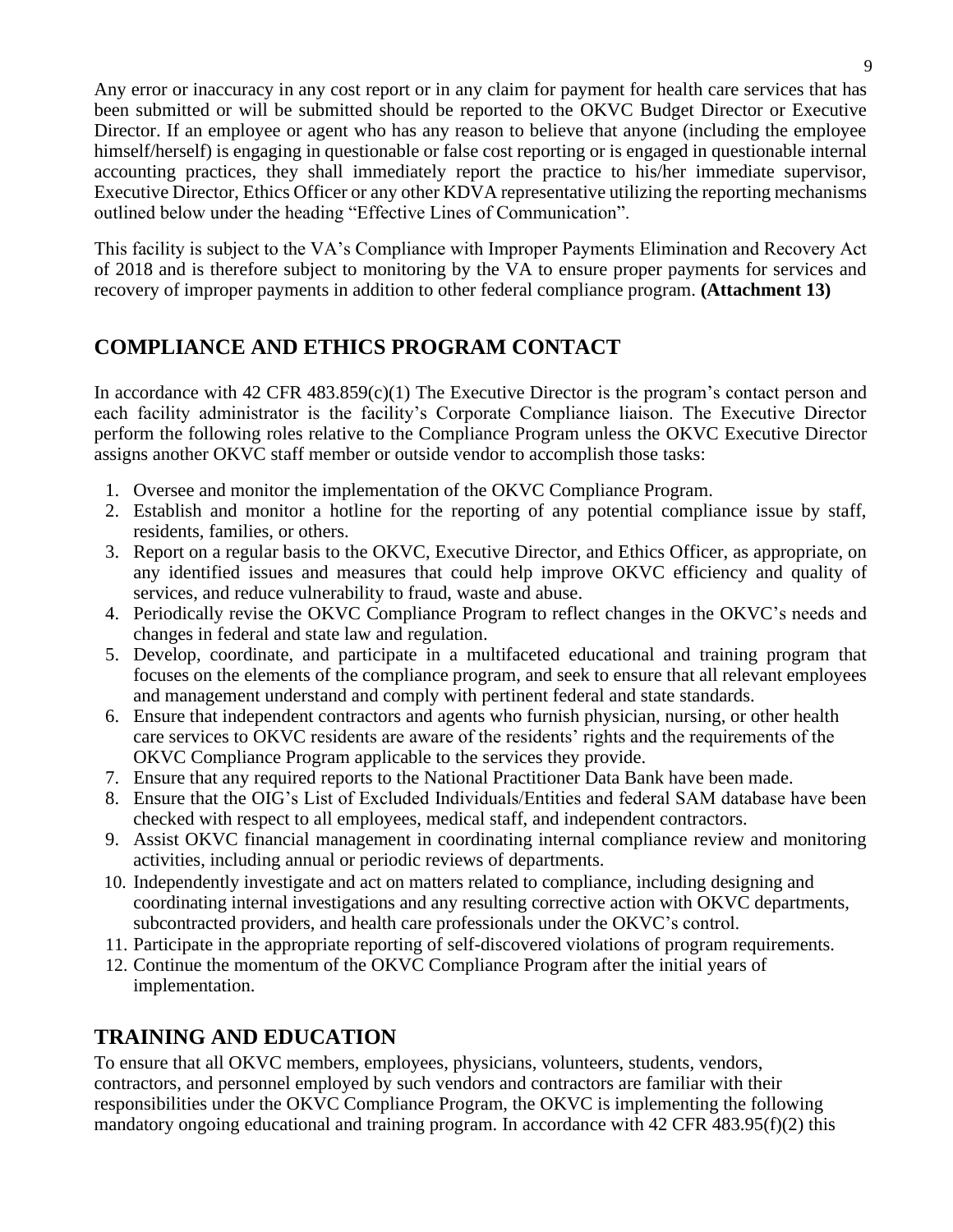Any error or inaccuracy in any cost report or in any claim for payment for health care services that has been submitted or will be submitted should be reported to the OKVC Budget Director or Executive Director. If an employee or agent who has any reason to believe that anyone (including the employee himself/herself) is engaging in questionable or false cost reporting or is engaged in questionable internal accounting practices, they shall immediately report the practice to his/her immediate supervisor, Executive Director, Ethics Officer or any other KDVA representative utilizing the reporting mechanisms outlined below under the heading "Effective Lines of Communication".

This facility is subject to the VA's Compliance with Improper Payments Elimination and Recovery Act of 2018 and is therefore subject to monitoring by the VA to ensure proper payments for services and recovery of improper payments in addition to other federal compliance program. **(Attachment 13)**

## COMPLIANCE AND ETHICS PROGRAM CONTACT

In accordance with 42 CFR 483.859(c)(1) The Executive Director is the program's contact person and each facility administrator is the facility's Corporate Compliance liaison. The Executive Director perform the following roles relative to the Compliance Program unless the OKVC Executive Director assigns another OKVC staff member or outside vendor to accomplish those tasks:

1. Oversee and monitor the implementation of the OKVC Compliance Program.
2. Establish and monitor a hotline for the reporting of any potential compliance issue by staff, residents, families, or others.
3. Report on a regular basis to the OKVC, Executive Director, and Ethics Officer, as appropriate, on any identified issues and measures that could help improve OKVC efficiency and quality of services, and reduce vulnerability to fraud, waste and abuse.
4. Periodically revise the OKVC Compliance Program to reflect changes in the OKVC's needs and changes in federal and state law and regulation.
5. Develop, coordinate, and participate in a multifaceted educational and training program that focuses on the elements of the compliance program, and seek to ensure that all relevant employees and management understand and comply with pertinent federal and state standards.
6. Ensure that independent contractors and agents who furnish physician, nursing, or other health care services to OKVC residents are aware of the residents' rights and the requirements of the OKVC Compliance Program applicable to the services they provide.
7. Ensure that any required reports to the National Practitioner Data Bank have been made.
8. Ensure that the OIG's List of Excluded Individuals/Entities and federal SAM database have been checked with respect to all employees, medical staff, and independent contractors.
9. Assist OKVC financial management in coordinating internal compliance review and monitoring activities, including annual or periodic reviews of departments.
10. Independently investigate and act on matters related to compliance, including designing and coordinating internal investigations and any resulting corrective action with OKVC departments, subcontracted providers, and health care professionals under the OKVC's control.
11. Participate in the appropriate reporting of self-discovered violations of program requirements.
12. Continue the momentum of the OKVC Compliance Program after the initial years of implementation.

## TRAINING AND EDUCATION

To ensure that all OKVC members, employees, physicians, volunteers, students, vendors, contractors, and personnel employed by such vendors and contractors are familiar with their responsibilities under the OKVC Compliance Program, the OKVC is implementing the following mandatory ongoing educational and training program. In accordance with 42 CFR 483.95(f)(2) this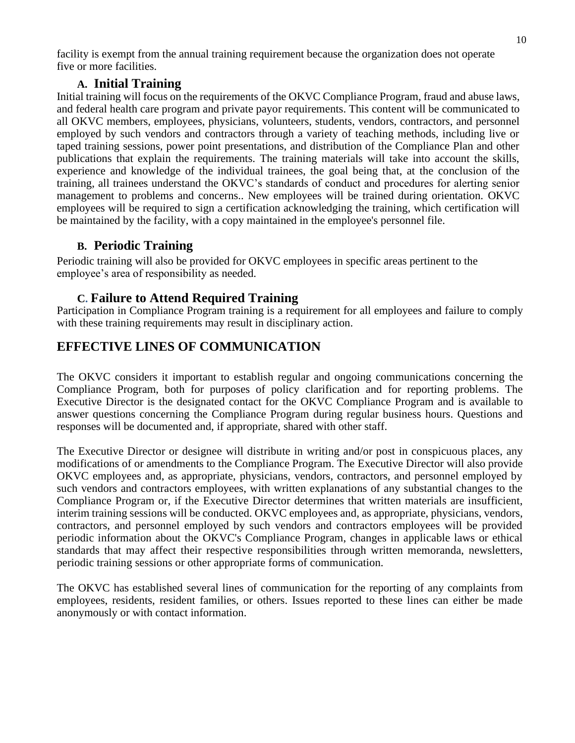facility is exempt from the annual training requirement because the organization does not operate five or more facilities.

### A. Initial Training

Initial training will focus on the requirements of the OKVC Compliance Program, fraud and abuse laws, and federal health care program and private payor requirements. This content will be communicated to all OKVC members, employees, physicians, volunteers, students, vendors, contractors, and personnel employed by such vendors and contractors through a variety of teaching methods, including live or taped training sessions, power point presentations, and distribution of the Compliance Plan and other publications that explain the requirements. The training materials will take into account the skills, experience and knowledge of the individual trainees, the goal being that, at the conclusion of the training, all trainees understand the OKVC's standards of conduct and procedures for alerting senior management to problems and concerns.. New employees will be trained during orientation. OKVC employees will be required to sign a certification acknowledging the training, which certification will be maintained by the facility, with a copy maintained in the employee's personnel file.

### B. Periodic Training

Periodic training will also be provided for OKVC employees in specific areas pertinent to the employee's area of responsibility as needed.

### C. Failure to Attend Required Training

Participation in Compliance Program training is a requirement for all employees and failure to comply with these training requirements may result in disciplinary action.

## EFFECTIVE LINES OF COMMUNICATION

The OKVC considers it important to establish regular and ongoing communications concerning the Compliance Program, both for purposes of policy clarification and for reporting problems. The Executive Director is the designated contact for the OKVC Compliance Program and is available to answer questions concerning the Compliance Program during regular business hours. Questions and responses will be documented and, if appropriate, shared with other staff.

The Executive Director or designee will distribute in writing and/or post in conspicuous places, any modifications of or amendments to the Compliance Program. The Executive Director will also provide OKVC employees and, as appropriate, physicians, vendors, contractors, and personnel employed by such vendors and contractors employees, with written explanations of any substantial changes to the Compliance Program or, if the Executive Director determines that written materials are insufficient, interim training sessions will be conducted. OKVC employees and, as appropriate, physicians, vendors, contractors, and personnel employed by such vendors and contractors employees will be provided periodic information about the OKVC's Compliance Program, changes in applicable laws or ethical standards that may affect their respective responsibilities through written memoranda, newsletters, periodic training sessions or other appropriate forms of communication.

The OKVC has established several lines of communication for the reporting of any complaints from employees, residents, resident families, or others. Issues reported to these lines can either be made anonymously or with contact information.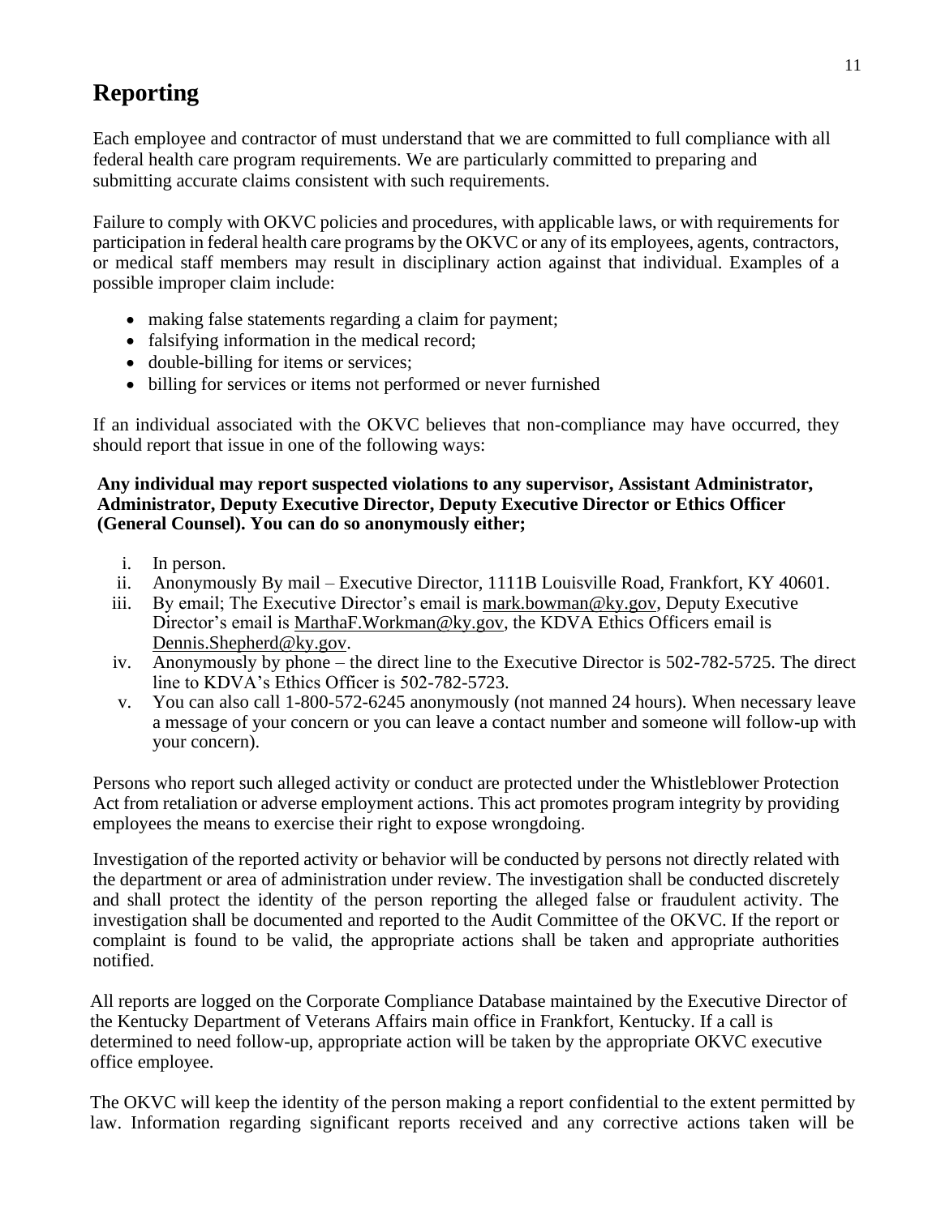## Reporting

Each employee and contractor of must understand that we are committed to full compliance with all federal health care program requirements. We are particularly committed to preparing and submitting accurate claims consistent with such requirements.

Failure to comply with OKVC policies and procedures, with applicable laws, or with requirements for participation in federal health care programs by the OKVC or any of its employees, agents, contractors, or medical staff members may result in disciplinary action against that individual. Examples of a possible improper claim include:

- making false statements regarding a claim for payment;
- falsifying information in the medical record;
- double-billing for items or services;
- billing for services or items not performed or never furnished

If an individual associated with the OKVC believes that non-compliance may have occurred, they should report that issue in one of the following ways:

**Any individual may report suspected violations to any supervisor, Assistant Administrator, Administrator, Deputy Executive Director, Deputy Executive Director or Ethics Officer (General Counsel). You can do so anonymously either;**

i. In person.
ii. Anonymously By mail – Executive Director, 1111B Louisville Road, Frankfort, KY 40601.
iii. By email; The Executive Director's email is mark.bowman@ky.gov, Deputy Executive Director's email is MarthaF.Workman@ky.gov, the KDVA Ethics Officers email is Dennis.Shepherd@ky.gov.
iv. Anonymously by phone – the direct line to the Executive Director is 502-782-5725. The direct line to KDVA's Ethics Officer is 502-782-5723.
v. You can also call 1-800-572-6245 anonymously (not manned 24 hours). When necessary leave a message of your concern or you can leave a contact number and someone will follow-up with your concern).

Persons who report such alleged activity or conduct are protected under the Whistleblower Protection Act from retaliation or adverse employment actions. This act promotes program integrity by providing employees the means to exercise their right to expose wrongdoing.

Investigation of the reported activity or behavior will be conducted by persons not directly related with the department or area of administration under review. The investigation shall be conducted discretely and shall protect the identity of the person reporting the alleged false or fraudulent activity. The investigation shall be documented and reported to the Audit Committee of the OKVC. If the report or complaint is found to be valid, the appropriate actions shall be taken and appropriate authorities notified.

All reports are logged on the Corporate Compliance Database maintained by the Executive Director of the Kentucky Department of Veterans Affairs main office in Frankfort, Kentucky. If a call is determined to need follow-up, appropriate action will be taken by the appropriate OKVC executive office employee.

The OKVC will keep the identity of the person making a report confidential to the extent permitted by law. Information regarding significant reports received and any corrective actions taken will be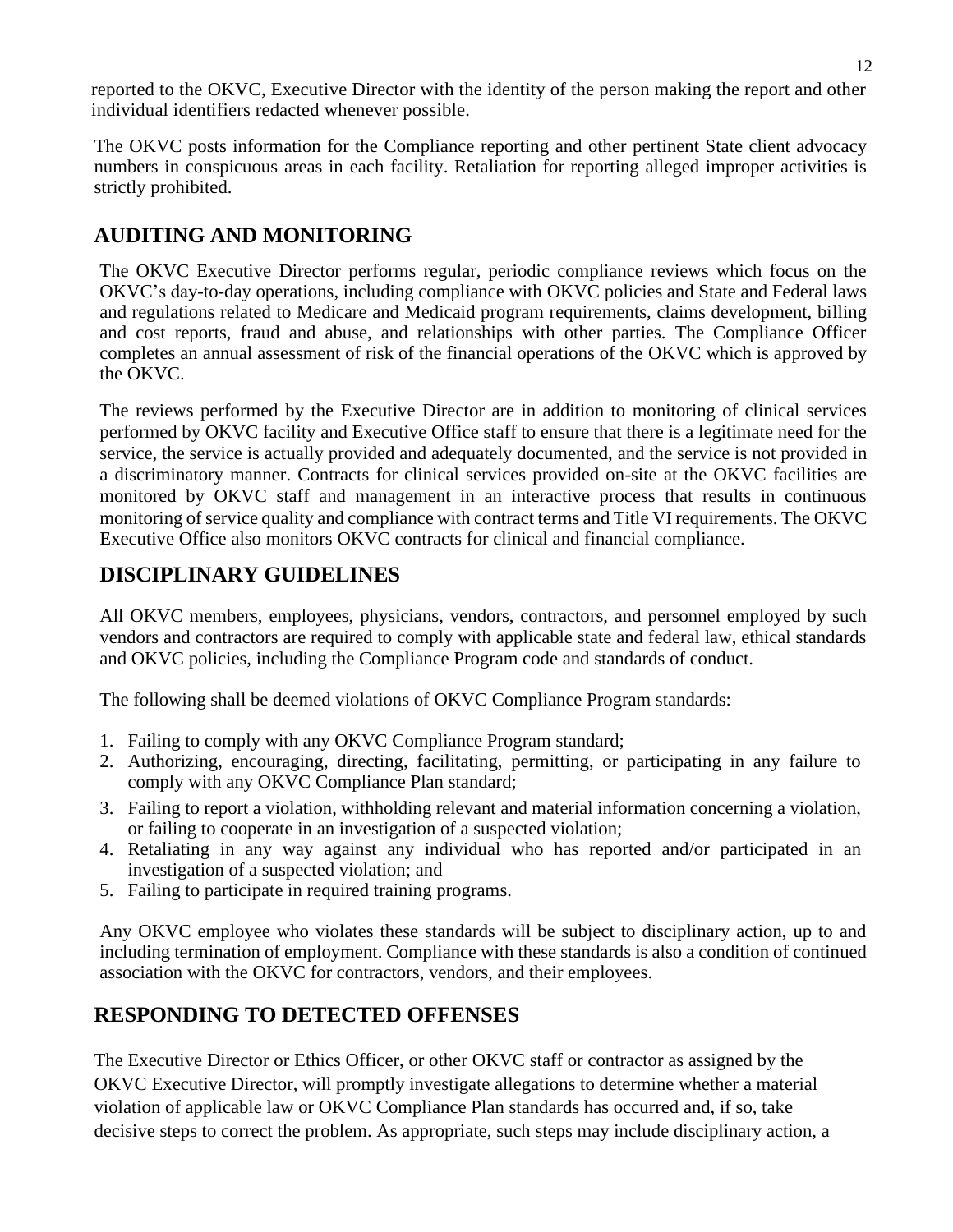reported to the OKVC, Executive Director with the identity of the person making the report and other individual identifiers redacted whenever possible.

The OKVC posts information for the Compliance reporting and other pertinent State client advocacy numbers in conspicuous areas in each facility. Retaliation for reporting alleged improper activities is strictly prohibited.

## AUDITING AND MONITORING

The OKVC Executive Director performs regular, periodic compliance reviews which focus on the OKVC's day-to-day operations, including compliance with OKVC policies and State and Federal laws and regulations related to Medicare and Medicaid program requirements, claims development, billing and cost reports, fraud and abuse, and relationships with other parties. The Compliance Officer completes an annual assessment of risk of the financial operations of the OKVC which is approved by the OKVC.

The reviews performed by the Executive Director are in addition to monitoring of clinical services performed by OKVC facility and Executive Office staff to ensure that there is a legitimate need for the service, the service is actually provided and adequately documented, and the service is not provided in a discriminatory manner. Contracts for clinical services provided on-site at the OKVC facilities are monitored by OKVC staff and management in an interactive process that results in continuous monitoring of service quality and compliance with contract terms and Title VI requirements. The OKVC Executive Office also monitors OKVC contracts for clinical and financial compliance.

## DISCIPLINARY GUIDELINES

All OKVC members, employees, physicians, vendors, contractors, and personnel employed by such vendors and contractors are required to comply with applicable state and federal law, ethical standards and OKVC policies, including the Compliance Program code and standards of conduct.

The following shall be deemed violations of OKVC Compliance Program standards:

1. Failing to comply with any OKVC Compliance Program standard;
2. Authorizing, encouraging, directing, facilitating, permitting, or participating in any failure to comply with any OKVC Compliance Plan standard;
3. Failing to report a violation, withholding relevant and material information concerning a violation, or failing to cooperate in an investigation of a suspected violation;
4. Retaliating in any way against any individual who has reported and/or participated in an investigation of a suspected violation; and
5. Failing to participate in required training programs.

Any OKVC employee who violates these standards will be subject to disciplinary action, up to and including termination of employment. Compliance with these standards is also a condition of continued association with the OKVC for contractors, vendors, and their employees.

## RESPONDING TO DETECTED OFFENSES

The Executive Director or Ethics Officer, or other OKVC staff or contractor as assigned by the OKVC Executive Director, will promptly investigate allegations to determine whether a material violation of applicable law or OKVC Compliance Plan standards has occurred and, if so, take decisive steps to correct the problem. As appropriate, such steps may include disciplinary action, a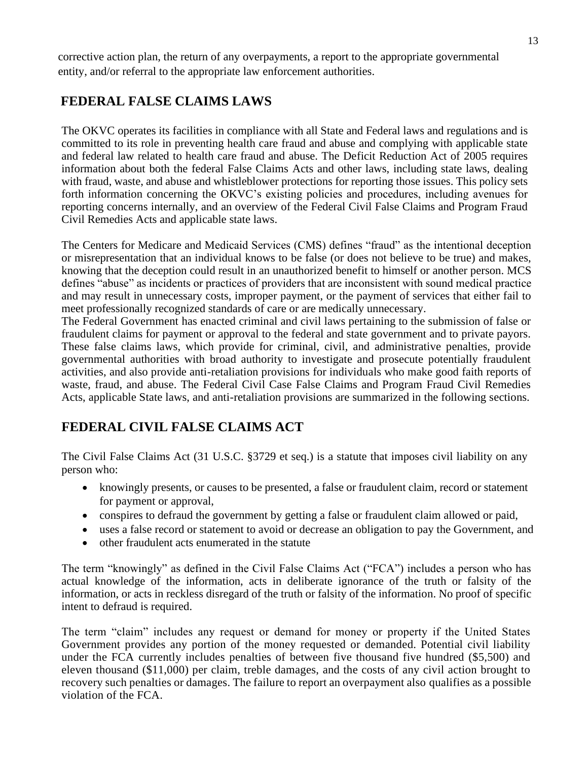corrective action plan, the return of any overpayments, a report to the appropriate governmental entity, and/or referral to the appropriate law enforcement authorities.

## FEDERAL FALSE CLAIMS LAWS

The OKVC operates its facilities in compliance with all State and Federal laws and regulations and is committed to its role in preventing health care fraud and abuse and complying with applicable state and federal law related to health care fraud and abuse. The Deficit Reduction Act of 2005 requires information about both the federal False Claims Acts and other laws, including state laws, dealing with fraud, waste, and abuse and whistleblower protections for reporting those issues. This policy sets forth information concerning the OKVC's existing policies and procedures, including avenues for reporting concerns internally, and an overview of the Federal Civil False Claims and Program Fraud Civil Remedies Acts and applicable state laws.

The Centers for Medicare and Medicaid Services (CMS) defines "fraud" as the intentional deception or misrepresentation that an individual knows to be false (or does not believe to be true) and makes, knowing that the deception could result in an unauthorized benefit to himself or another person. MCS defines "abuse" as incidents or practices of providers that are inconsistent with sound medical practice and may result in unnecessary costs, improper payment, or the payment of services that either fail to meet professionally recognized standards of care or are medically unnecessary.

The Federal Government has enacted criminal and civil laws pertaining to the submission of false or fraudulent claims for payment or approval to the federal and state government and to private payors. These false claims laws, which provide for criminal, civil, and administrative penalties, provide governmental authorities with broad authority to investigate and prosecute potentially fraudulent activities, and also provide anti-retaliation provisions for individuals who make good faith reports of waste, fraud, and abuse. The Federal Civil Case False Claims and Program Fraud Civil Remedies Acts, applicable State laws, and anti-retaliation provisions are summarized in the following sections.

## FEDERAL CIVIL FALSE CLAIMS ACT

The Civil False Claims Act (31 U.S.C. §3729 et seq.) is a statute that imposes civil liability on any person who:

- knowingly presents, or causes to be presented, a false or fraudulent claim, record or statement for payment or approval,
- conspires to defraud the government by getting a false or fraudulent claim allowed or paid,
- uses a false record or statement to avoid or decrease an obligation to pay the Government, and
- other fraudulent acts enumerated in the statute

The term "knowingly" as defined in the Civil False Claims Act ("FCA") includes a person who has actual knowledge of the information, acts in deliberate ignorance of the truth or falsity of the information, or acts in reckless disregard of the truth or falsity of the information. No proof of specific intent to defraud is required.

The term "claim" includes any request or demand for money or property if the United States Government provides any portion of the money requested or demanded. Potential civil liability under the FCA currently includes penalties of between five thousand five hundred ($5,500) and eleven thousand ($11,000) per claim, treble damages, and the costs of any civil action brought to recovery such penalties or damages. The failure to report an overpayment also qualifies as a possible violation of the FCA.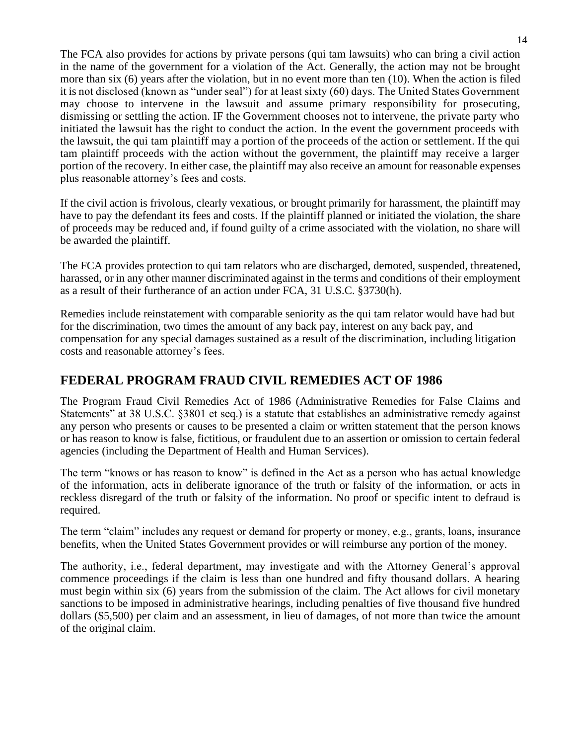The FCA also provides for actions by private persons (qui tam lawsuits) who can bring a civil action in the name of the government for a violation of the Act. Generally, the action may not be brought more than six (6) years after the violation, but in no event more than ten (10). When the action is filed it is not disclosed (known as "under seal") for at least sixty (60) days. The United States Government may choose to intervene in the lawsuit and assume primary responsibility for prosecuting, dismissing or settling the action. IF the Government chooses not to intervene, the private party who initiated the lawsuit has the right to conduct the action. In the event the government proceeds with the lawsuit, the qui tam plaintiff may a portion of the proceeds of the action or settlement. If the qui tam plaintiff proceeds with the action without the government, the plaintiff may receive a larger portion of the recovery. In either case, the plaintiff may also receive an amount for reasonable expenses plus reasonable attorney's fees and costs.

If the civil action is frivolous, clearly vexatious, or brought primarily for harassment, the plaintiff may have to pay the defendant its fees and costs. If the plaintiff planned or initiated the violation, the share of proceeds may be reduced and, if found guilty of a crime associated with the violation, no share will be awarded the plaintiff.

The FCA provides protection to qui tam relators who are discharged, demoted, suspended, threatened, harassed, or in any other manner discriminated against in the terms and conditions of their employment as a result of their furtherance of an action under FCA, 31 U.S.C. §3730(h).

Remedies include reinstatement with comparable seniority as the qui tam relator would have had but for the discrimination, two times the amount of any back pay, interest on any back pay, and compensation for any special damages sustained as a result of the discrimination, including litigation costs and reasonable attorney's fees.

## FEDERAL PROGRAM FRAUD CIVIL REMEDIES ACT OF 1986

The Program Fraud Civil Remedies Act of 1986 (Administrative Remedies for False Claims and Statements" at 38 U.S.C. §3801 et seq.) is a statute that establishes an administrative remedy against any person who presents or causes to be presented a claim or written statement that the person knows or has reason to know is false, fictitious, or fraudulent due to an assertion or omission to certain federal agencies (including the Department of Health and Human Services).

The term "knows or has reason to know" is defined in the Act as a person who has actual knowledge of the information, acts in deliberate ignorance of the truth or falsity of the information, or acts in reckless disregard of the truth or falsity of the information. No proof or specific intent to defraud is required.

The term "claim" includes any request or demand for property or money, e.g., grants, loans, insurance benefits, when the United States Government provides or will reimburse any portion of the money.

The authority, i.e., federal department, may investigate and with the Attorney General's approval commence proceedings if the claim is less than one hundred and fifty thousand dollars. A hearing must begin within six (6) years from the submission of the claim. The Act allows for civil monetary sanctions to be imposed in administrative hearings, including penalties of five thousand five hundred dollars ($5,500) per claim and an assessment, in lieu of damages, of not more than twice the amount of the original claim.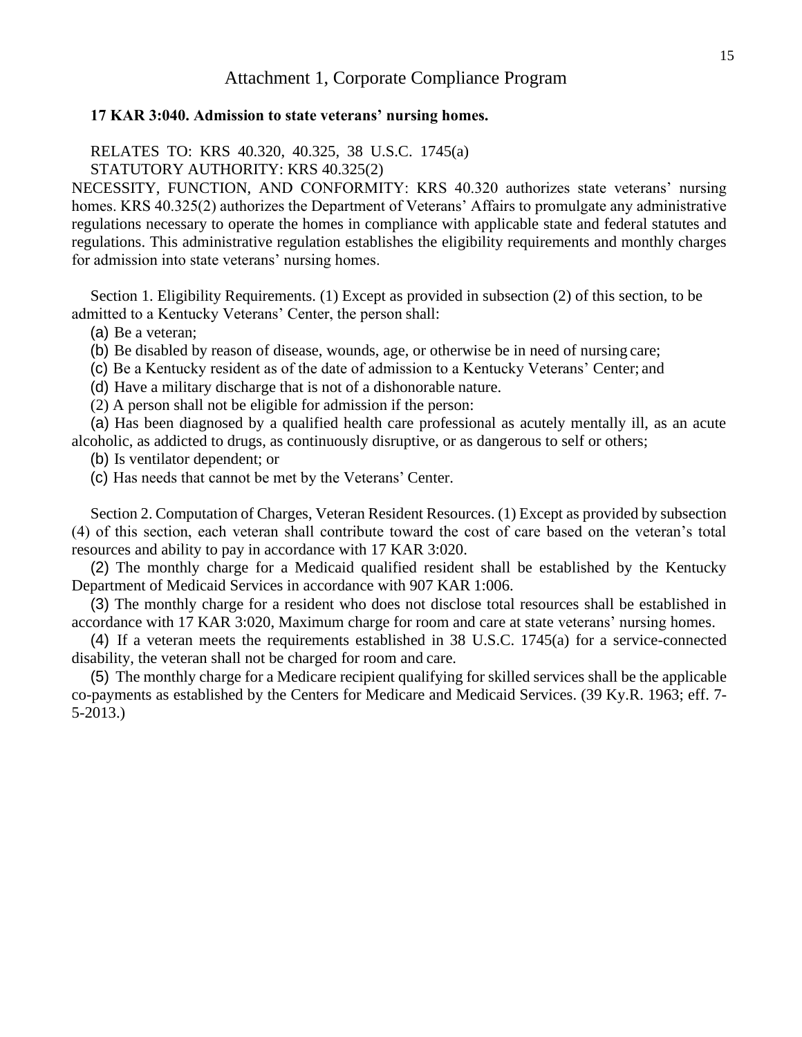## Attachment 1, Corporate Compliance Program

**17 KAR 3:040. Admission to state veterans' nursing homes.**

RELATES TO: KRS 40.320, 40.325, 38 U.S.C. 1745(a)
STATUTORY AUTHORITY: KRS 40.325(2)
NECESSITY, FUNCTION, AND CONFORMITY: KRS 40.320 authorizes state veterans' nursing homes. KRS 40.325(2) authorizes the Department of Veterans' Affairs to promulgate any administrative regulations necessary to operate the homes in compliance with applicable state and federal statutes and regulations. This administrative regulation establishes the eligibility requirements and monthly charges for admission into state veterans' nursing homes.

Section 1. Eligibility Requirements. (1) Except as provided in subsection (2) of this section, to be admitted to a Kentucky Veterans' Center, the person shall:

(a) Be a veteran;

(b) Be disabled by reason of disease, wounds, age, or otherwise be in need of nursing care;

(c) Be a Kentucky resident as of the date of admission to a Kentucky Veterans' Center; and

(d) Have a military discharge that is not of a dishonorable nature.

(2) A person shall not be eligible for admission if the person:

(a) Has been diagnosed by a qualified health care professional as acutely mentally ill, as an acute alcoholic, as addicted to drugs, as continuously disruptive, or as dangerous to self or others;

(b) Is ventilator dependent; or

(c) Has needs that cannot be met by the Veterans' Center.

Section 2. Computation of Charges, Veteran Resident Resources. (1) Except as provided by subsection (4) of this section, each veteran shall contribute toward the cost of care based on the veteran's total resources and ability to pay in accordance with 17 KAR 3:020.

(2) The monthly charge for a Medicaid qualified resident shall be established by the Kentucky Department of Medicaid Services in accordance with 907 KAR 1:006.

(3) The monthly charge for a resident who does not disclose total resources shall be established in accordance with 17 KAR 3:020, Maximum charge for room and care at state veterans' nursing homes.

(4) If a veteran meets the requirements established in 38 U.S.C. 1745(a) for a service-connected disability, the veteran shall not be charged for room and care.

(5) The monthly charge for a Medicare recipient qualifying for skilled services shall be the applicable co-payments as established by the Centers for Medicare and Medicaid Services. (39 Ky.R. 1963; eff. 7-5-2013.)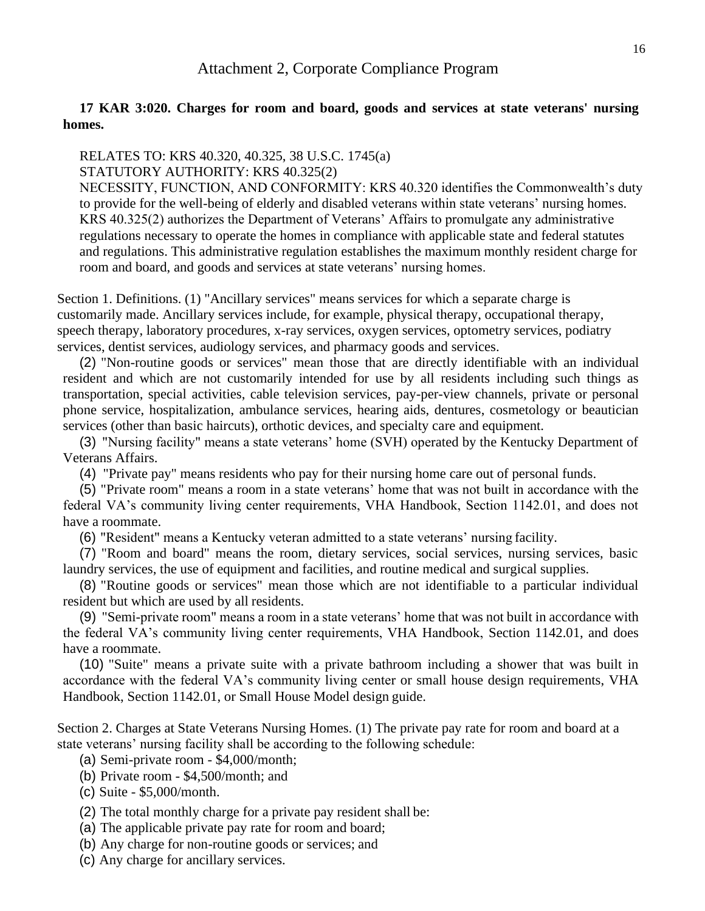## Attachment 2, Corporate Compliance Program

**17 KAR 3:020. Charges for room and board, goods and services at state veterans' nursing homes.**

RELATES TO: KRS 40.320, 40.325, 38 U.S.C. 1745(a)
STATUTORY AUTHORITY: KRS 40.325(2)
NECESSITY, FUNCTION, AND CONFORMITY: KRS 40.320 identifies the Commonwealth's duty to provide for the well-being of elderly and disabled veterans within state veterans' nursing homes. KRS 40.325(2) authorizes the Department of Veterans' Affairs to promulgate any administrative regulations necessary to operate the homes in compliance with applicable state and federal statutes and regulations. This administrative regulation establishes the maximum monthly resident charge for room and board, and goods and services at state veterans' nursing homes.

Section 1. Definitions. (1) "Ancillary services" means services for which a separate charge is customarily made. Ancillary services include, for example, physical therapy, occupational therapy, speech therapy, laboratory procedures, x-ray services, oxygen services, optometry services, podiatry services, dentist services, audiology services, and pharmacy goods and services.

(2) "Non-routine goods or services" mean those that are directly identifiable with an individual resident and which are not customarily intended for use by all residents including such things as transportation, special activities, cable television services, pay-per-view channels, private or personal phone service, hospitalization, ambulance services, hearing aids, dentures, cosmetology or beautician services (other than basic haircuts), orthotic devices, and specialty care and equipment.

(3) "Nursing facility" means a state veterans' home (SVH) operated by the Kentucky Department of Veterans Affairs.

(4) "Private pay" means residents who pay for their nursing home care out of personal funds.

(5) "Private room" means a room in a state veterans' home that was not built in accordance with the federal VA's community living center requirements, VHA Handbook, Section 1142.01, and does not have a roommate.

(6) "Resident" means a Kentucky veteran admitted to a state veterans' nursing facility.

(7) "Room and board" means the room, dietary services, social services, nursing services, basic laundry services, the use of equipment and facilities, and routine medical and surgical supplies.

(8) "Routine goods or services" mean those which are not identifiable to a particular individual resident but which are used by all residents.

(9) "Semi-private room" means a room in a state veterans' home that was not built in accordance with the federal VA's community living center requirements, VHA Handbook, Section 1142.01, and does have a roommate.

(10) "Suite" means a private suite with a private bathroom including a shower that was built in accordance with the federal VA's community living center or small house design requirements, VHA Handbook, Section 1142.01, or Small House Model design guide.

Section 2. Charges at State Veterans Nursing Homes. (1) The private pay rate for room and board at a state veterans' nursing facility shall be according to the following schedule:

(a) Semi-private room - $4,000/month;

(b) Private room - $4,500/month; and

(c) Suite - $5,000/month.

(2) The total monthly charge for a private pay resident shall be:

(a) The applicable private pay rate for room and board;

(b) Any charge for non-routine goods or services; and

(c) Any charge for ancillary services.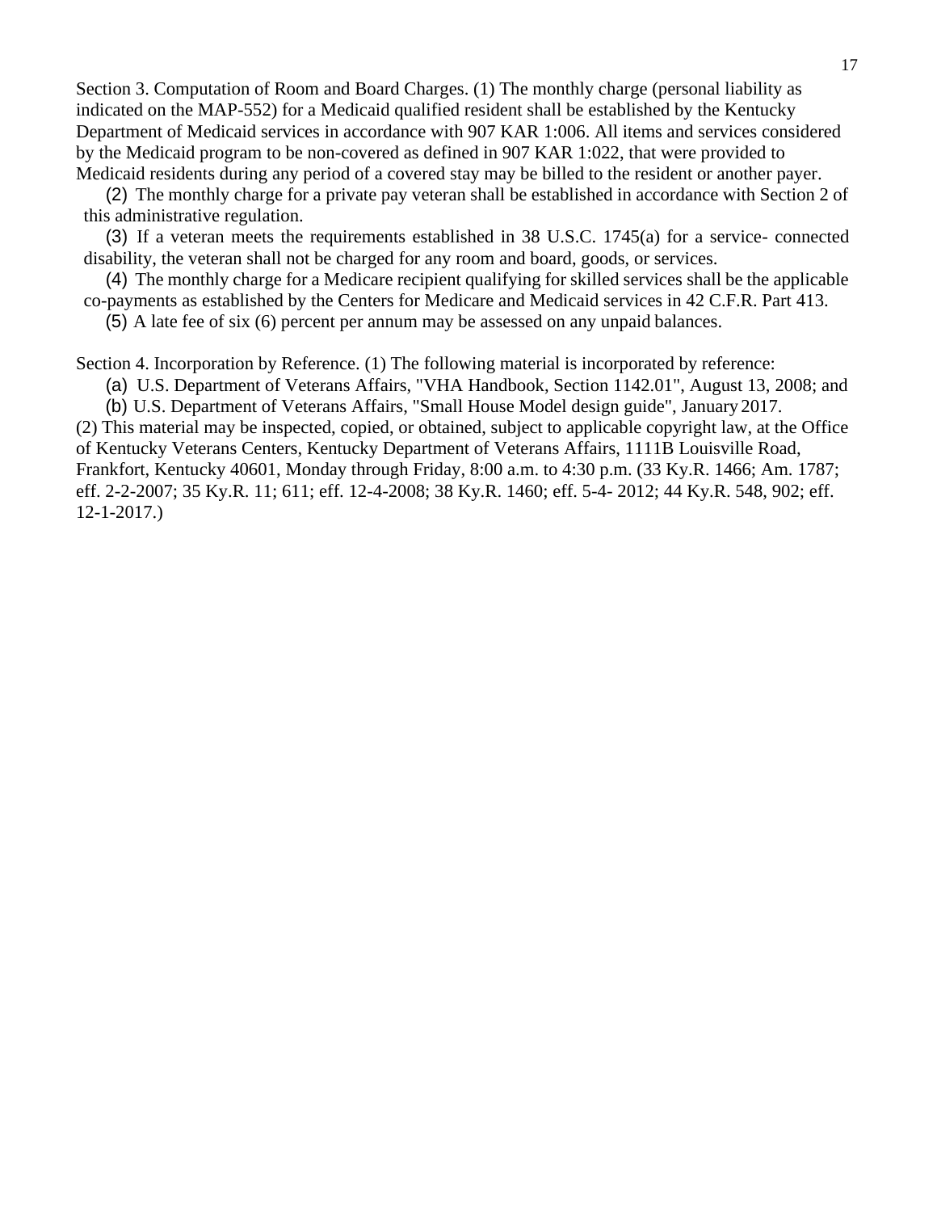Section 3. Computation of Room and Board Charges. (1) The monthly charge (personal liability as indicated on the MAP-552) for a Medicaid qualified resident shall be established by the Kentucky Department of Medicaid services in accordance with 907 KAR 1:006. All items and services considered by the Medicaid program to be non-covered as defined in 907 KAR 1:022, that were provided to Medicaid residents during any period of a covered stay may be billed to the resident or another payer.

(2) The monthly charge for a private pay veteran shall be established in accordance with Section 2 of this administrative regulation.

(3) If a veteran meets the requirements established in 38 U.S.C. 1745(a) for a service- connected disability, the veteran shall not be charged for any room and board, goods, or services.

(4) The monthly charge for a Medicare recipient qualifying for skilled services shall be the applicable co-payments as established by the Centers for Medicare and Medicaid services in 42 C.F.R. Part 413.

(5) A late fee of six (6) percent per annum may be assessed on any unpaid balances.

Section 4. Incorporation by Reference. (1) The following material is incorporated by reference:

(a) U.S. Department of Veterans Affairs, "VHA Handbook, Section 1142.01", August 13, 2008; and

(b) U.S. Department of Veterans Affairs, "Small House Model design guide", January 2017.

(2) This material may be inspected, copied, or obtained, subject to applicable copyright law, at the Office of Kentucky Veterans Centers, Kentucky Department of Veterans Affairs, 1111B Louisville Road, Frankfort, Kentucky 40601, Monday through Friday, 8:00 a.m. to 4:30 p.m. (33 Ky.R. 1466; Am. 1787; eff. 2-2-2007; 35 Ky.R. 11; 611; eff. 12-4-2008; 38 Ky.R. 1460; eff. 5-4- 2012; 44 Ky.R. 548, 902; eff. 12-1-2017.)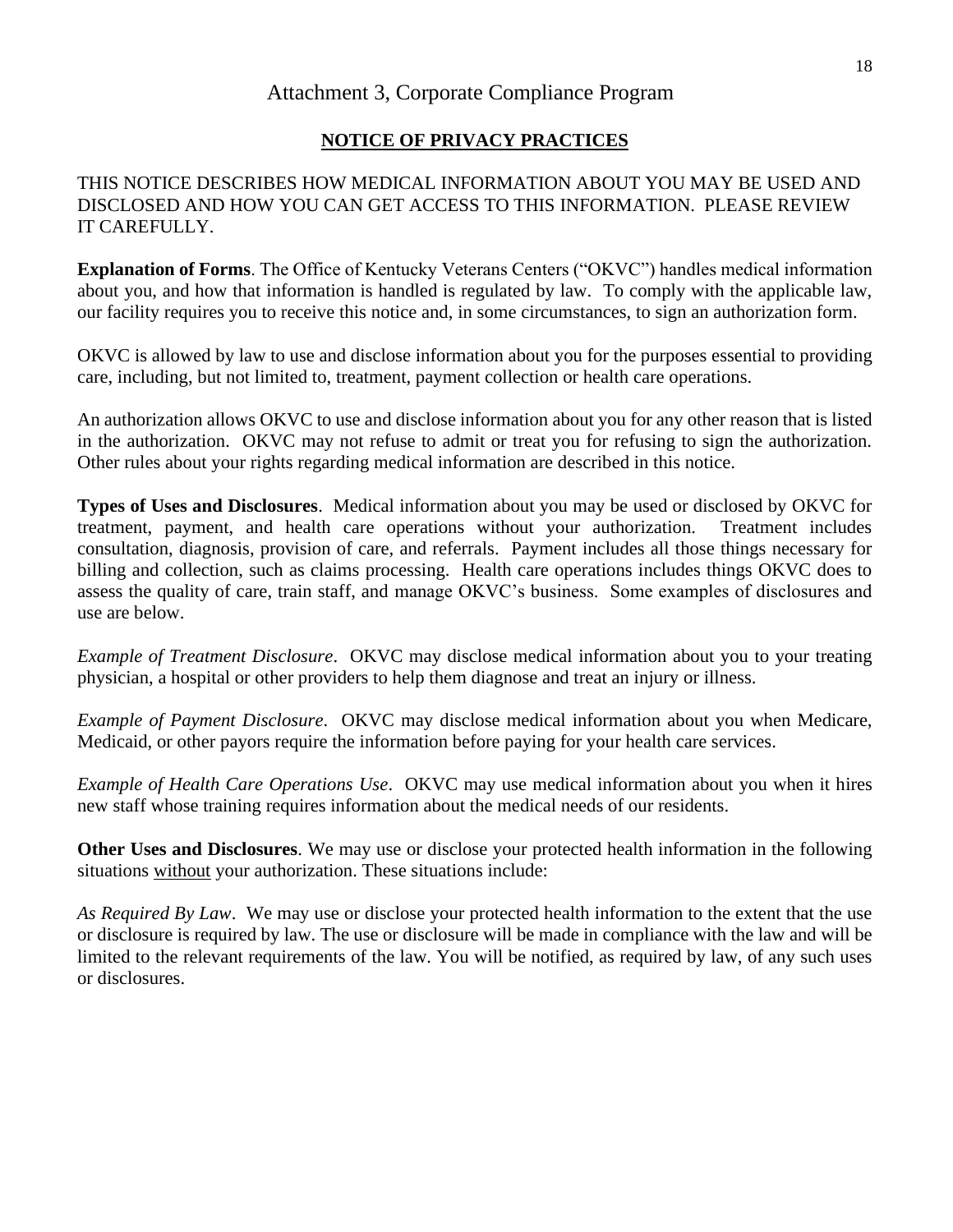Attachment 3, Corporate Compliance Program

## NOTICE OF PRIVACY PRACTICES

THIS NOTICE DESCRIBES HOW MEDICAL INFORMATION ABOUT YOU MAY BE USED AND DISCLOSED AND HOW YOU CAN GET ACCESS TO THIS INFORMATION. PLEASE REVIEW IT CAREFULLY.

**Explanation of Forms**. The Office of Kentucky Veterans Centers ("OKVC") handles medical information about you, and how that information is handled is regulated by law. To comply with the applicable law, our facility requires you to receive this notice and, in some circumstances, to sign an authorization form.

OKVC is allowed by law to use and disclose information about you for the purposes essential to providing care, including, but not limited to, treatment, payment collection or health care operations.

An authorization allows OKVC to use and disclose information about you for any other reason that is listed in the authorization. OKVC may not refuse to admit or treat you for refusing to sign the authorization. Other rules about your rights regarding medical information are described in this notice.

**Types of Uses and Disclosures**. Medical information about you may be used or disclosed by OKVC for treatment, payment, and health care operations without your authorization. Treatment includes consultation, diagnosis, provision of care, and referrals. Payment includes all those things necessary for billing and collection, such as claims processing. Health care operations includes things OKVC does to assess the quality of care, train staff, and manage OKVC's business. Some examples of disclosures and use are below.

*Example of Treatment Disclosure*. OKVC may disclose medical information about you to your treating physician, a hospital or other providers to help them diagnose and treat an injury or illness.

*Example of Payment Disclosure*. OKVC may disclose medical information about you when Medicare, Medicaid, or other payors require the information before paying for your health care services.

*Example of Health Care Operations Use*. OKVC may use medical information about you when it hires new staff whose training requires information about the medical needs of our residents.

**Other Uses and Disclosures**. We may use or disclose your protected health information in the following situations without your authorization. These situations include:

*As Required By Law*. We may use or disclose your protected health information to the extent that the use or disclosure is required by law. The use or disclosure will be made in compliance with the law and will be limited to the relevant requirements of the law. You will be notified, as required by law, of any such uses or disclosures.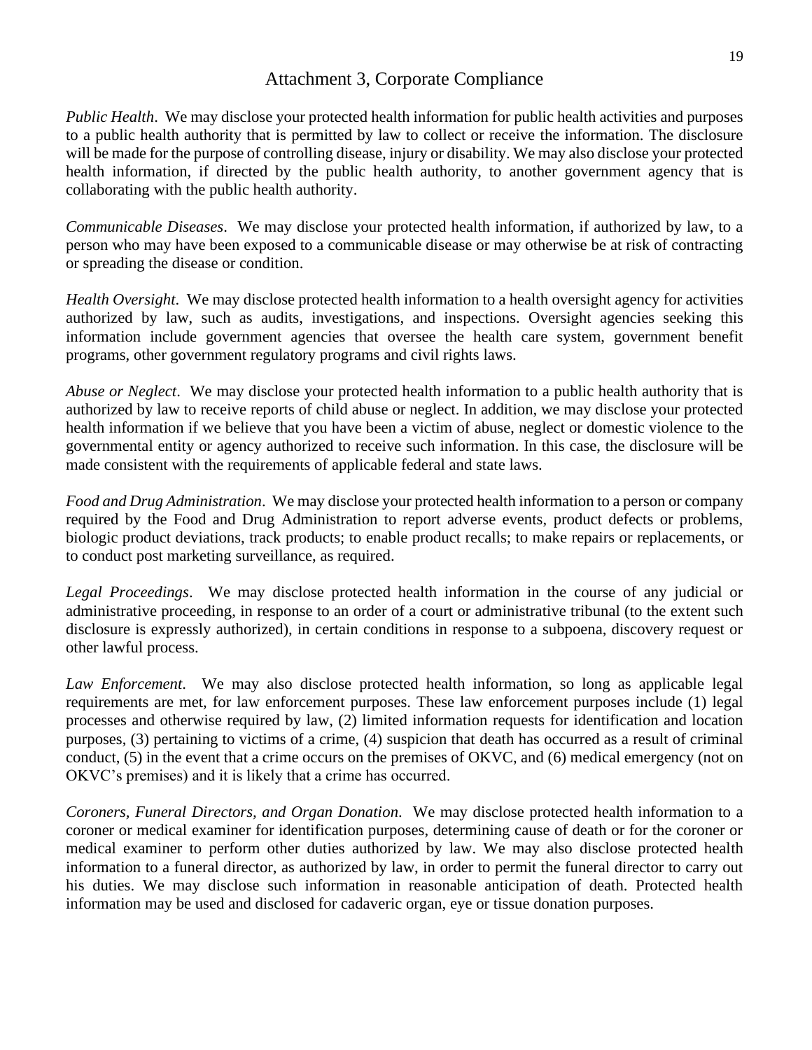## Attachment 3, Corporate Compliance

*Public Health*. We may disclose your protected health information for public health activities and purposes to a public health authority that is permitted by law to collect or receive the information. The disclosure will be made for the purpose of controlling disease, injury or disability. We may also disclose your protected health information, if directed by the public health authority, to another government agency that is collaborating with the public health authority.

*Communicable Diseases*. We may disclose your protected health information, if authorized by law, to a person who may have been exposed to a communicable disease or may otherwise be at risk of contracting or spreading the disease or condition.

*Health Oversight*. We may disclose protected health information to a health oversight agency for activities authorized by law, such as audits, investigations, and inspections. Oversight agencies seeking this information include government agencies that oversee the health care system, government benefit programs, other government regulatory programs and civil rights laws.

*Abuse or Neglect*. We may disclose your protected health information to a public health authority that is authorized by law to receive reports of child abuse or neglect. In addition, we may disclose your protected health information if we believe that you have been a victim of abuse, neglect or domestic violence to the governmental entity or agency authorized to receive such information. In this case, the disclosure will be made consistent with the requirements of applicable federal and state laws.

*Food and Drug Administration*. We may disclose your protected health information to a person or company required by the Food and Drug Administration to report adverse events, product defects or problems, biologic product deviations, track products; to enable product recalls; to make repairs or replacements, or to conduct post marketing surveillance, as required.

*Legal Proceedings*. We may disclose protected health information in the course of any judicial or administrative proceeding, in response to an order of a court or administrative tribunal (to the extent such disclosure is expressly authorized), in certain conditions in response to a subpoena, discovery request or other lawful process.

*Law Enforcement*. We may also disclose protected health information, so long as applicable legal requirements are met, for law enforcement purposes. These law enforcement purposes include (1) legal processes and otherwise required by law, (2) limited information requests for identification and location purposes, (3) pertaining to victims of a crime, (4) suspicion that death has occurred as a result of criminal conduct, (5) in the event that a crime occurs on the premises of OKVC, and (6) medical emergency (not on OKVC's premises) and it is likely that a crime has occurred.

*Coroners, Funeral Directors, and Organ Donation*. We may disclose protected health information to a coroner or medical examiner for identification purposes, determining cause of death or for the coroner or medical examiner to perform other duties authorized by law. We may also disclose protected health information to a funeral director, as authorized by law, in order to permit the funeral director to carry out his duties. We may disclose such information in reasonable anticipation of death. Protected health information may be used and disclosed for cadaveric organ, eye or tissue donation purposes.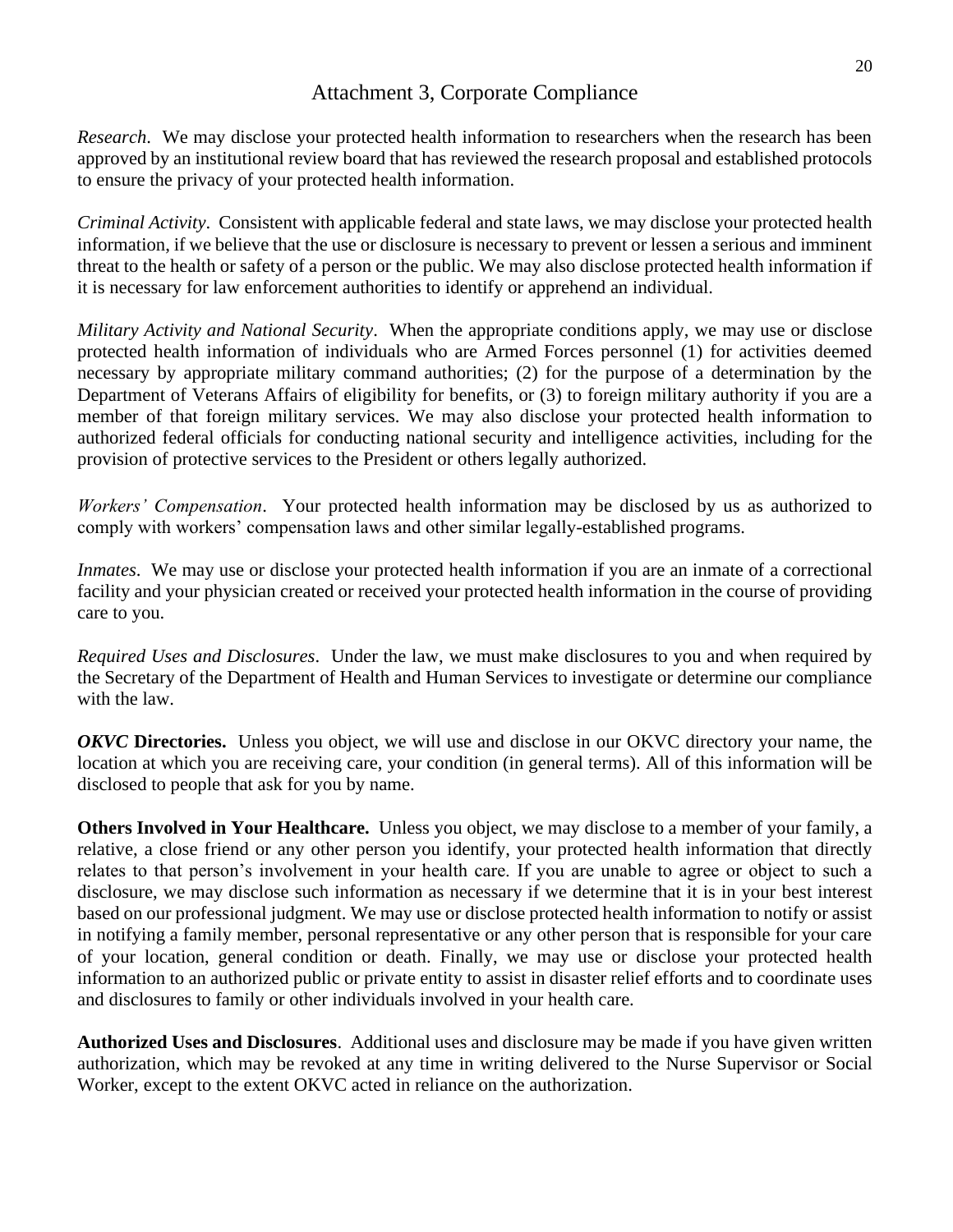## Attachment 3, Corporate Compliance

*Research*. We may disclose your protected health information to researchers when the research has been approved by an institutional review board that has reviewed the research proposal and established protocols to ensure the privacy of your protected health information.

*Criminal Activity*. Consistent with applicable federal and state laws, we may disclose your protected health information, if we believe that the use or disclosure is necessary to prevent or lessen a serious and imminent threat to the health or safety of a person or the public. We may also disclose protected health information if it is necessary for law enforcement authorities to identify or apprehend an individual.

*Military Activity and National Security*. When the appropriate conditions apply, we may use or disclose protected health information of individuals who are Armed Forces personnel (1) for activities deemed necessary by appropriate military command authorities; (2) for the purpose of a determination by the Department of Veterans Affairs of eligibility for benefits, or (3) to foreign military authority if you are a member of that foreign military services. We may also disclose your protected health information to authorized federal officials for conducting national security and intelligence activities, including for the provision of protective services to the President or others legally authorized.

*Workers' Compensation*. Your protected health information may be disclosed by us as authorized to comply with workers' compensation laws and other similar legally-established programs.

*Inmates*. We may use or disclose your protected health information if you are an inmate of a correctional facility and your physician created or received your protected health information in the course of providing care to you.

*Required Uses and Disclosures*. Under the law, we must make disclosures to you and when required by the Secretary of the Department of Health and Human Services to investigate or determine our compliance with the law.

***OKVC* Directories.** Unless you object, we will use and disclose in our OKVC directory your name, the location at which you are receiving care, your condition (in general terms). All of this information will be disclosed to people that ask for you by name.

**Others Involved in Your Healthcare.** Unless you object, we may disclose to a member of your family, a relative, a close friend or any other person you identify, your protected health information that directly relates to that person's involvement in your health care. If you are unable to agree or object to such a disclosure, we may disclose such information as necessary if we determine that it is in your best interest based on our professional judgment. We may use or disclose protected health information to notify or assist in notifying a family member, personal representative or any other person that is responsible for your care of your location, general condition or death. Finally, we may use or disclose your protected health information to an authorized public or private entity to assist in disaster relief efforts and to coordinate uses and disclosures to family or other individuals involved in your health care.

**Authorized Uses and Disclosures**. Additional uses and disclosure may be made if you have given written authorization, which may be revoked at any time in writing delivered to the Nurse Supervisor or Social Worker, except to the extent OKVC acted in reliance on the authorization.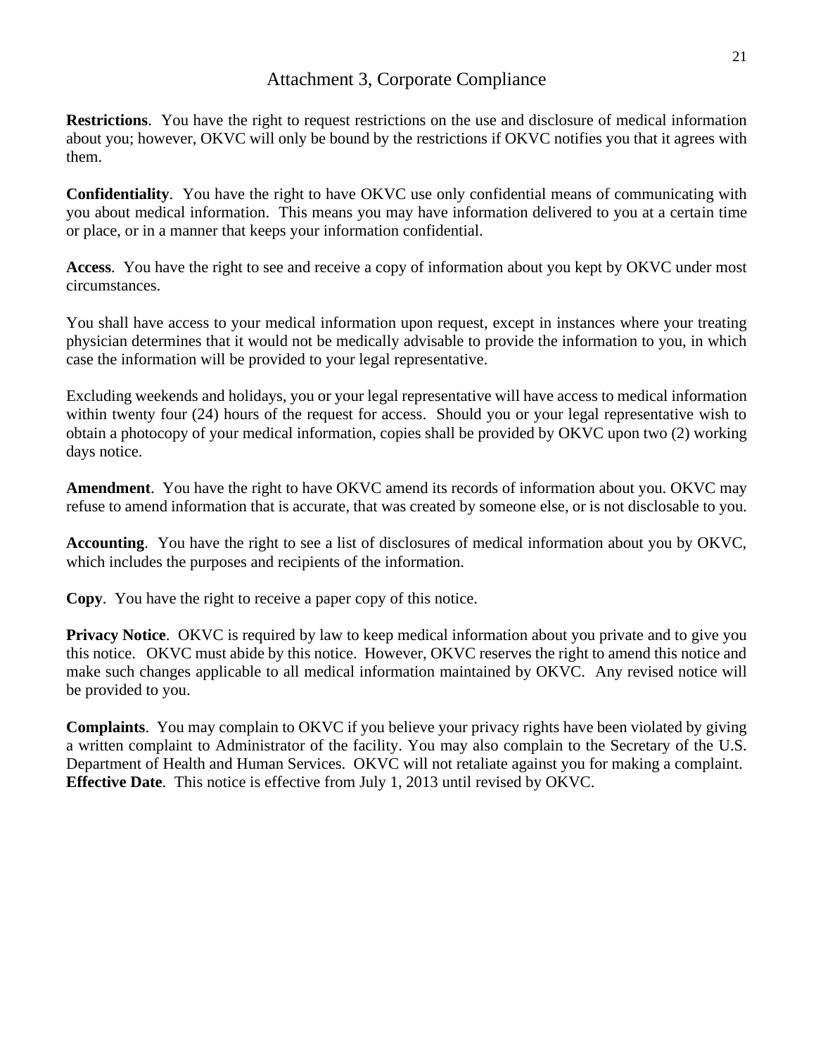## Attachment 3, Corporate Compliance

**Restrictions**. You have the right to request restrictions on the use and disclosure of medical information about you; however, OKVC will only be bound by the restrictions if OKVC notifies you that it agrees with them.

**Confidentiality**. You have the right to have OKVC use only confidential means of communicating with you about medical information. This means you may have information delivered to you at a certain time or place, or in a manner that keeps your information confidential.

**Access**. You have the right to see and receive a copy of information about you kept by OKVC under most circumstances.

You shall have access to your medical information upon request, except in instances where your treating physician determines that it would not be medically advisable to provide the information to you, in which case the information will be provided to your legal representative.

Excluding weekends and holidays, you or your legal representative will have access to medical information within twenty four (24) hours of the request for access. Should you or your legal representative wish to obtain a photocopy of your medical information, copies shall be provided by OKVC upon two (2) working days notice.

**Amendment**. You have the right to have OKVC amend its records of information about you. OKVC may refuse to amend information that is accurate, that was created by someone else, or is not disclosable to you.

**Accounting**. You have the right to see a list of disclosures of medical information about you by OKVC, which includes the purposes and recipients of the information.

**Copy**. You have the right to receive a paper copy of this notice.

**Privacy Notice**. OKVC is required by law to keep medical information about you private and to give you this notice. OKVC must abide by this notice. However, OKVC reserves the right to amend this notice and make such changes applicable to all medical information maintained by OKVC. Any revised notice will be provided to you.

**Complaints**. You may complain to OKVC if you believe your privacy rights have been violated by giving a written complaint to Administrator of the facility. You may also complain to the Secretary of the U.S. Department of Health and Human Services. OKVC will not retaliate against you for making a complaint.
**Effective Date**. This notice is effective from July 1, 2013 until revised by OKVC.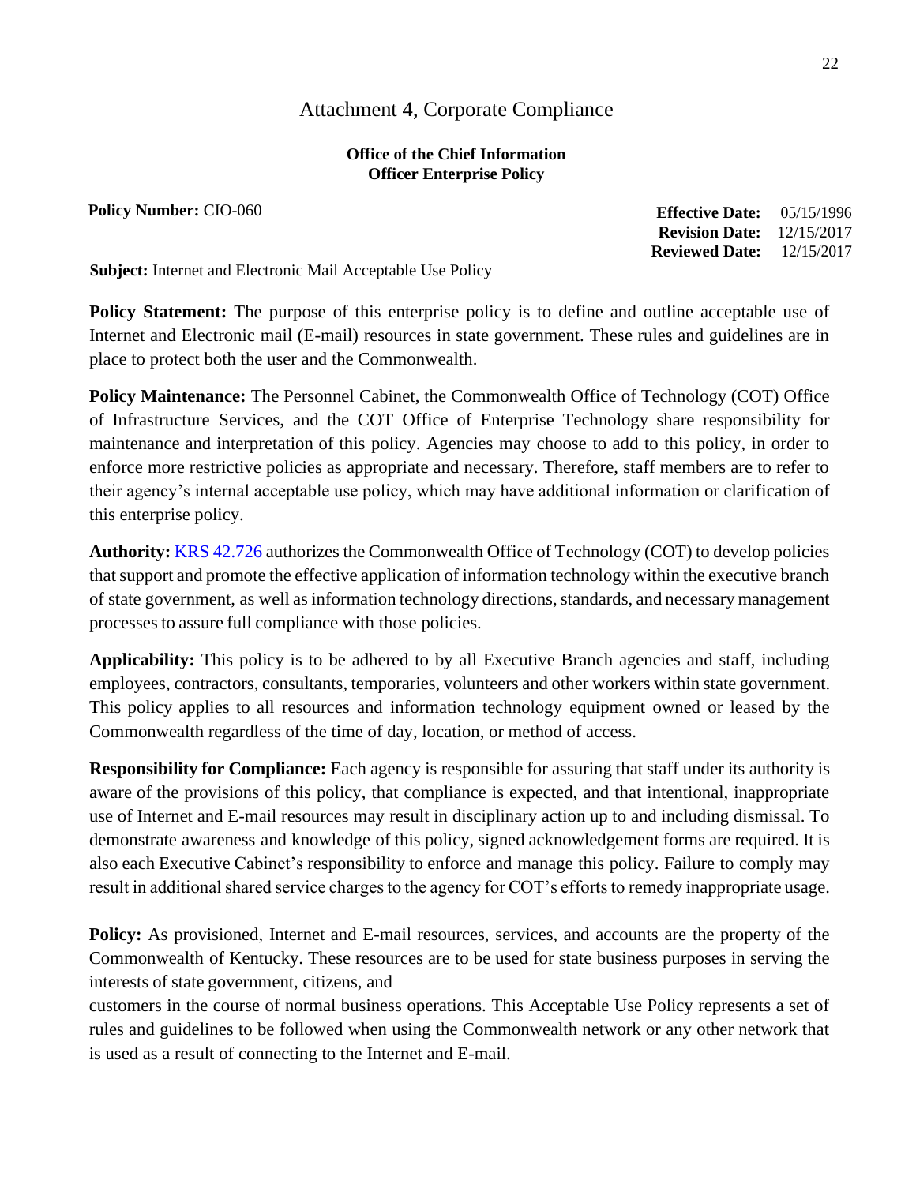## Attachment 4, Corporate Compliance

**Office of the Chief Information Officer Enterprise Policy**

**Policy Number:** CIO-060

**Effective Date:** 05/15/1996
**Revision Date:** 12/15/2017
**Reviewed Date:** 12/15/2017

**Subject:** Internet and Electronic Mail Acceptable Use Policy

**Policy Statement:** The purpose of this enterprise policy is to define and outline acceptable use of Internet and Electronic mail (E-mail) resources in state government. These rules and guidelines are in place to protect both the user and the Commonwealth.

**Policy Maintenance:** The Personnel Cabinet, the Commonwealth Office of Technology (COT) Office of Infrastructure Services, and the COT Office of Enterprise Technology share responsibility for maintenance and interpretation of this policy. Agencies may choose to add to this policy, in order to enforce more restrictive policies as appropriate and necessary. Therefore, staff members are to refer to their agency's internal acceptable use policy, which may have additional information or clarification of this enterprise policy.

**Authority:** KRS 42.726 authorizes the Commonwealth Office of Technology (COT) to develop policies that support and promote the effective application of information technology within the executive branch of state government, as well as information technology directions, standards, and necessary management processes to assure full compliance with those policies.

**Applicability:** This policy is to be adhered to by all Executive Branch agencies and staff, including employees, contractors, consultants, temporaries, volunteers and other workers within state government. This policy applies to all resources and information technology equipment owned or leased by the Commonwealth regardless of the time of day, location, or method of access.

**Responsibility for Compliance:** Each agency is responsible for assuring that staff under its authority is aware of the provisions of this policy, that compliance is expected, and that intentional, inappropriate use of Internet and E-mail resources may result in disciplinary action up to and including dismissal. To demonstrate awareness and knowledge of this policy, signed acknowledgement forms are required. It is also each Executive Cabinet's responsibility to enforce and manage this policy. Failure to comply may result in additional shared service charges to the agency for COT's efforts to remedy inappropriate usage.

**Policy:** As provisioned, Internet and E-mail resources, services, and accounts are the property of the Commonwealth of Kentucky. These resources are to be used for state business purposes in serving the interests of state government, citizens, and customers in the course of normal business operations. This Acceptable Use Policy represents a set of rules and guidelines to be followed when using the Commonwealth network or any other network that is used as a result of connecting to the Internet and E-mail.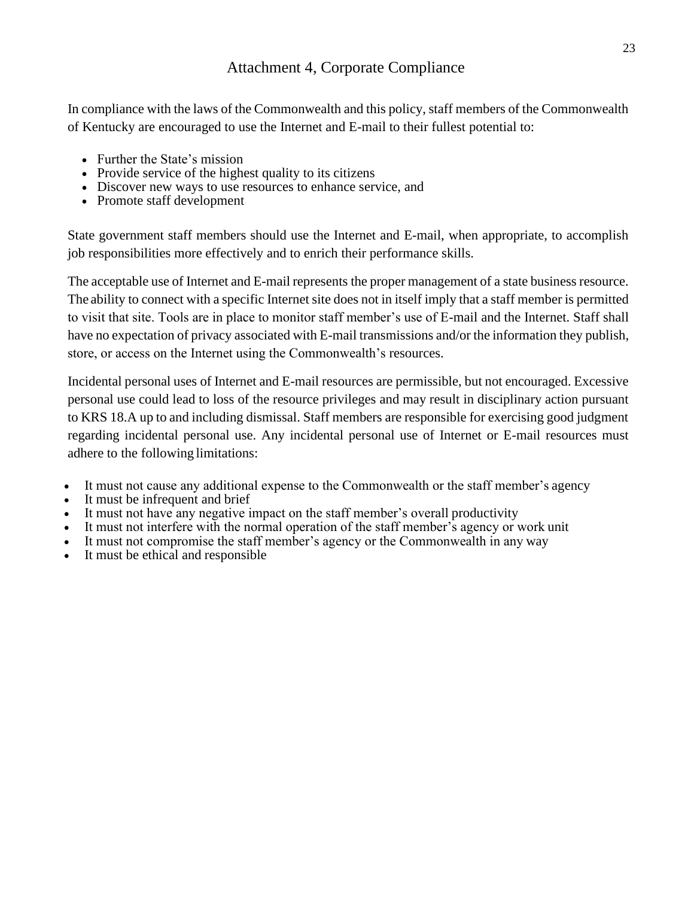# Attachment 4, Corporate Compliance

In compliance with the laws of the Commonwealth and this policy, staff members of the Commonwealth of Kentucky are encouraged to use the Internet and E-mail to their fullest potential to:

- Further the State's mission
- Provide service of the highest quality to its citizens
- Discover new ways to use resources to enhance service, and
- Promote staff development

State government staff members should use the Internet and E-mail, when appropriate, to accomplish job responsibilities more effectively and to enrich their performance skills.

The acceptable use of Internet and E-mail represents the proper management of a state business resource. The ability to connect with a specific Internet site does not in itself imply that a staff member is permitted to visit that site. Tools are in place to monitor staff member's use of E-mail and the Internet. Staff shall have no expectation of privacy associated with E-mail transmissions and/or the information they publish, store, or access on the Internet using the Commonwealth's resources.

Incidental personal uses of Internet and E-mail resources are permissible, but not encouraged. Excessive personal use could lead to loss of the resource privileges and may result in disciplinary action pursuant to KRS 18.A up to and including dismissal. Staff members are responsible for exercising good judgment regarding incidental personal use. Any incidental personal use of Internet or E-mail resources must adhere to the following limitations:

- It must not cause any additional expense to the Commonwealth or the staff member's agency
- It must be infrequent and brief
- It must not have any negative impact on the staff member's overall productivity
- It must not interfere with the normal operation of the staff member's agency or work unit
- It must not compromise the staff member's agency or the Commonwealth in any way
- It must be ethical and responsible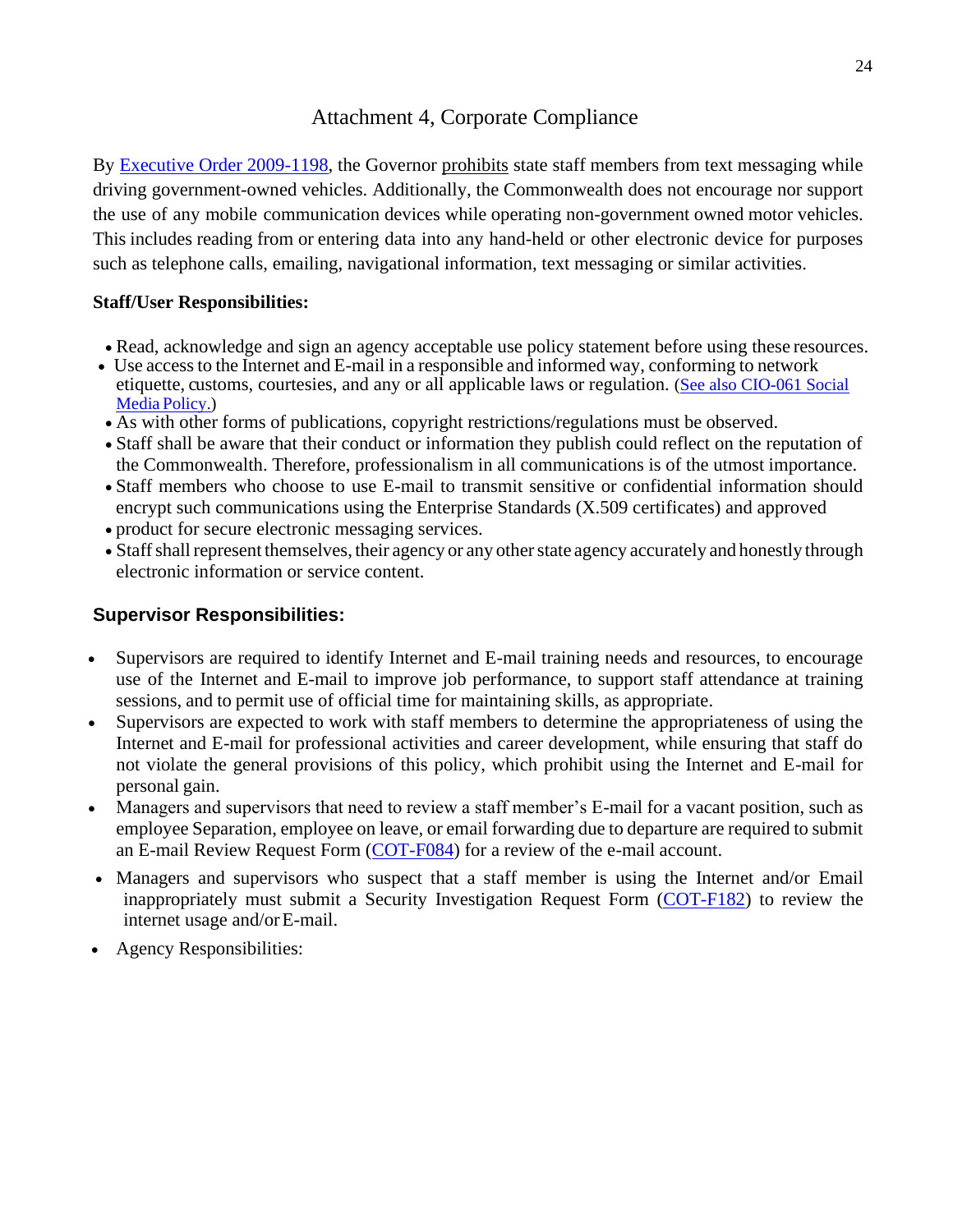## Attachment 4, Corporate Compliance

By Executive Order 2009-1198, the Governor prohibits state staff members from text messaging while driving government-owned vehicles. Additionally, the Commonwealth does not encourage nor support the use of any mobile communication devices while operating non-government owned motor vehicles. This includes reading from or entering data into any hand-held or other electronic device for purposes such as telephone calls, emailing, navigational information, text messaging or similar activities.

**Staff/User Responsibilities:**

- Read, acknowledge and sign an agency acceptable use policy statement before using these resources.
- Use access to the Internet and E-mail in a responsible and informed way, conforming to network etiquette, customs, courtesies, and any or all applicable laws or regulation. (See also CIO-061 Social Media Policy.)
- As with other forms of publications, copyright restrictions/regulations must be observed.
- Staff shall be aware that their conduct or information they publish could reflect on the reputation of the Commonwealth. Therefore, professionalism in all communications is of the utmost importance.
- Staff members who choose to use E-mail to transmit sensitive or confidential information should encrypt such communications using the Enterprise Standards (X.509 certificates) and approved
- product for secure electronic messaging services.
- Staff shall represent themselves, their agency or any other state agency accurately and honestly through electronic information or service content.

**Supervisor Responsibilities:**

- Supervisors are required to identify Internet and E-mail training needs and resources, to encourage use of the Internet and E-mail to improve job performance, to support staff attendance at training sessions, and to permit use of official time for maintaining skills, as appropriate.
- Supervisors are expected to work with staff members to determine the appropriateness of using the Internet and E-mail for professional activities and career development, while ensuring that staff do not violate the general provisions of this policy, which prohibit using the Internet and E-mail for personal gain.
- Managers and supervisors that need to review a staff member's E-mail for a vacant position, such as employee Separation, employee on leave, or email forwarding due to departure are required to submit an E-mail Review Request Form (COT-F084) for a review of the e-mail account.
- Managers and supervisors who suspect that a staff member is using the Internet and/or Email inappropriately must submit a Security Investigation Request Form (COT-F182) to review the internet usage and/or E-mail.
- Agency Responsibilities: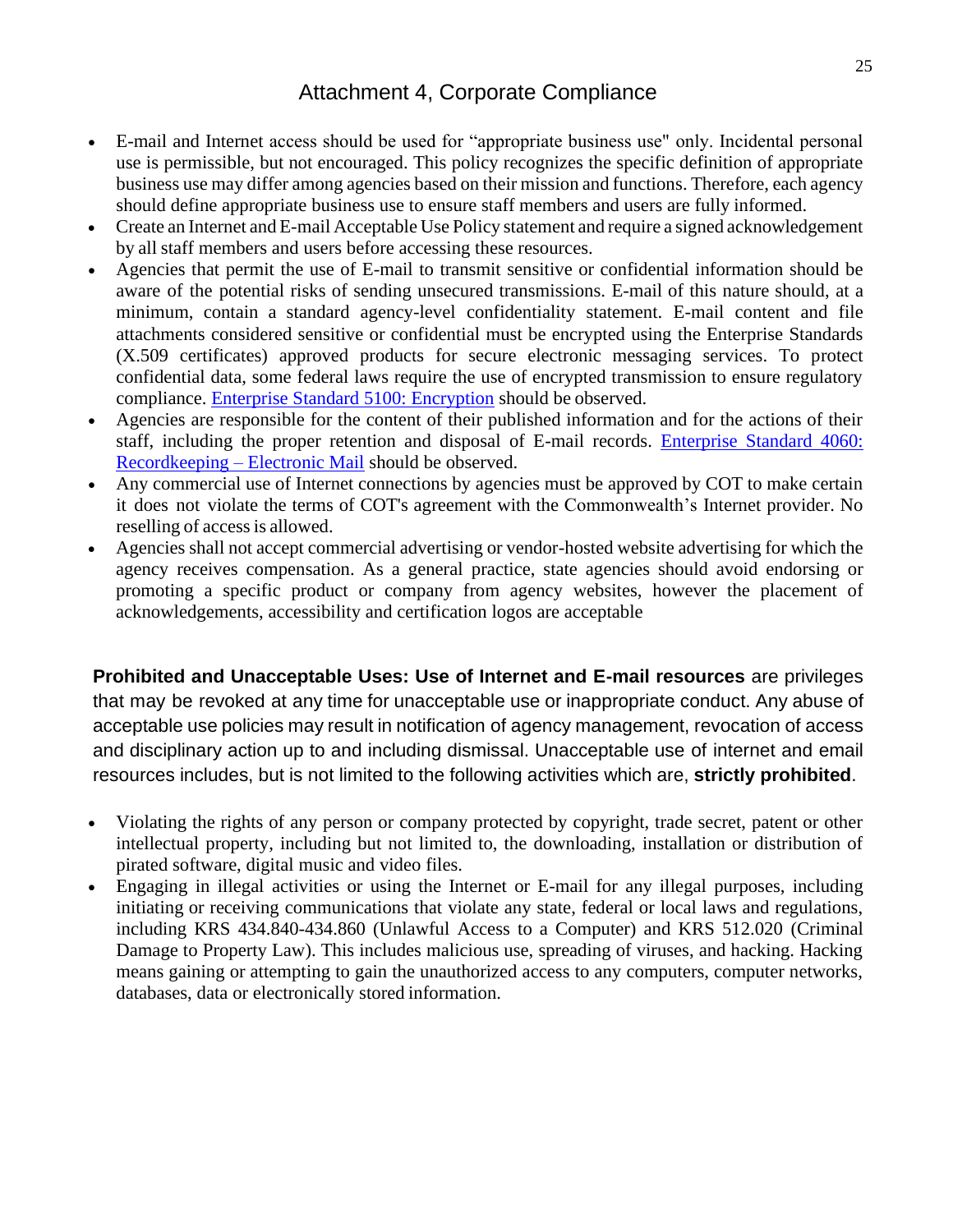## Attachment 4, Corporate Compliance

- E-mail and Internet access should be used for "appropriate business use" only. Incidental personal use is permissible, but not encouraged. This policy recognizes the specific definition of appropriate business use may differ among agencies based on their mission and functions. Therefore, each agency should define appropriate business use to ensure staff members and users are fully informed.
- Create an Internet and E-mail Acceptable Use Policy statement and require a signed acknowledgement by all staff members and users before accessing these resources.
- Agencies that permit the use of E-mail to transmit sensitive or confidential information should be aware of the potential risks of sending unsecured transmissions. E-mail of this nature should, at a minimum, contain a standard agency-level confidentiality statement. E-mail content and file attachments considered sensitive or confidential must be encrypted using the Enterprise Standards (X.509 certificates) approved products for secure electronic messaging services. To protect confidential data, some federal laws require the use of encrypted transmission to ensure regulatory compliance. Enterprise Standard 5100: Encryption should be observed.
- Agencies are responsible for the content of their published information and for the actions of their staff, including the proper retention and disposal of E-mail records. Enterprise Standard 4060: Recordkeeping – Electronic Mail should be observed.
- Any commercial use of Internet connections by agencies must be approved by COT to make certain it does not violate the terms of COT's agreement with the Commonwealth's Internet provider. No reselling of access is allowed.
- Agencies shall not accept commercial advertising or vendor-hosted website advertising for which the agency receives compensation. As a general practice, state agencies should avoid endorsing or promoting a specific product or company from agency websites, however the placement of acknowledgements, accessibility and certification logos are acceptable

**Prohibited and Unacceptable Uses: Use of Internet and E-mail resources** are privileges that may be revoked at any time for unacceptable use or inappropriate conduct. Any abuse of acceptable use policies may result in notification of agency management, revocation of access and disciplinary action up to and including dismissal. Unacceptable use of internet and email resources includes, but is not limited to the following activities which are, **strictly prohibited**.

- Violating the rights of any person or company protected by copyright, trade secret, patent or other intellectual property, including but not limited to, the downloading, installation or distribution of pirated software, digital music and video files.
- Engaging in illegal activities or using the Internet or E-mail for any illegal purposes, including initiating or receiving communications that violate any state, federal or local laws and regulations, including KRS 434.840-434.860 (Unlawful Access to a Computer) and KRS 512.020 (Criminal Damage to Property Law). This includes malicious use, spreading of viruses, and hacking. Hacking means gaining or attempting to gain the unauthorized access to any computers, computer networks, databases, data or electronically stored information.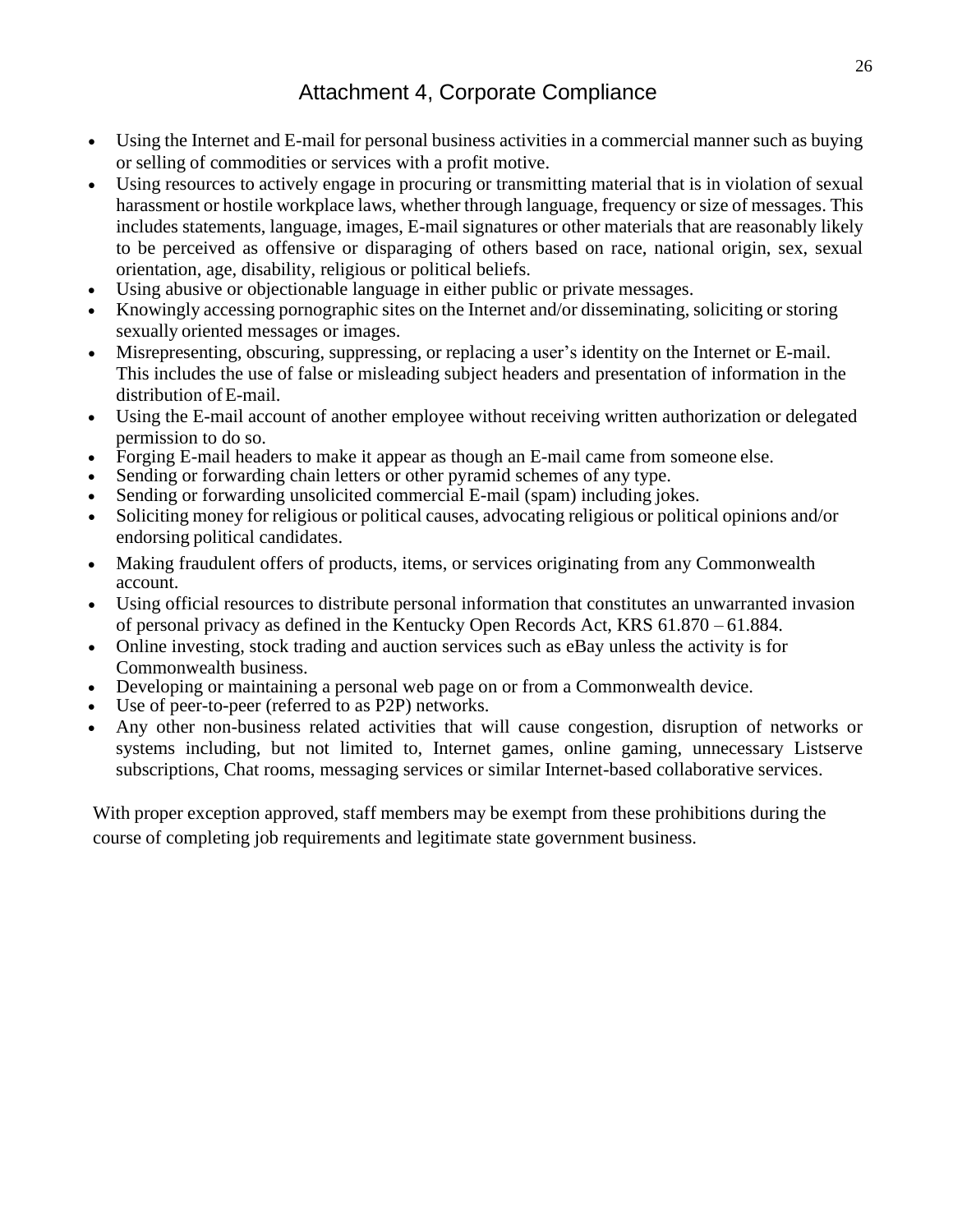## Attachment 4, Corporate Compliance

- Using the Internet and E-mail for personal business activities in a commercial manner such as buying or selling of commodities or services with a profit motive.
- Using resources to actively engage in procuring or transmitting material that is in violation of sexual harassment or hostile workplace laws, whether through language, frequency or size of messages. This includes statements, language, images, E-mail signatures or other materials that are reasonably likely to be perceived as offensive or disparaging of others based on race, national origin, sex, sexual orientation, age, disability, religious or political beliefs.
- Using abusive or objectionable language in either public or private messages.
- Knowingly accessing pornographic sites on the Internet and/or disseminating, soliciting or storing sexually oriented messages or images.
- Misrepresenting, obscuring, suppressing, or replacing a user's identity on the Internet or E-mail. This includes the use of false or misleading subject headers and presentation of information in the distribution of E-mail.
- Using the E-mail account of another employee without receiving written authorization or delegated permission to do so.
- Forging E-mail headers to make it appear as though an E-mail came from someone else.
- Sending or forwarding chain letters or other pyramid schemes of any type.
- Sending or forwarding unsolicited commercial E-mail (spam) including jokes.
- Soliciting money for religious or political causes, advocating religious or political opinions and/or endorsing political candidates.
- Making fraudulent offers of products, items, or services originating from any Commonwealth account.
- Using official resources to distribute personal information that constitutes an unwarranted invasion of personal privacy as defined in the Kentucky Open Records Act, KRS 61.870 – 61.884.
- Online investing, stock trading and auction services such as eBay unless the activity is for Commonwealth business.
- Developing or maintaining a personal web page on or from a Commonwealth device.
- Use of peer-to-peer (referred to as P2P) networks.
- Any other non-business related activities that will cause congestion, disruption of networks or systems including, but not limited to, Internet games, online gaming, unnecessary Listserve subscriptions, Chat rooms, messaging services or similar Internet-based collaborative services.

With proper exception approved, staff members may be exempt from these prohibitions during the course of completing job requirements and legitimate state government business.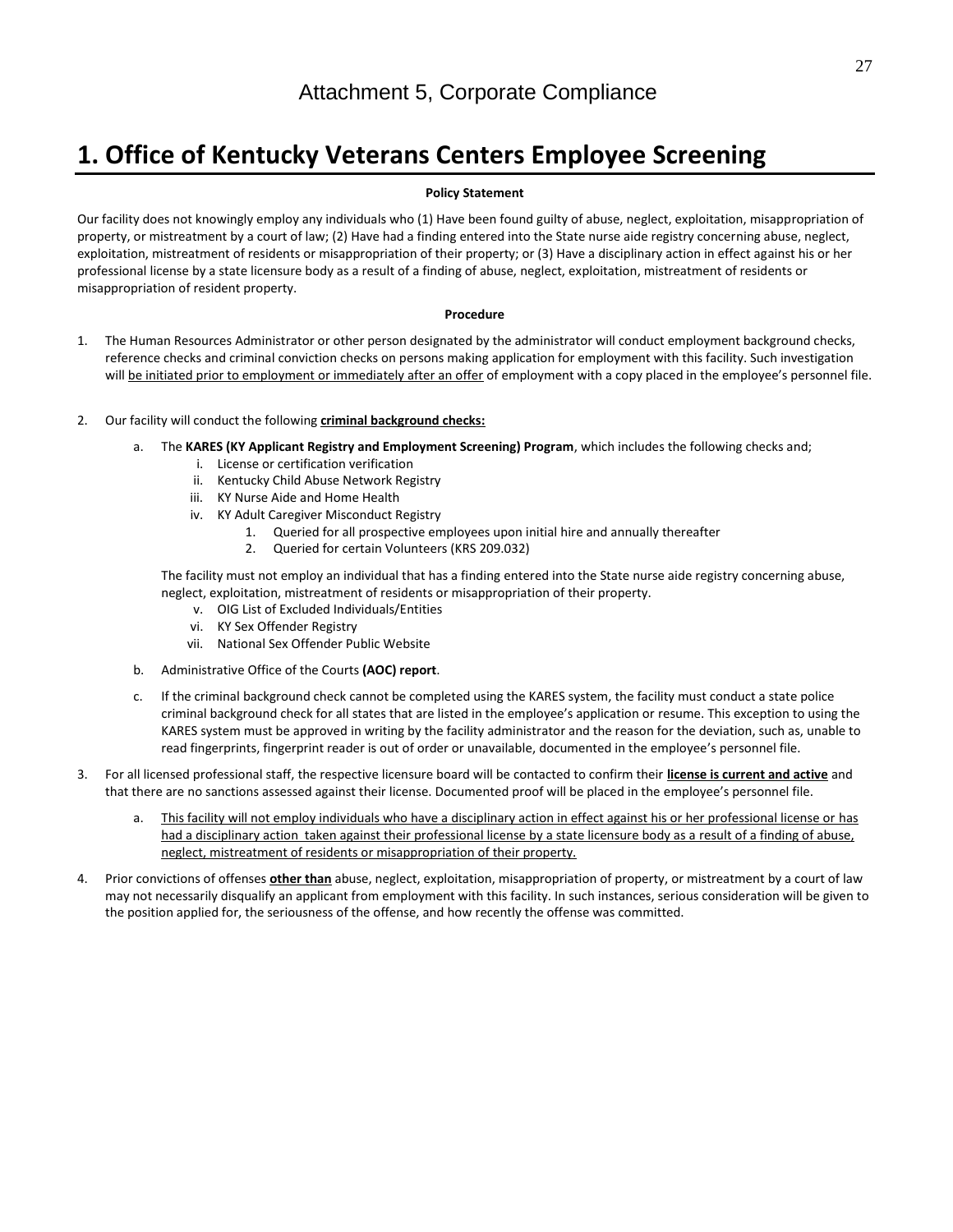## Attachment 5, Corporate Compliance

# 1. Office of Kentucky Veterans Centers Employee Screening

**Policy Statement**

Our facility does not knowingly employ any individuals who (1) Have been found guilty of abuse, neglect, exploitation, misappropriation of property, or mistreatment by a court of law; (2) Have had a finding entered into the State nurse aide registry concerning abuse, neglect, exploitation, mistreatment of residents or misappropriation of their property; or (3) Have a disciplinary action in effect against his or her professional license by a state licensure body as a result of a finding of abuse, neglect, exploitation, mistreatment of residents or misappropriation of resident property.

**Procedure**

1. The Human Resources Administrator or other person designated by the administrator will conduct employment background checks, reference checks and criminal conviction checks on persons making application for employment with this facility. Such investigation will be initiated prior to employment or immediately after an offer of employment with a copy placed in the employee's personnel file.

2. Our facility will conduct the following **criminal background checks:**

   a. The **KARES (KY Applicant Registry and Employment Screening) Program**, which includes the following checks and;
      i. License or certification verification
      ii. Kentucky Child Abuse Network Registry
      iii. KY Nurse Aide and Home Health
      iv. KY Adult Caregiver Misconduct Registry
         1. Queried for all prospective employees upon initial hire and annually thereafter
         2. Queried for certain Volunteers (KRS 209.032)

      The facility must not employ an individual that has a finding entered into the State nurse aide registry concerning abuse, neglect, exploitation, mistreatment of residents or misappropriation of their property.
      v. OIG List of Excluded Individuals/Entities
      vi. KY Sex Offender Registry
      vii. National Sex Offender Public Website

   b. Administrative Office of the Courts **(AOC) report**.

   c. If the criminal background check cannot be completed using the KARES system, the facility must conduct a state police criminal background check for all states that are listed in the employee's application or resume. This exception to using the KARES system must be approved in writing by the facility administrator and the reason for the deviation, such as, unable to read fingerprints, fingerprint reader is out of order or unavailable, documented in the employee's personnel file.

3. For all licensed professional staff, the respective licensure board will be contacted to confirm their **license is current and active** and that there are no sanctions assessed against their license. Documented proof will be placed in the employee's personnel file.

   a. This facility will not employ individuals who have a disciplinary action in effect against his or her professional license or has had a disciplinary action taken against their professional license by a state licensure body as a result of a finding of abuse, neglect, mistreatment of residents or misappropriation of their property.

4. Prior convictions of offenses **other than** abuse, neglect, exploitation, misappropriation of property, or mistreatment by a court of law may not necessarily disqualify an applicant from employment with this facility. In such instances, serious consideration will be given to the position applied for, the seriousness of the offense, and how recently the offense was committed.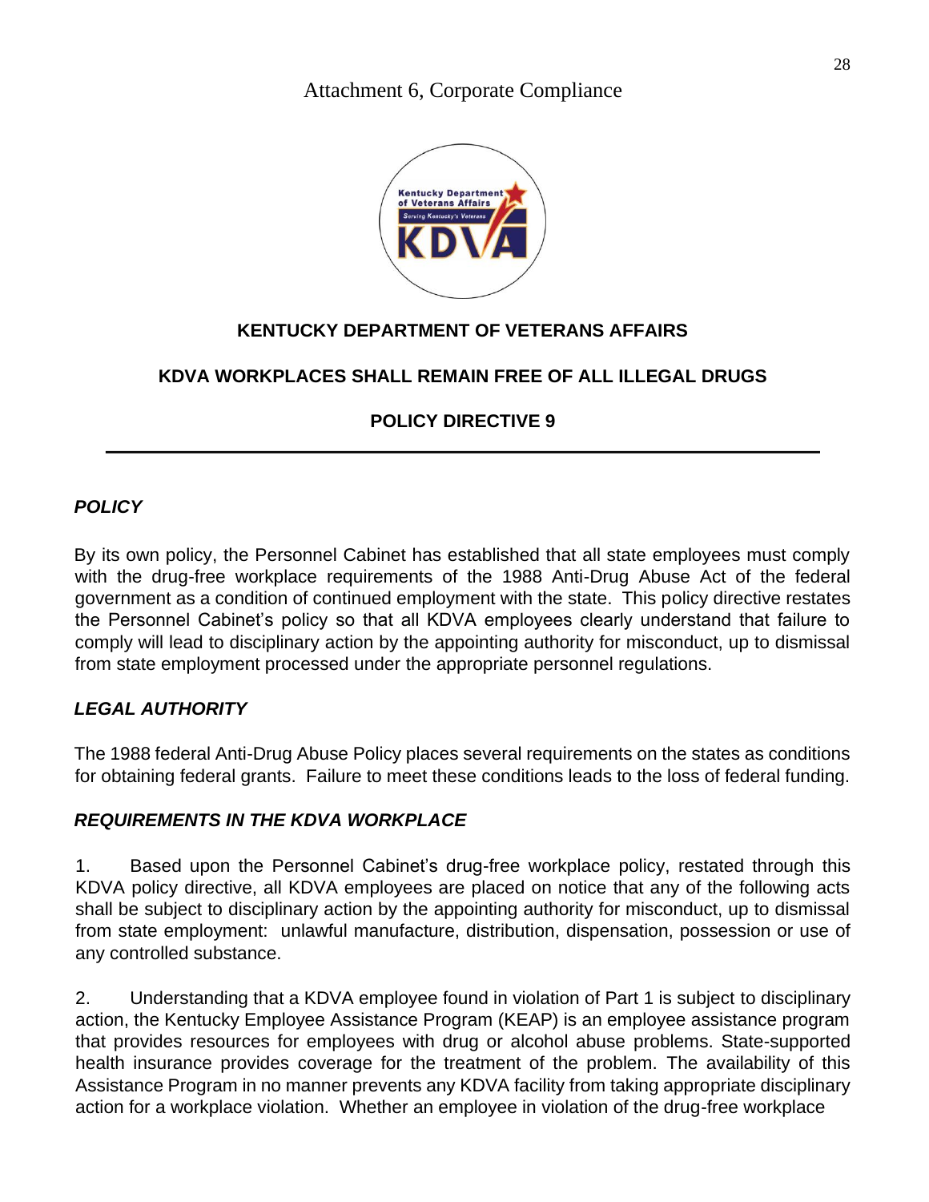Attachment 6, Corporate Compliance

**KENTUCKY DEPARTMENT OF VETERANS AFFAIRS**

**KDVA WORKPLACES SHALL REMAIN FREE OF ALL ILLEGAL DRUGS**

**POLICY DIRECTIVE 9**

---

***POLICY***

By its own policy, the Personnel Cabinet has established that all state employees must comply with the drug-free workplace requirements of the 1988 Anti-Drug Abuse Act of the federal government as a condition of continued employment with the state. This policy directive restates the Personnel Cabinet's policy so that all KDVA employees clearly understand that failure to comply will lead to disciplinary action by the appointing authority for misconduct, up to dismissal from state employment processed under the appropriate personnel regulations.

***LEGAL AUTHORITY***

The 1988 federal Anti-Drug Abuse Policy places several requirements on the states as conditions for obtaining federal grants. Failure to meet these conditions leads to the loss of federal funding.

***REQUIREMENTS IN THE KDVA WORKPLACE***

1. Based upon the Personnel Cabinet's drug-free workplace policy, restated through this KDVA policy directive, all KDVA employees are placed on notice that any of the following acts shall be subject to disciplinary action by the appointing authority for misconduct, up to dismissal from state employment: unlawful manufacture, distribution, dispensation, possession or use of any controlled substance.

2. Understanding that a KDVA employee found in violation of Part 1 is subject to disciplinary action, the Kentucky Employee Assistance Program (KEAP) is an employee assistance program that provides resources for employees with drug or alcohol abuse problems. State-supported health insurance provides coverage for the treatment of the problem. The availability of this Assistance Program in no manner prevents any KDVA facility from taking appropriate disciplinary action for a workplace violation. Whether an employee in violation of the drug-free workplace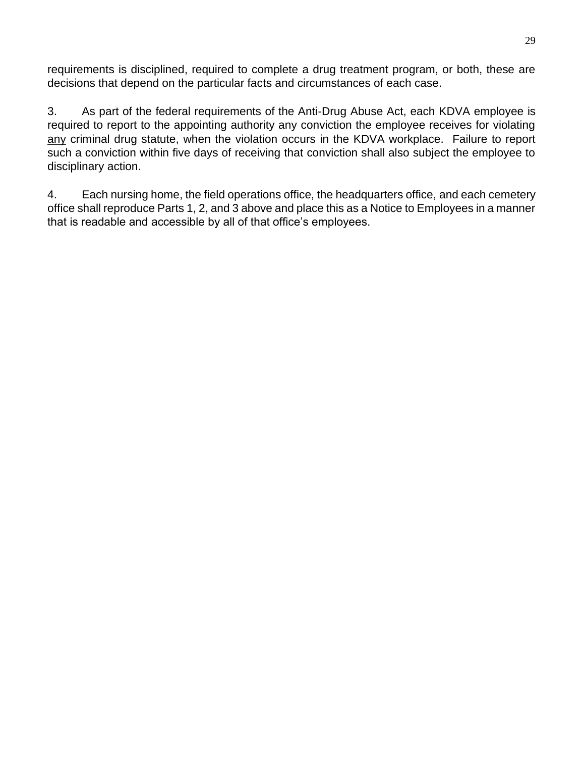requirements is disciplined, required to complete a drug treatment program, or both, these are decisions that depend on the particular facts and circumstances of each case.

3. As part of the federal requirements of the Anti-Drug Abuse Act, each KDVA employee is required to report to the appointing authority any conviction the employee receives for violating <u>any</u> criminal drug statute, when the violation occurs in the KDVA workplace. Failure to report such a conviction within five days of receiving that conviction shall also subject the employee to disciplinary action.

4. Each nursing home, the field operations office, the headquarters office, and each cemetery office shall reproduce Parts 1, 2, and 3 above and place this as a Notice to Employees in a manner that is readable and accessible by all of that office's employees.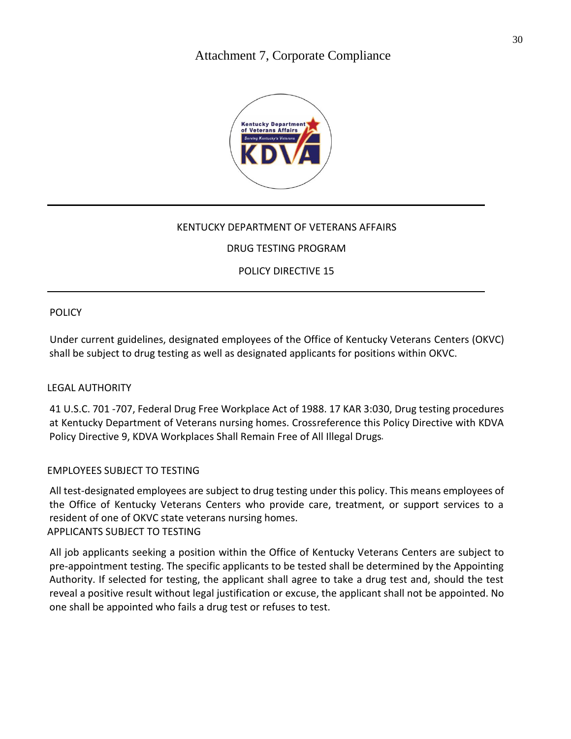# Attachment 7, Corporate Compliance

KENTUCKY DEPARTMENT OF VETERANS AFFAIRS

DRUG TESTING PROGRAM

POLICY DIRECTIVE 15

---

## POLICY

Under current guidelines, designated employees of the Office of Kentucky Veterans Centers (OKVC) shall be subject to drug testing as well as designated applicants for positions within OKVC.

## LEGAL AUTHORITY

41 U.S.C. 701 -707, Federal Drug Free Workplace Act of 1988. 17 KAR 3:030, Drug testing procedures at Kentucky Department of Veterans nursing homes. Crossreference this Policy Directive with KDVA Policy Directive 9, KDVA Workplaces Shall Remain Free of All Illegal Drugs.

## EMPLOYEES SUBJECT TO TESTING

All test-designated employees are subject to drug testing under this policy. This means employees of the Office of Kentucky Veterans Centers who provide care, treatment, or support services to a resident of one of OKVC state veterans nursing homes.

## APPLICANTS SUBJECT TO TESTING

All job applicants seeking a position within the Office of Kentucky Veterans Centers are subject to pre-appointment testing. The specific applicants to be tested shall be determined by the Appointing Authority. If selected for testing, the applicant shall agree to take a drug test and, should the test reveal a positive result without legal justification or excuse, the applicant shall not be appointed. No one shall be appointed who fails a drug test or refuses to test.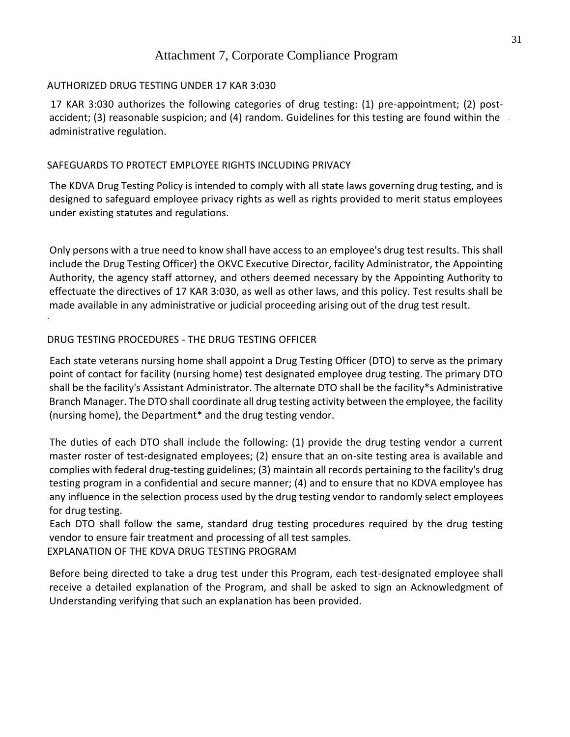# Attachment 7, Corporate Compliance Program

## AUTHORIZED DRUG TESTING UNDER 17 KAR 3:030

17 KAR 3:030 authorizes the following categories of drug testing: (1) pre-appointment; (2) post-accident; (3) reasonable suspicion; and (4) random. Guidelines for this testing are found within the administrative regulation.

## SAFEGUARDS TO PROTECT EMPLOYEE RIGHTS INCLUDING PRIVACY

The KDVA Drug Testing Policy is intended to comply with all state laws governing drug testing, and is designed to safeguard employee privacy rights as well as rights provided to merit status employees under existing statutes and regulations.

Only persons with a true need to know shall have access to an employee's drug test results. This shall include the Drug Testing Officer} the OKVC Executive Director, facility Administrator, the Appointing Authority, the agency staff attorney, and others deemed necessary by the Appointing Authority to effectuate the directives of 17 KAR 3:030, as well as other laws, and this policy. Test results shall be made available in any administrative or judicial proceeding arising out of the drug test result.

## DRUG TESTING PROCEDURES - THE DRUG TESTING OFFICER

Each state veterans nursing home shall appoint a Drug Testing Officer (DTO) to serve as the primary point of contact for facility (nursing home) test designated employee drug testing. The primary DTO shall be the facility's Assistant Administrator. The alternate DTO shall be the facility*s Administrative Branch Manager. The DTO shall coordinate all drug testing activity between the employee, the facility (nursing home), the Department* and the drug testing vendor.

The duties of each DTO shall include the following: (1) provide the drug testing vendor a current master roster of test-designated employees; (2) ensure that an on-site testing area is available and complies with federal drug-testing guidelines; (3) maintain all records pertaining to the facility's drug testing program in a confidential and secure manner; (4) and to ensure that no KDVA employee has any influence in the selection process used by the drug testing vendor to randomly select employees for drug testing.

Each DTO shall follow the same, standard drug testing procedures required by the drug testing vendor to ensure fair treatment and processing of all test samples.

## EXPLANATION OF THE KDVA DRUG TESTING PROGRAM

Before being directed to take a drug test under this Program, each test-designated employee shall receive a detailed explanation of the Program, and shall be asked to sign an Acknowledgment of Understanding verifying that such an explanation has been provided.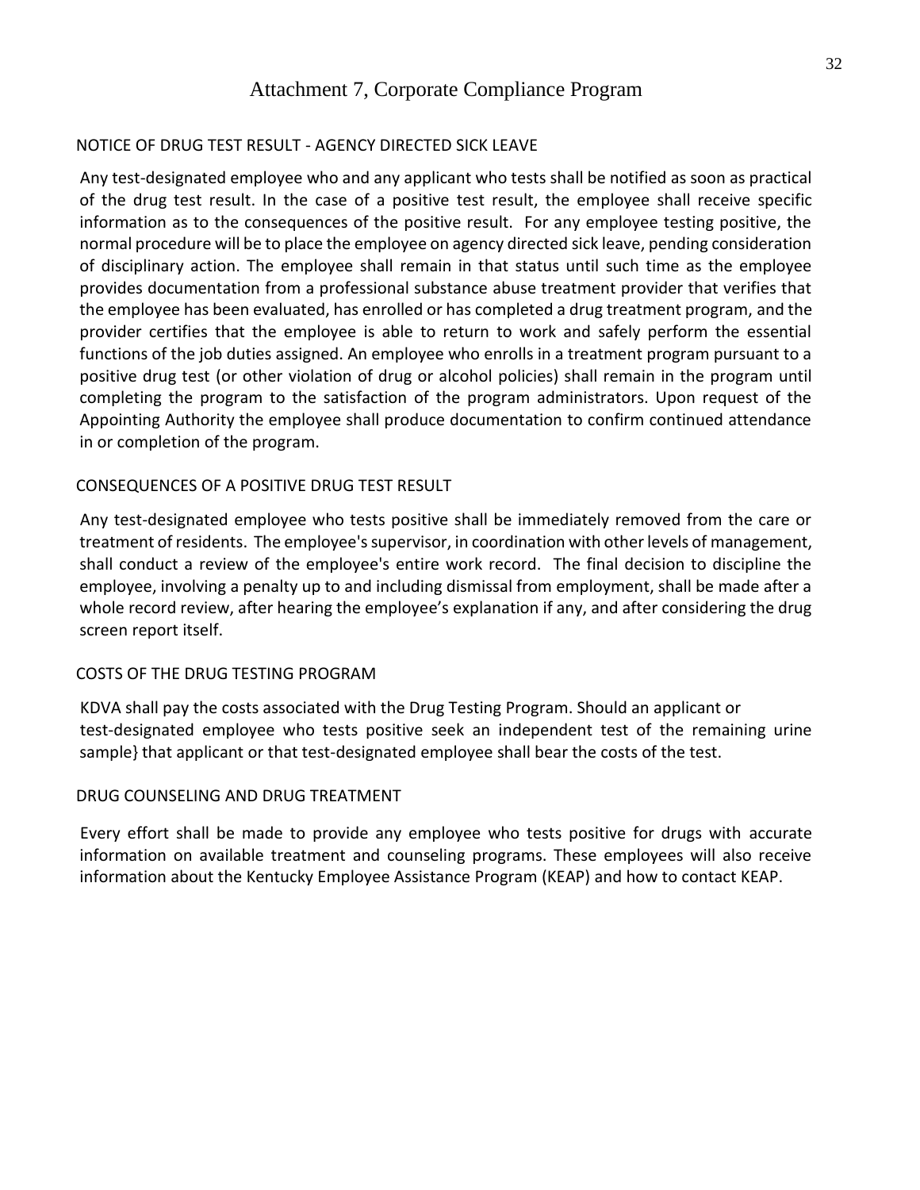# Attachment 7, Corporate Compliance Program

## NOTICE OF DRUG TEST RESULT - AGENCY DIRECTED SICK LEAVE

Any test-designated employee who and any applicant who tests shall be notified as soon as practical of the drug test result. In the case of a positive test result, the employee shall receive specific information as to the consequences of the positive result. For any employee testing positive, the normal procedure will be to place the employee on agency directed sick leave, pending consideration of disciplinary action. The employee shall remain in that status until such time as the employee provides documentation from a professional substance abuse treatment provider that verifies that the employee has been evaluated, has enrolled or has completed a drug treatment program, and the provider certifies that the employee is able to return to work and safely perform the essential functions of the job duties assigned. An employee who enrolls in a treatment program pursuant to a positive drug test (or other violation of drug or alcohol policies) shall remain in the program until completing the program to the satisfaction of the program administrators. Upon request of the Appointing Authority the employee shall produce documentation to confirm continued attendance in or completion of the program.

## CONSEQUENCES OF A POSITIVE DRUG TEST RESULT

Any test-designated employee who tests positive shall be immediately removed from the care or treatment of residents. The employee's supervisor, in coordination with other levels of management, shall conduct a review of the employee's entire work record. The final decision to discipline the employee, involving a penalty up to and including dismissal from employment, shall be made after a whole record review, after hearing the employee's explanation if any, and after considering the drug screen report itself.

## COSTS OF THE DRUG TESTING PROGRAM

KDVA shall pay the costs associated with the Drug Testing Program. Should an applicant or test-designated employee who tests positive seek an independent test of the remaining urine sample} that applicant or that test-designated employee shall bear the costs of the test.

## DRUG COUNSELING AND DRUG TREATMENT

Every effort shall be made to provide any employee who tests positive for drugs with accurate information on available treatment and counseling programs. These employees will also receive information about the Kentucky Employee Assistance Program (KEAP) and how to contact KEAP.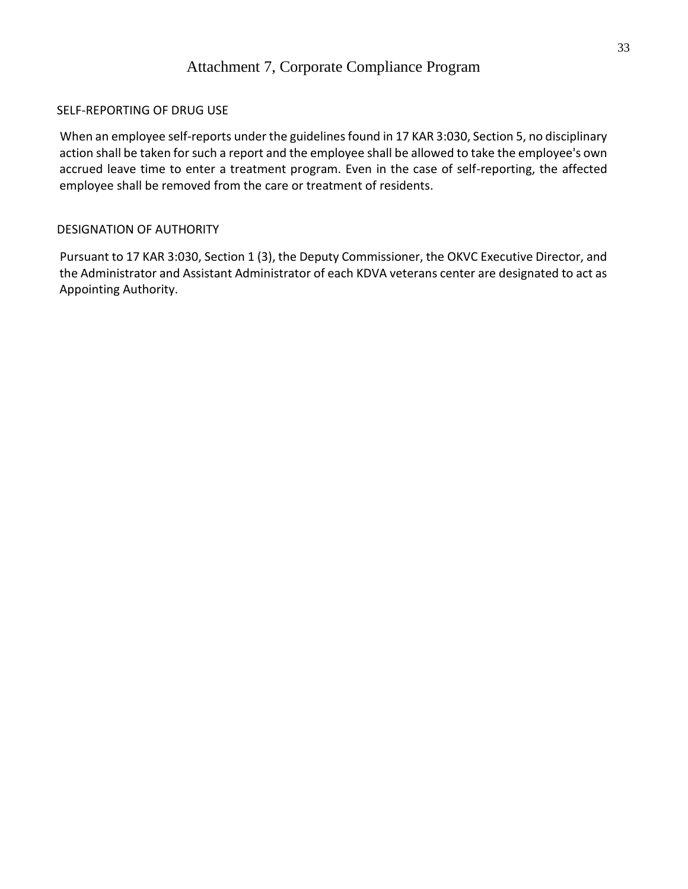# Attachment 7, Corporate Compliance Program

## SELF-REPORTING OF DRUG USE

When an employee self-reports under the guidelines found in 17 KAR 3:030, Section 5, no disciplinary action shall be taken for such a report and the employee shall be allowed to take the employee's own accrued leave time to enter a treatment program. Even in the case of self-reporting, the affected employee shall be removed from the care or treatment of residents.

## DESIGNATION OF AUTHORITY

Pursuant to 17 KAR 3:030, Section 1 (3), the Deputy Commissioner, the OKVC Executive Director, and the Administrator and Assistant Administrator of each KDVA veterans center are designated to act as Appointing Authority.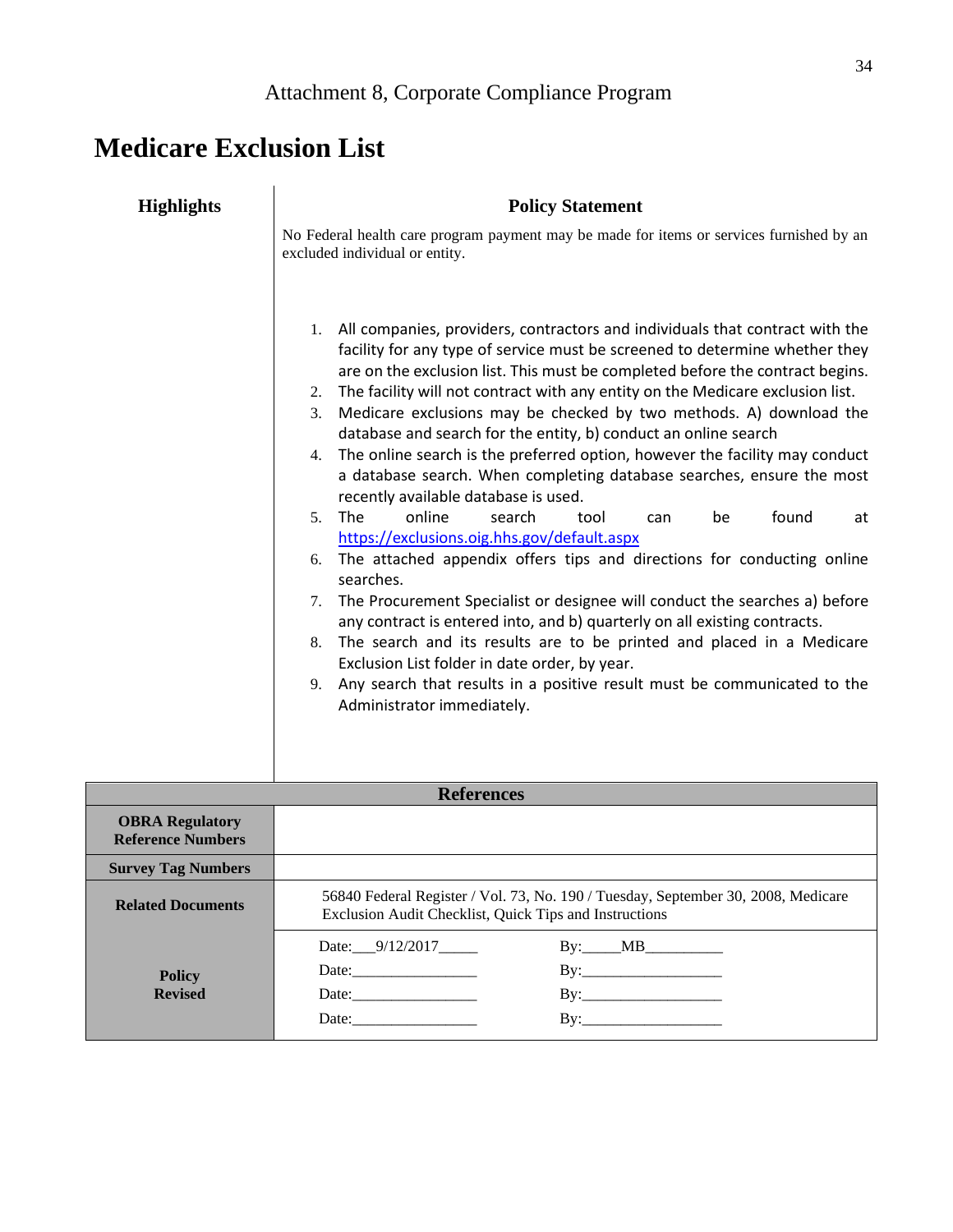Attachment 8, Corporate Compliance Program

# Medicare Exclusion List

**Highlights**

**Policy Statement**

No Federal health care program payment may be made for items or services furnished by an excluded individual or entity.

1. All companies, providers, contractors and individuals that contract with the facility for any type of service must be screened to determine whether they are on the exclusion list. This must be completed before the contract begins.
2. The facility will not contract with any entity on the Medicare exclusion list.
3. Medicare exclusions may be checked by two methods. A) download the database and search for the entity, b) conduct an online search
4. The online search is the preferred option, however the facility may conduct a database search. When completing database searches, ensure the most recently available database is used.
5. The online search tool can be found at https://exclusions.oig.hhs.gov/default.aspx
6. The attached appendix offers tips and directions for conducting online searches.
7. The Procurement Specialist or designee will conduct the searches a) before any contract is entered into, and b) quarterly on all existing contracts.
8. The search and its results are to be printed and placed in a Medicare Exclusion List folder in date order, by year.
9. Any search that results in a positive result must be communicated to the Administrator immediately.

| References | | |
|---|---|---|
| **OBRA Regulatory Reference Numbers** | | |
| **Survey Tag Numbers** | | |
| **Related Documents** | 56840 Federal Register / Vol. 73, No. 190 / Tuesday, September 30, 2008, Medicare Exclusion Audit Checklist, Quick Tips and Instructions | |
| **Policy Revised** | Date:___9/12/2017_____ | By:_____MB__________ |
| | Date:________________ | By:__________________ |
| | Date:________________ | By:__________________ |
| | Date:________________ | By:__________________ |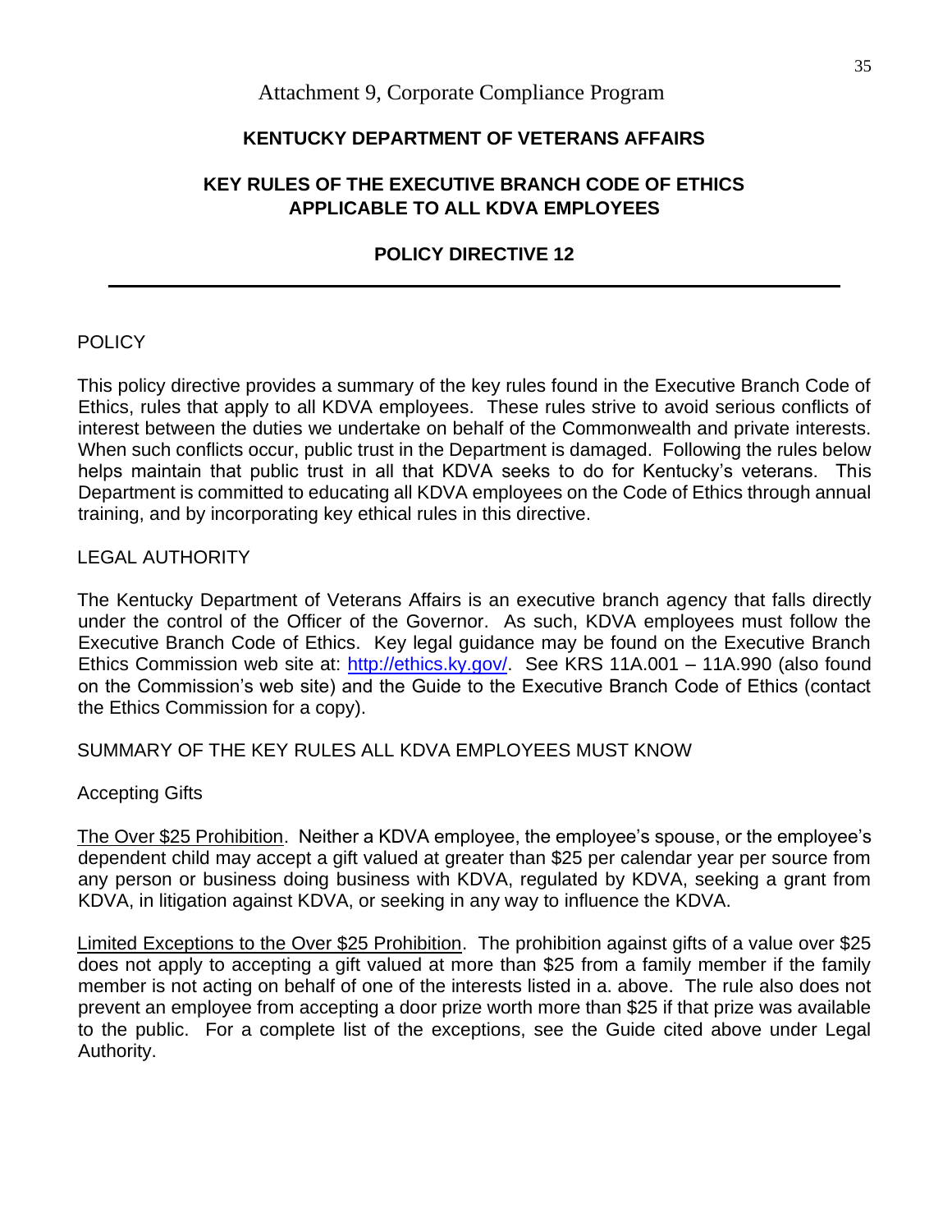Attachment 9, Corporate Compliance Program

**KENTUCKY DEPARTMENT OF VETERANS AFFAIRS**

**KEY RULES OF THE EXECUTIVE BRANCH CODE OF ETHICS APPLICABLE TO ALL KDVA EMPLOYEES**

**POLICY DIRECTIVE 12**

---

POLICY

This policy directive provides a summary of the key rules found in the Executive Branch Code of Ethics, rules that apply to all KDVA employees. These rules strive to avoid serious conflicts of interest between the duties we undertake on behalf of the Commonwealth and private interests. When such conflicts occur, public trust in the Department is damaged. Following the rules below helps maintain that public trust in all that KDVA seeks to do for Kentucky's veterans. This Department is committed to educating all KDVA employees on the Code of Ethics through annual training, and by incorporating key ethical rules in this directive.

LEGAL AUTHORITY

The Kentucky Department of Veterans Affairs is an executive branch agency that falls directly under the control of the Officer of the Governor. As such, KDVA employees must follow the Executive Branch Code of Ethics. Key legal guidance may be found on the Executive Branch Ethics Commission web site at: http://ethics.ky.gov/. See KRS 11A.001 – 11A.990 (also found on the Commission's web site) and the Guide to the Executive Branch Code of Ethics (contact the Ethics Commission for a copy).

SUMMARY OF THE KEY RULES ALL KDVA EMPLOYEES MUST KNOW

Accepting Gifts

The Over $25 Prohibition. Neither a KDVA employee, the employee's spouse, or the employee's dependent child may accept a gift valued at greater than $25 per calendar year per source from any person or business doing business with KDVA, regulated by KDVA, seeking a grant from KDVA, in litigation against KDVA, or seeking in any way to influence the KDVA.

Limited Exceptions to the Over $25 Prohibition. The prohibition against gifts of a value over $25 does not apply to accepting a gift valued at more than $25 from a family member if the family member is not acting on behalf of one of the interests listed in a. above. The rule also does not prevent an employee from accepting a door prize worth more than $25 if that prize was available to the public. For a complete list of the exceptions, see the Guide cited above under Legal Authority.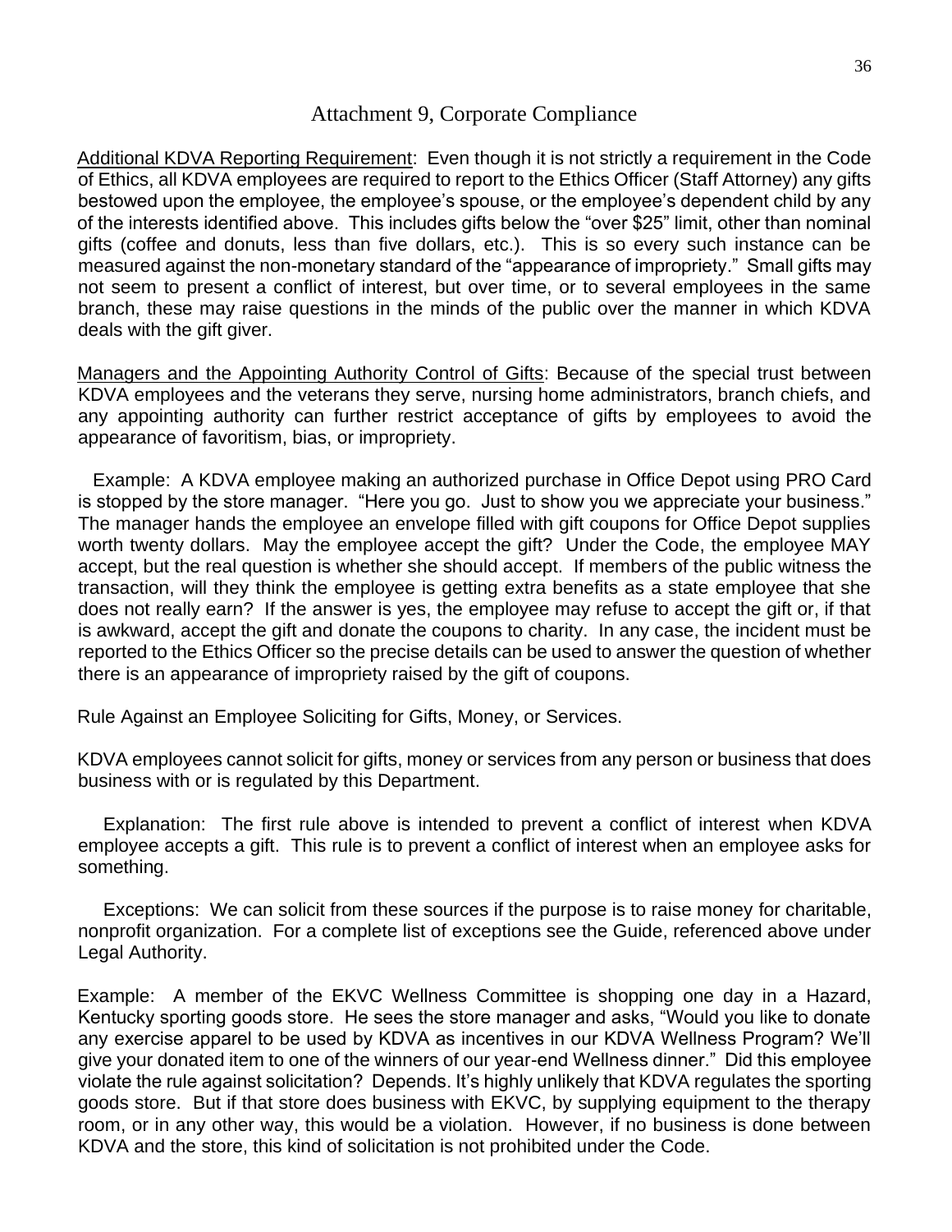## Attachment 9, Corporate Compliance

Additional KDVA Reporting Requirement: Even though it is not strictly a requirement in the Code of Ethics, all KDVA employees are required to report to the Ethics Officer (Staff Attorney) any gifts bestowed upon the employee, the employee's spouse, or the employee's dependent child by any of the interests identified above. This includes gifts below the "over $25" limit, other than nominal gifts (coffee and donuts, less than five dollars, etc.). This is so every such instance can be measured against the non-monetary standard of the "appearance of impropriety." Small gifts may not seem to present a conflict of interest, but over time, or to several employees in the same branch, these may raise questions in the minds of the public over the manner in which KDVA deals with the gift giver.

Managers and the Appointing Authority Control of Gifts: Because of the special trust between KDVA employees and the veterans they serve, nursing home administrators, branch chiefs, and any appointing authority can further restrict acceptance of gifts by employees to avoid the appearance of favoritism, bias, or impropriety.

Example: A KDVA employee making an authorized purchase in Office Depot using PRO Card is stopped by the store manager. "Here you go. Just to show you we appreciate your business." The manager hands the employee an envelope filled with gift coupons for Office Depot supplies worth twenty dollars. May the employee accept the gift? Under the Code, the employee MAY accept, but the real question is whether she should accept. If members of the public witness the transaction, will they think the employee is getting extra benefits as a state employee that she does not really earn? If the answer is yes, the employee may refuse to accept the gift or, if that is awkward, accept the gift and donate the coupons to charity. In any case, the incident must be reported to the Ethics Officer so the precise details can be used to answer the question of whether there is an appearance of impropriety raised by the gift of coupons.

Rule Against an Employee Soliciting for Gifts, Money, or Services.

KDVA employees cannot solicit for gifts, money or services from any person or business that does business with or is regulated by this Department.

Explanation: The first rule above is intended to prevent a conflict of interest when KDVA employee accepts a gift. This rule is to prevent a conflict of interest when an employee asks for something.

Exceptions: We can solicit from these sources if the purpose is to raise money for charitable, nonprofit organization. For a complete list of exceptions see the Guide, referenced above under Legal Authority.

Example: A member of the EKVC Wellness Committee is shopping one day in a Hazard, Kentucky sporting goods store. He sees the store manager and asks, "Would you like to donate any exercise apparel to be used by KDVA as incentives in our KDVA Wellness Program? We'll give your donated item to one of the winners of our year-end Wellness dinner." Did this employee violate the rule against solicitation? Depends. It's highly unlikely that KDVA regulates the sporting goods store. But if that store does business with EKVC, by supplying equipment to the therapy room, or in any other way, this would be a violation. However, if no business is done between KDVA and the store, this kind of solicitation is not prohibited under the Code.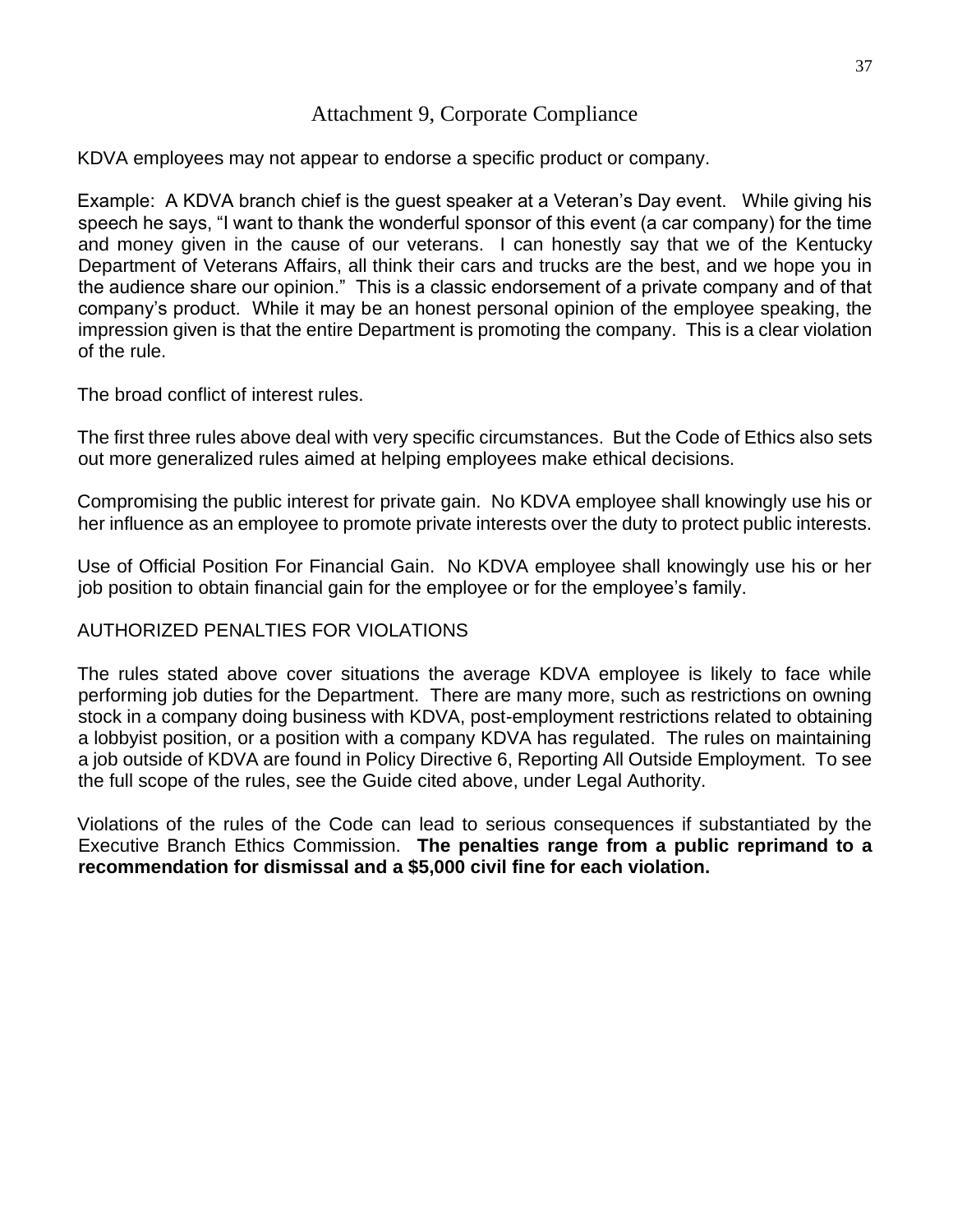## Attachment 9, Corporate Compliance

KDVA employees may not appear to endorse a specific product or company.

Example: A KDVA branch chief is the guest speaker at a Veteran's Day event. While giving his speech he says, "I want to thank the wonderful sponsor of this event (a car company) for the time and money given in the cause of our veterans. I can honestly say that we of the Kentucky Department of Veterans Affairs, all think their cars and trucks are the best, and we hope you in the audience share our opinion." This is a classic endorsement of a private company and of that company's product. While it may be an honest personal opinion of the employee speaking, the impression given is that the entire Department is promoting the company. This is a clear violation of the rule.

The broad conflict of interest rules.

The first three rules above deal with very specific circumstances. But the Code of Ethics also sets out more generalized rules aimed at helping employees make ethical decisions.

Compromising the public interest for private gain. No KDVA employee shall knowingly use his or her influence as an employee to promote private interests over the duty to protect public interests.

Use of Official Position For Financial Gain. No KDVA employee shall knowingly use his or her job position to obtain financial gain for the employee or for the employee's family.

AUTHORIZED PENALTIES FOR VIOLATIONS

The rules stated above cover situations the average KDVA employee is likely to face while performing job duties for the Department. There are many more, such as restrictions on owning stock in a company doing business with KDVA, post-employment restrictions related to obtaining a lobbyist position, or a position with a company KDVA has regulated. The rules on maintaining a job outside of KDVA are found in Policy Directive 6, Reporting All Outside Employment. To see the full scope of the rules, see the Guide cited above, under Legal Authority.

Violations of the rules of the Code can lead to serious consequences if substantiated by the Executive Branch Ethics Commission. **The penalties range from a public reprimand to a recommendation for dismissal and a $5,000 civil fine for each violation.**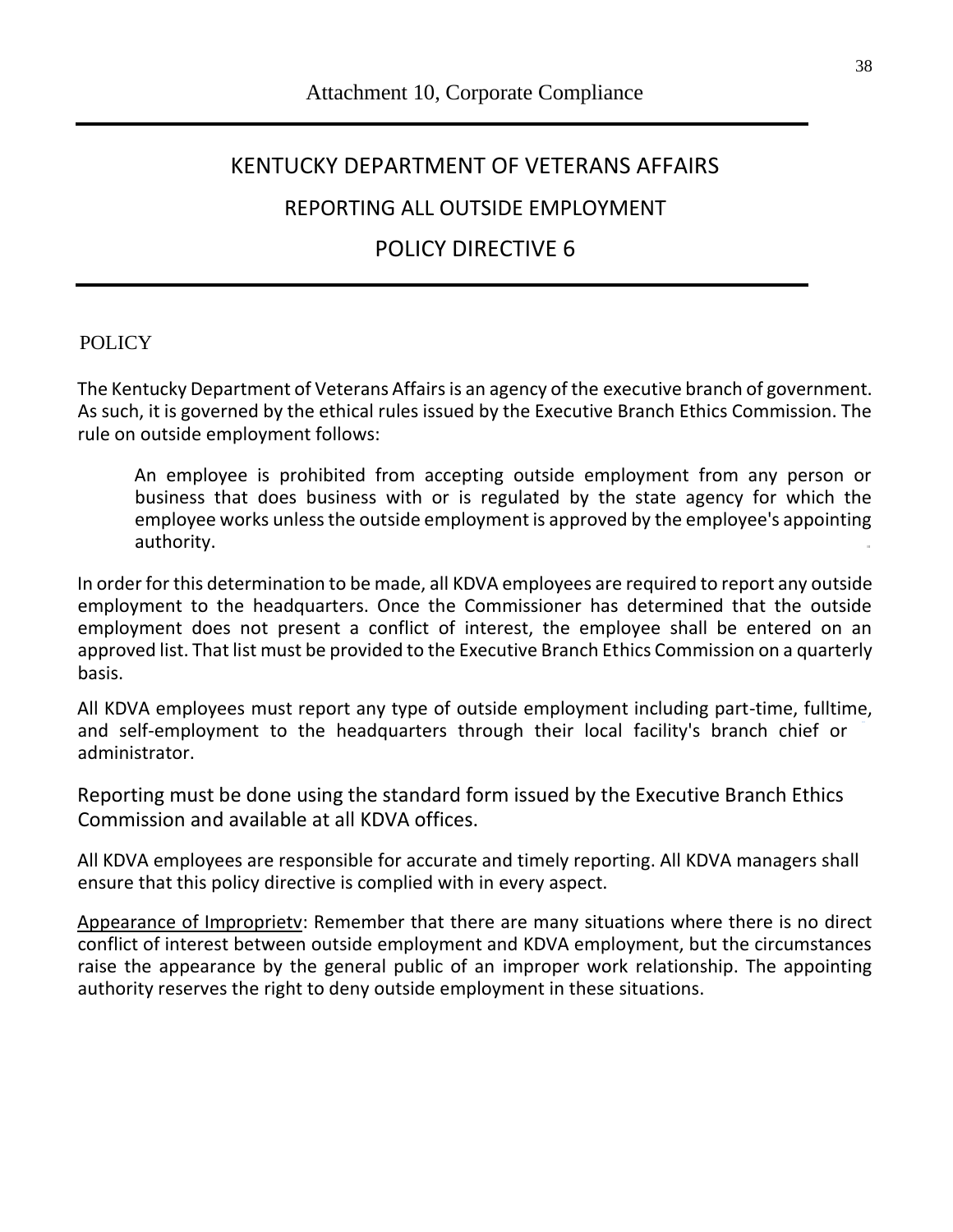Attachment 10, Corporate Compliance

# KENTUCKY DEPARTMENT OF VETERANS AFFAIRS

## REPORTING ALL OUTSIDE EMPLOYMENT

## POLICY DIRECTIVE 6

POLICY

The Kentucky Department of Veterans Affairs is an agency of the executive branch of government. As such, it is governed by the ethical rules issued by the Executive Branch Ethics Commission. The rule on outside employment follows:

> An employee is prohibited from accepting outside employment from any person or business that does business with or is regulated by the state agency for which the employee works unless the outside employment is approved by the employee's appointing authority.

In order for this determination to be made, all KDVA employees are required to report any outside employment to the headquarters. Once the Commissioner has determined that the outside employment does not present a conflict of interest, the employee shall be entered on an approved list. That list must be provided to the Executive Branch Ethics Commission on a quarterly basis.

All KDVA employees must report any type of outside employment including part-time, fulltime, and self-employment to the headquarters through their local facility's branch chief or administrator.

Reporting must be done using the standard form issued by the Executive Branch Ethics Commission and available at all KDVA offices.

All KDVA employees are responsible for accurate and timely reporting. All KDVA managers shall ensure that this policy directive is complied with in every aspect.

Appearance of Improprietv: Remember that there are many situations where there is no direct conflict of interest between outside employment and KDVA employment, but the circumstances raise the appearance by the general public of an improper work relationship. The appointing authority reserves the right to deny outside employment in these situations.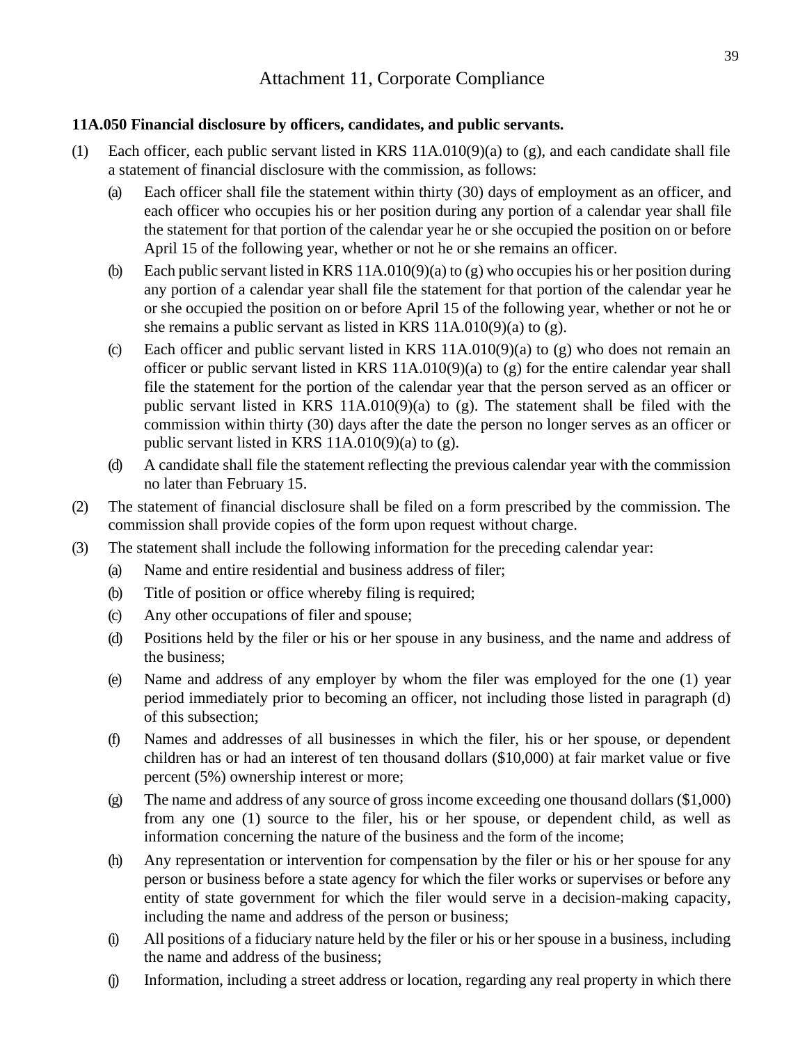# Attachment 11, Corporate Compliance

**11A.050 Financial disclosure by officers, candidates, and public servants.**

(1) Each officer, each public servant listed in KRS 11A.010(9)(a) to (g), and each candidate shall file a statement of financial disclosure with the commission, as follows:

  (a) Each officer shall file the statement within thirty (30) days of employment as an officer, and each officer who occupies his or her position during any portion of a calendar year shall file the statement for that portion of the calendar year he or she occupied the position on or before April 15 of the following year, whether or not he or she remains an officer.

  (b) Each public servant listed in KRS 11A.010(9)(a) to (g) who occupies his or her position during any portion of a calendar year shall file the statement for that portion of the calendar year he or she occupied the position on or before April 15 of the following year, whether or not he or she remains a public servant as listed in KRS 11A.010(9)(a) to (g).

  (c) Each officer and public servant listed in KRS 11A.010(9)(a) to (g) who does not remain an officer or public servant listed in KRS 11A.010(9)(a) to (g) for the entire calendar year shall file the statement for the portion of the calendar year that the person served as an officer or public servant listed in KRS 11A.010(9)(a) to (g). The statement shall be filed with the commission within thirty (30) days after the date the person no longer serves as an officer or public servant listed in KRS 11A.010(9)(a) to (g).

  (d) A candidate shall file the statement reflecting the previous calendar year with the commission no later than February 15.

(2) The statement of financial disclosure shall be filed on a form prescribed by the commission. The commission shall provide copies of the form upon request without charge.

(3) The statement shall include the following information for the preceding calendar year:

  (a) Name and entire residential and business address of filer;

  (b) Title of position or office whereby filing is required;

  (c) Any other occupations of filer and spouse;

  (d) Positions held by the filer or his or her spouse in any business, and the name and address of the business;

  (e) Name and address of any employer by whom the filer was employed for the one (1) year period immediately prior to becoming an officer, not including those listed in paragraph (d) of this subsection;

  (f) Names and addresses of all businesses in which the filer, his or her spouse, or dependent children has or had an interest of ten thousand dollars ($10,000) at fair market value or five percent (5%) ownership interest or more;

  (g) The name and address of any source of gross income exceeding one thousand dollars ($1,000) from any one (1) source to the filer, his or her spouse, or dependent child, as well as information concerning the nature of the business and the form of the income;

  (h) Any representation or intervention for compensation by the filer or his or her spouse for any person or business before a state agency for which the filer works or supervises or before any entity of state government for which the filer would serve in a decision-making capacity, including the name and address of the person or business;

  (i) All positions of a fiduciary nature held by the filer or his or her spouse in a business, including the name and address of the business;

  (j) Information, including a street address or location, regarding any real property in which there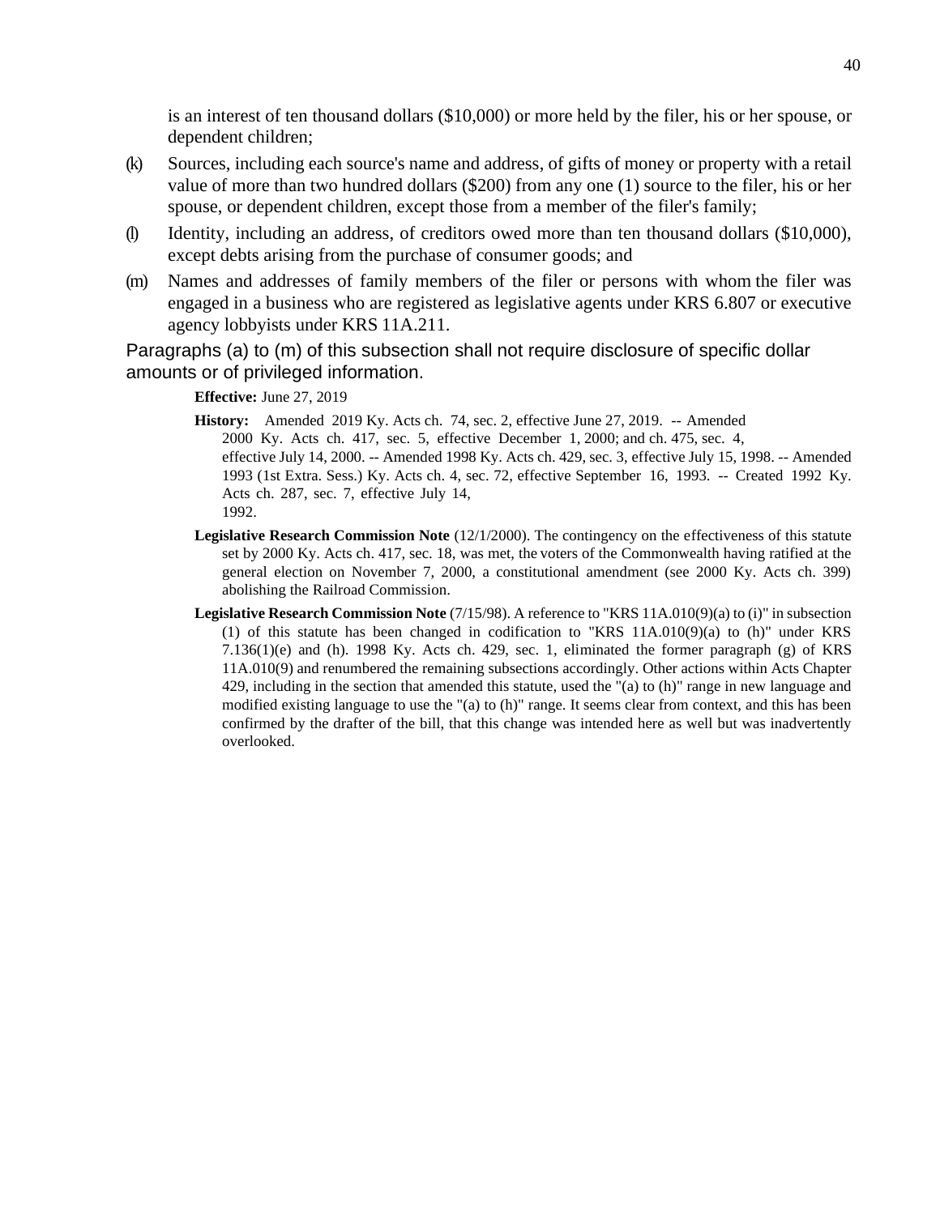is an interest of ten thousand dollars ($10,000) or more held by the filer, his or her spouse, or dependent children;

(k) Sources, including each source's name and address, of gifts of money or property with a retail value of more than two hundred dollars ($200) from any one (1) source to the filer, his or her spouse, or dependent children, except those from a member of the filer's family;

(l) Identity, including an address, of creditors owed more than ten thousand dollars ($10,000), except debts arising from the purchase of consumer goods; and

(m) Names and addresses of family members of the filer or persons with whom the filer was engaged in a business who are registered as legislative agents under KRS 6.807 or executive agency lobbyists under KRS 11A.211.

Paragraphs (a) to (m) of this subsection shall not require disclosure of specific dollar amounts or of privileged information.

**Effective:** June 27, 2019

**History:** Amended 2019 Ky. Acts ch. 74, sec. 2, effective June 27, 2019. -- Amended 2000 Ky. Acts ch. 417, sec. 5, effective December 1, 2000; and ch. 475, sec. 4, effective July 14, 2000. -- Amended 1998 Ky. Acts ch. 429, sec. 3, effective July 15, 1998. -- Amended 1993 (1st Extra. Sess.) Ky. Acts ch. 4, sec. 72, effective September 16, 1993. -- Created 1992 Ky. Acts ch. 287, sec. 7, effective July 14, 1992.

**Legislative Research Commission Note** (12/1/2000). The contingency on the effectiveness of this statute set by 2000 Ky. Acts ch. 417, sec. 18, was met, the voters of the Commonwealth having ratified at the general election on November 7, 2000, a constitutional amendment (see 2000 Ky. Acts ch. 399) abolishing the Railroad Commission.

**Legislative Research Commission Note** (7/15/98). A reference to "KRS 11A.010(9)(a) to (i)" in subsection (1) of this statute has been changed in codification to "KRS 11A.010(9)(a) to (h)" under KRS 7.136(1)(e) and (h). 1998 Ky. Acts ch. 429, sec. 1, eliminated the former paragraph (g) of KRS 11A.010(9) and renumbered the remaining subsections accordingly. Other actions within Acts Chapter 429, including in the section that amended this statute, used the "(a) to (h)" range in new language and modified existing language to use the "(a) to (h)" range. It seems clear from context, and this has been confirmed by the drafter of the bill, that this change was intended here as well but was inadvertently overlooked.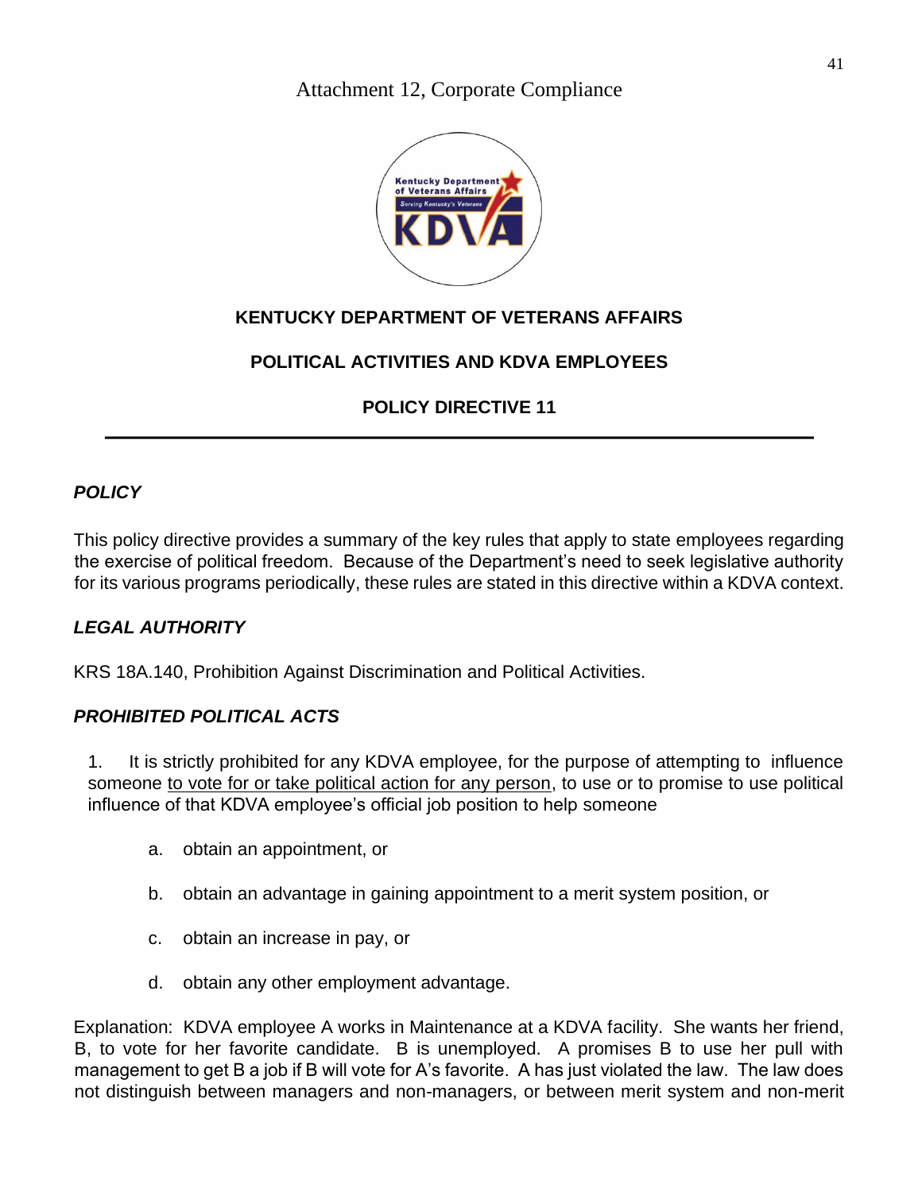Attachment 12, Corporate Compliance

**KENTUCKY DEPARTMENT OF VETERANS AFFAIRS**

**POLITICAL ACTIVITIES AND KDVA EMPLOYEES**

**POLICY DIRECTIVE 11**

---

### *POLICY*

This policy directive provides a summary of the key rules that apply to state employees regarding the exercise of political freedom. Because of the Department's need to seek legislative authority for its various programs periodically, these rules are stated in this directive within a KDVA context.

### *LEGAL AUTHORITY*

KRS 18A.140, Prohibition Against Discrimination and Political Activities.

### *PROHIBITED POLITICAL ACTS*

1. It is strictly prohibited for any KDVA employee, for the purpose of attempting to influence someone <u>to vote for or take political action for any person</u>, to use or to promise to use political influence of that KDVA employee's official job position to help someone

   a. obtain an appointment, or

   b. obtain an advantage in gaining appointment to a merit system position, or

   c. obtain an increase in pay, or

   d. obtain any other employment advantage.

Explanation: KDVA employee A works in Maintenance at a KDVA facility. She wants her friend, B, to vote for her favorite candidate. B is unemployed. A promises B to use her pull with management to get B a job if B will vote for A's favorite. A has just violated the law. The law does not distinguish between managers and non-managers, or between merit system and non-merit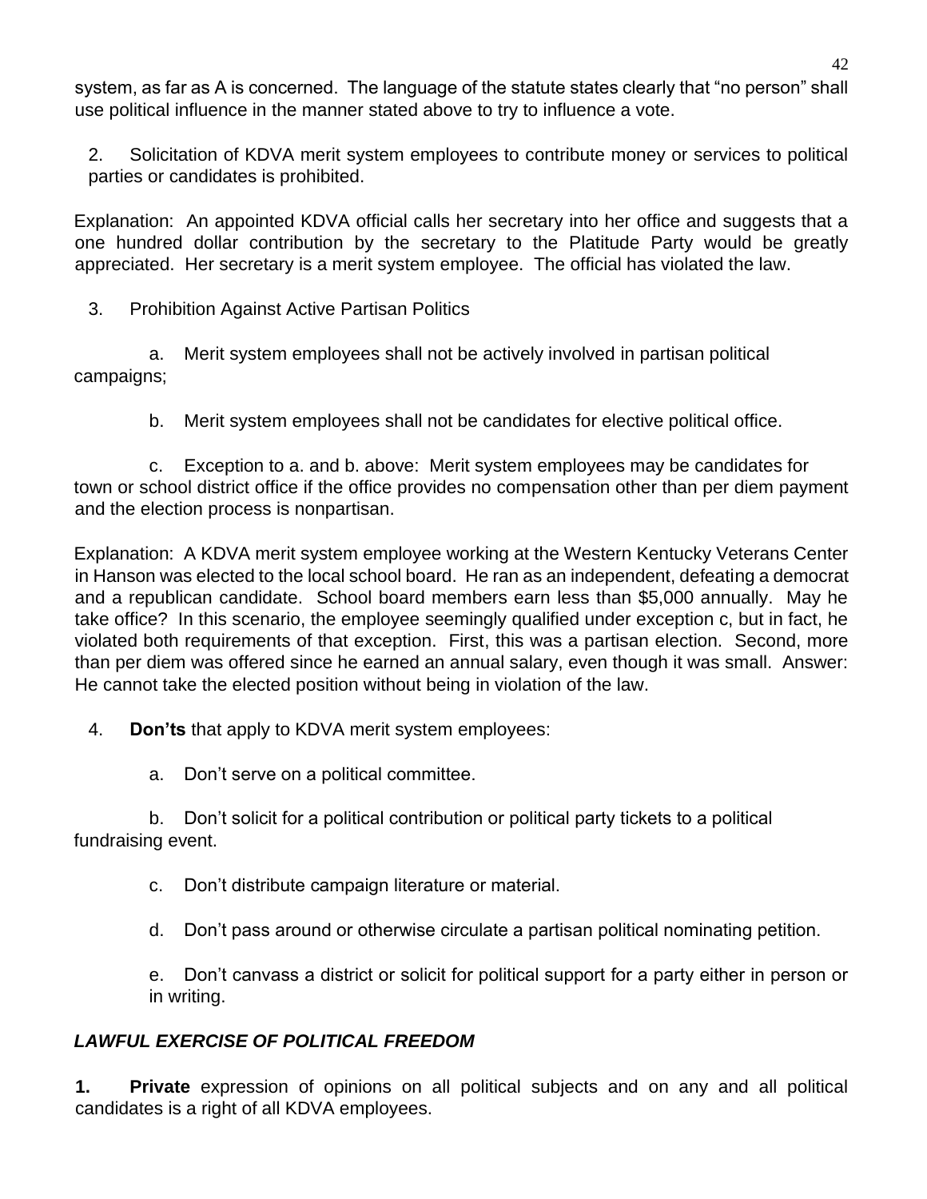system, as far as A is concerned. The language of the statute states clearly that "no person" shall use political influence in the manner stated above to try to influence a vote.

2. Solicitation of KDVA merit system employees to contribute money or services to political parties or candidates is prohibited.

Explanation: An appointed KDVA official calls her secretary into her office and suggests that a one hundred dollar contribution by the secretary to the Platitude Party would be greatly appreciated. Her secretary is a merit system employee. The official has violated the law.

3. Prohibition Against Active Partisan Politics

a. Merit system employees shall not be actively involved in partisan political campaigns;

b. Merit system employees shall not be candidates for elective political office.

c. Exception to a. and b. above: Merit system employees may be candidates for town or school district office if the office provides no compensation other than per diem payment and the election process is nonpartisan.

Explanation: A KDVA merit system employee working at the Western Kentucky Veterans Center in Hanson was elected to the local school board. He ran as an independent, defeating a democrat and a republican candidate. School board members earn less than $5,000 annually. May he take office? In this scenario, the employee seemingly qualified under exception c, but in fact, he violated both requirements of that exception. First, this was a partisan election. Second, more than per diem was offered since he earned an annual salary, even though it was small. Answer: He cannot take the elected position without being in violation of the law.

4. **Don'ts** that apply to KDVA merit system employees:

a. Don't serve on a political committee.

b. Don't solicit for a political contribution or political party tickets to a political fundraising event.

c. Don't distribute campaign literature or material.

d. Don't pass around or otherwise circulate a partisan political nominating petition.

e. Don't canvass a district or solicit for political support for a party either in person or in writing.

***LAWFUL EXERCISE OF POLITICAL FREEDOM***

**1. Private** expression of opinions on all political subjects and on any and all political candidates is a right of all KDVA employees.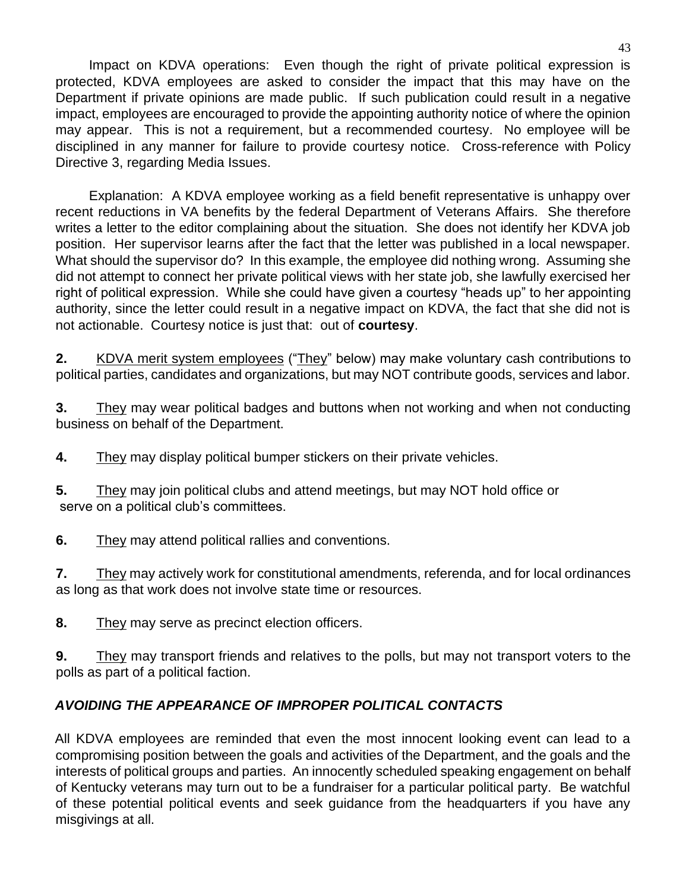Impact on KDVA operations: Even though the right of private political expression is protected, KDVA employees are asked to consider the impact that this may have on the Department if private opinions are made public. If such publication could result in a negative impact, employees are encouraged to provide the appointing authority notice of where the opinion may appear. This is not a requirement, but a recommended courtesy. No employee will be disciplined in any manner for failure to provide courtesy notice. Cross-reference with Policy Directive 3, regarding Media Issues.

Explanation: A KDVA employee working as a field benefit representative is unhappy over recent reductions in VA benefits by the federal Department of Veterans Affairs. She therefore writes a letter to the editor complaining about the situation. She does not identify her KDVA job position. Her supervisor learns after the fact that the letter was published in a local newspaper. What should the supervisor do? In this example, the employee did nothing wrong. Assuming she did not attempt to connect her private political views with her state job, she lawfully exercised her right of political expression. While she could have given a courtesy "heads up" to her appointing authority, since the letter could result in a negative impact on KDVA, the fact that she did not is not actionable. Courtesy notice is just that: out of **courtesy**.

**2.** <u>KDVA merit system employees</u> ("<u>They</u>" below) may make voluntary cash contributions to political parties, candidates and organizations, but may NOT contribute goods, services and labor.

**3.** <u>They</u> may wear political badges and buttons when not working and when not conducting business on behalf of the Department.

**4.** <u>They</u> may display political bumper stickers on their private vehicles.

**5.** <u>They</u> may join political clubs and attend meetings, but may NOT hold office or serve on a political club's committees.

**6.** <u>They</u> may attend political rallies and conventions.

**7.** <u>They</u> may actively work for constitutional amendments, referenda, and for local ordinances as long as that work does not involve state time or resources.

**8.** <u>They</u> may serve as precinct election officers.

**9.** <u>They</u> may transport friends and relatives to the polls, but may not transport voters to the polls as part of a political faction.

### *AVOIDING THE APPEARANCE OF IMPROPER POLITICAL CONTACTS*

All KDVA employees are reminded that even the most innocent looking event can lead to a compromising position between the goals and activities of the Department, and the goals and the interests of political groups and parties. An innocently scheduled speaking engagement on behalf of Kentucky veterans may turn out to be a fundraiser for a particular political party. Be watchful of these potential political events and seek guidance from the headquarters if you have any misgivings at all.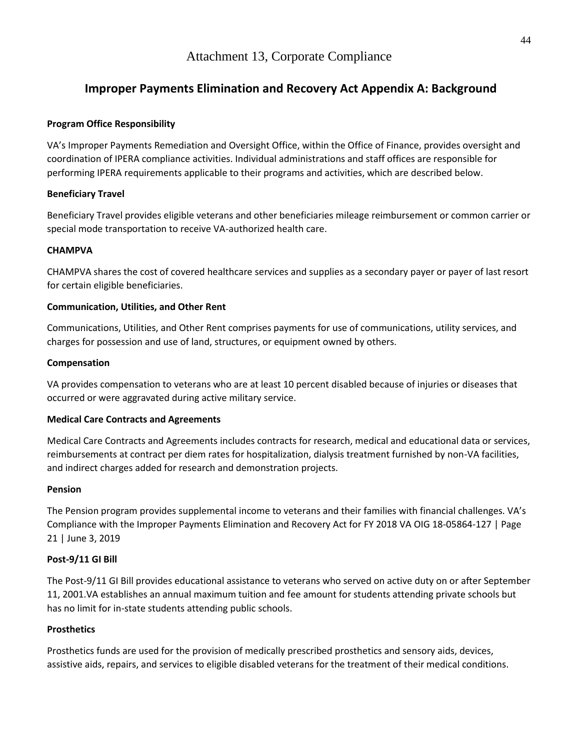# Attachment 13, Corporate Compliance

## Improper Payments Elimination and Recovery Act Appendix A: Background

**Program Office Responsibility**

VA's Improper Payments Remediation and Oversight Office, within the Office of Finance, provides oversight and coordination of IPERA compliance activities. Individual administrations and staff offices are responsible for performing IPERA requirements applicable to their programs and activities, which are described below.

**Beneficiary Travel**

Beneficiary Travel provides eligible veterans and other beneficiaries mileage reimbursement or common carrier or special mode transportation to receive VA-authorized health care.

**CHAMPVA**

CHAMPVA shares the cost of covered healthcare services and supplies as a secondary payer or payer of last resort for certain eligible beneficiaries.

**Communication, Utilities, and Other Rent**

Communications, Utilities, and Other Rent comprises payments for use of communications, utility services, and charges for possession and use of land, structures, or equipment owned by others.

**Compensation**

VA provides compensation to veterans who are at least 10 percent disabled because of injuries or diseases that occurred or were aggravated during active military service.

**Medical Care Contracts and Agreements**

Medical Care Contracts and Agreements includes contracts for research, medical and educational data or services, reimbursements at contract per diem rates for hospitalization, dialysis treatment furnished by non-VA facilities, and indirect charges added for research and demonstration projects.

**Pension**

The Pension program provides supplemental income to veterans and their families with financial challenges. VA's Compliance with the Improper Payments Elimination and Recovery Act for FY 2018 VA OIG 18-05864-127 | Page 21 | June 3, 2019

**Post-9/11 GI Bill**

The Post-9/11 GI Bill provides educational assistance to veterans who served on active duty on or after September 11, 2001.VA establishes an annual maximum tuition and fee amount for students attending private schools but has no limit for in-state students attending public schools.

**Prosthetics**

Prosthetics funds are used for the provision of medically prescribed prosthetics and sensory aids, devices, assistive aids, repairs, and services to eligible disabled veterans for the treatment of their medical conditions.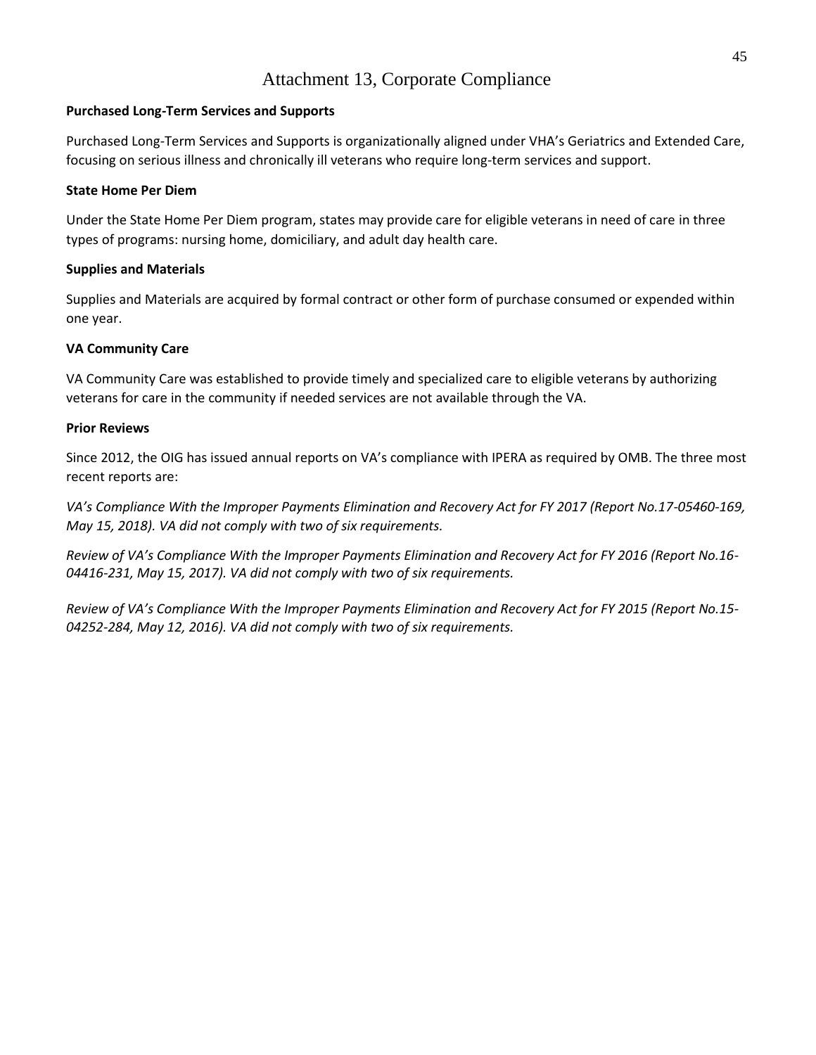# Attachment 13, Corporate Compliance

**Purchased Long-Term Services and Supports**

Purchased Long-Term Services and Supports is organizationally aligned under VHA's Geriatrics and Extended Care, focusing on serious illness and chronically ill veterans who require long-term services and support.

**State Home Per Diem**

Under the State Home Per Diem program, states may provide care for eligible veterans in need of care in three types of programs: nursing home, domiciliary, and adult day health care.

**Supplies and Materials**

Supplies and Materials are acquired by formal contract or other form of purchase consumed or expended within one year.

**VA Community Care**

VA Community Care was established to provide timely and specialized care to eligible veterans by authorizing veterans for care in the community if needed services are not available through the VA.

**Prior Reviews**

Since 2012, the OIG has issued annual reports on VA's compliance with IPERA as required by OMB. The three most recent reports are:

*VA's Compliance With the Improper Payments Elimination and Recovery Act for FY 2017 (Report No.17-05460-169, May 15, 2018). VA did not comply with two of six requirements.*

*Review of VA's Compliance With the Improper Payments Elimination and Recovery Act for FY 2016 (Report No.16-04416-231, May 15, 2017). VA did not comply with two of six requirements.*

*Review of VA's Compliance With the Improper Payments Elimination and Recovery Act for FY 2015 (Report No.15-04252-284, May 12, 2016). VA did not comply with two of six requirements.*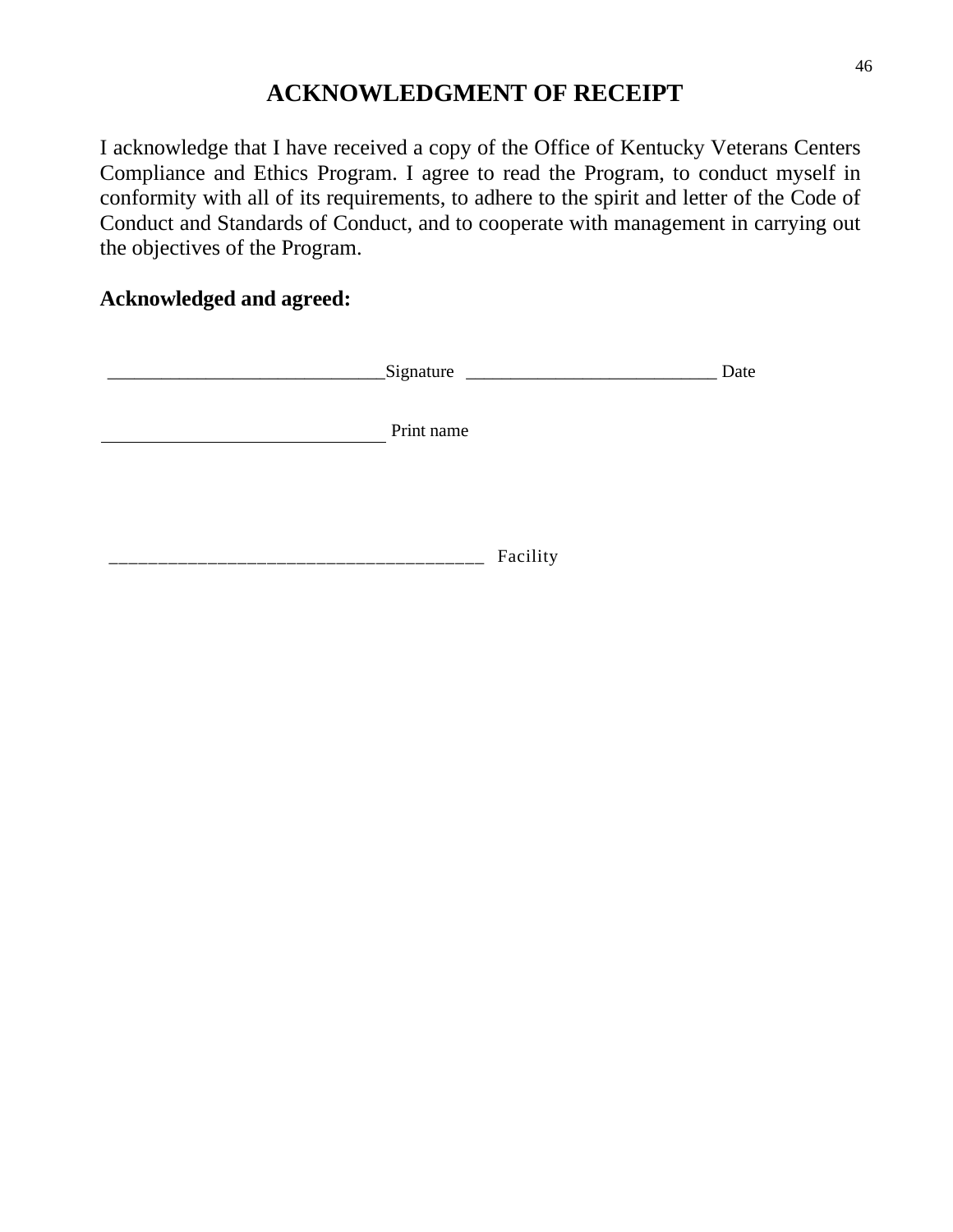# ACKNOWLEDGMENT OF RECEIPT

I acknowledge that I have received a copy of the Office of Kentucky Veterans Centers Compliance and Ethics Program. I agree to read the Program, to conduct myself in conformity with all of its requirements, to adhere to the spirit and letter of the Code of Conduct and Standards of Conduct, and to cooperate with management in carrying out the objectives of the Program.

**Acknowledged and agreed:**

______________________________Signature ___________________________ Date

______________________________ Print name

_____________________________________ Facility